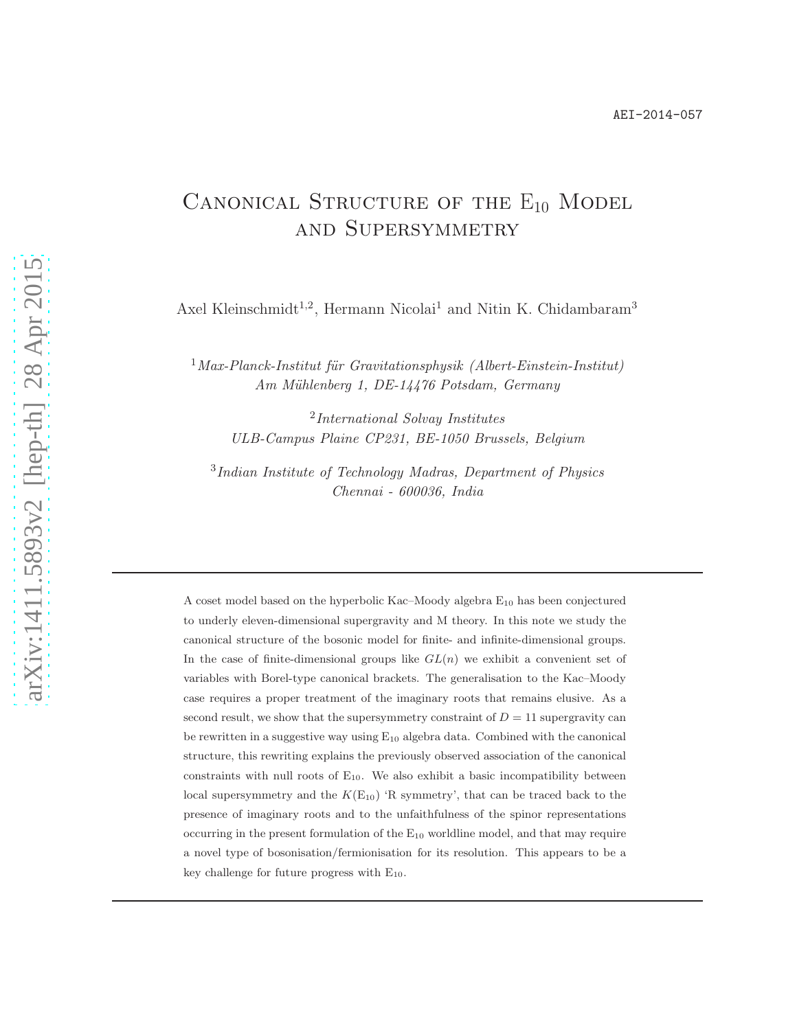AEI-2014-057

# Canonical Structure of the $E_{10}$ Model and Supersymmetry

Axel Kleinschmidt[1,2], Hermann Nicolai[1] and Nitin K. Chidambaram[3]

[1] *Max-Planck-Institut für Gravitationsphysik (Albert-Einstein-Institut)*
*Am Mühlenberg 1, DE-14476 Potsdam, Germany*

[2] *International Solvay Institutes*
*ULB-Campus Plaine CP231, BE-1050 Brussels, Belgium*

[3] *Indian Institute of Technology Madras, Department of Physics*
*Chennai - 600036, India*

---

A coset model based on the hyperbolic Kac–Moody algebra $E_{10}$ has been conjectured to underly eleven-dimensional supergravity and M theory. In this note we study the canonical structure of the bosonic model for finite- and infinite-dimensional groups. In the case of finite-dimensional groups like $GL(n)$ we exhibit a convenient set of variables with Borel-type canonical brackets. The generalisation to the Kac–Moody case requires a proper treatment of the imaginary roots that remains elusive. As a second result, we show that the supersymmetry constraint of $D = 11$ supergravity can be rewritten in a suggestive way using $E_{10}$ algebra data. Combined with the canonical structure, this rewriting explains the previously observed association of the canonical constraints with null roots of $E_{10}$. We also exhibit a basic incompatibility between local supersymmetry and the $K(E_{10})$ 'R symmetry', that can be traced back to the presence of imaginary roots and to the unfaithfulness of the spinor representations occurring in the present formulation of the $E_{10}$ worldline model, and that may require a novel type of bosonisation/fermionisation for its resolution. This appears to be a key challenge for future progress with $E_{10}$.

---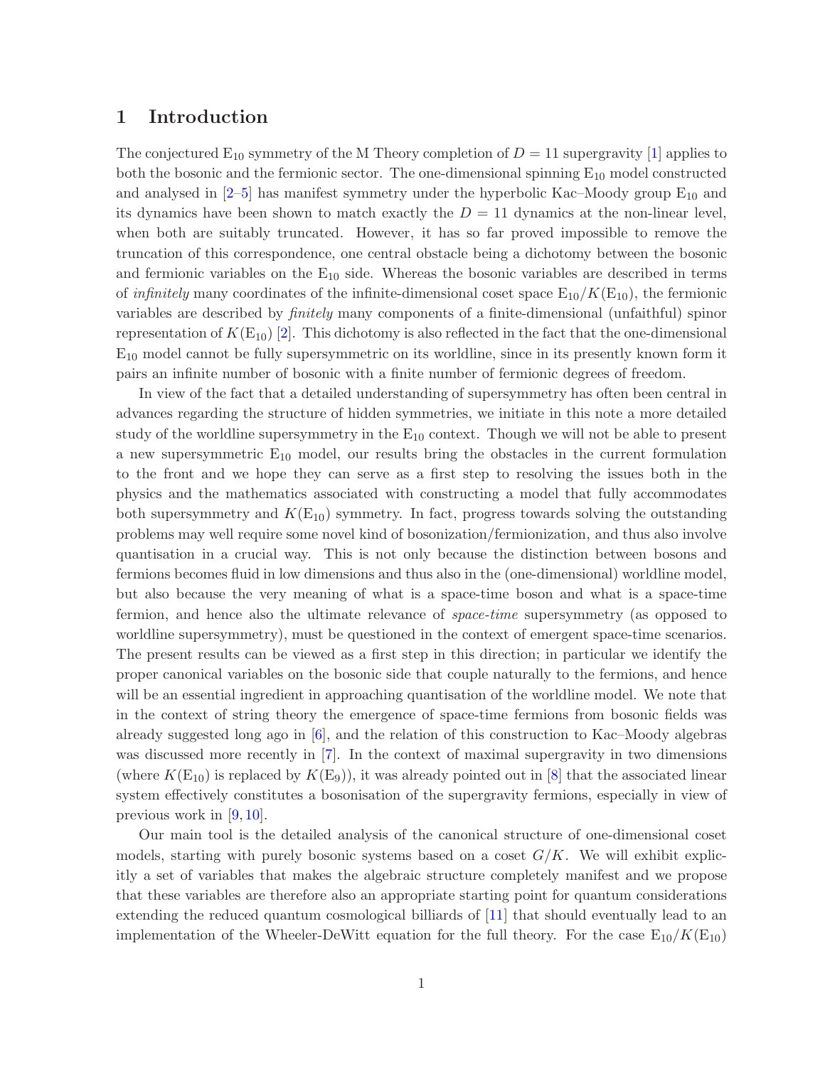# 1 Introduction

The conjectured $\mathrm{E}_{10}$ symmetry of the M Theory completion of $D = 11$ supergravity [1] applies to both the bosonic and the fermionic sector. The one-dimensional spinning $\mathrm{E}_{10}$ model constructed and analysed in [2–5] has manifest symmetry under the hyperbolic Kac–Moody group $\mathrm{E}_{10}$ and its dynamics have been shown to match exactly the $D = 11$ dynamics at the non-linear level, when both are suitably truncated. However, it has so far proved impossible to remove the truncation of this correspondence, one central obstacle being a dichotomy between the bosonic and fermionic variables on the $\mathrm{E}_{10}$ side. Whereas the bosonic variables are described in terms of *infinitely* many coordinates of the infinite-dimensional coset space $\mathrm{E}_{10}/K(\mathrm{E}_{10})$, the fermionic variables are described by *finitely* many components of a finite-dimensional (unfaithful) spinor representation of $K(\mathrm{E}_{10})$ [2]. This dichotomy is also reflected in the fact that the one-dimensional $\mathrm{E}_{10}$ model cannot be fully supersymmetric on its worldline, since in its presently known form it pairs an infinite number of bosonic with a finite number of fermionic degrees of freedom.

In view of the fact that a detailed understanding of supersymmetry has often been central in advances regarding the structure of hidden symmetries, we initiate in this note a more detailed study of the worldline supersymmetry in the $\mathrm{E}_{10}$ context. Though we will not be able to present a new supersymmetric $\mathrm{E}_{10}$ model, our results bring the obstacles in the current formulation to the front and we hope they can serve as a first step to resolving the issues both in the physics and the mathematics associated with constructing a model that fully accommodates both supersymmetry and $K(\mathrm{E}_{10})$ symmetry. In fact, progress towards solving the outstanding problems may well require some novel kind of bosonization/fermionization, and thus also involve quantisation in a crucial way. This is not only because the distinction between bosons and fermions becomes fluid in low dimensions and thus also in the (one-dimensional) worldline model, but also because the very meaning of what is a space-time boson and what is a space-time fermion, and hence also the ultimate relevance of *space-time* supersymmetry (as opposed to worldline supersymmetry), must be questioned in the context of emergent space-time scenarios. The present results can be viewed as a first step in this direction; in particular we identify the proper canonical variables on the bosonic side that couple naturally to the fermions, and hence will be an essential ingredient in approaching quantisation of the worldline model. We note that in the context of string theory the emergence of space-time fermions from bosonic fields was already suggested long ago in [6], and the relation of this construction to Kac–Moody algebras was discussed more recently in [7]. In the context of maximal supergravity in two dimensions (where $K(\mathrm{E}_{10})$ is replaced by $K(\mathrm{E}_9)$), it was already pointed out in [8] that the associated linear system effectively constitutes a bosonisation of the supergravity fermions, especially in view of previous work in [9, 10].

Our main tool is the detailed analysis of the canonical structure of one-dimensional coset models, starting with purely bosonic systems based on a coset $G/K$. We will exhibit explicitly a set of variables that makes the algebraic structure completely manifest and we propose that these variables are therefore also an appropriate starting point for quantum considerations extending the reduced quantum cosmological billiards of [11] that should eventually lead to an implementation of the Wheeler-DeWitt equation for the full theory. For the case $\mathrm{E}_{10}/K(\mathrm{E}_{10})$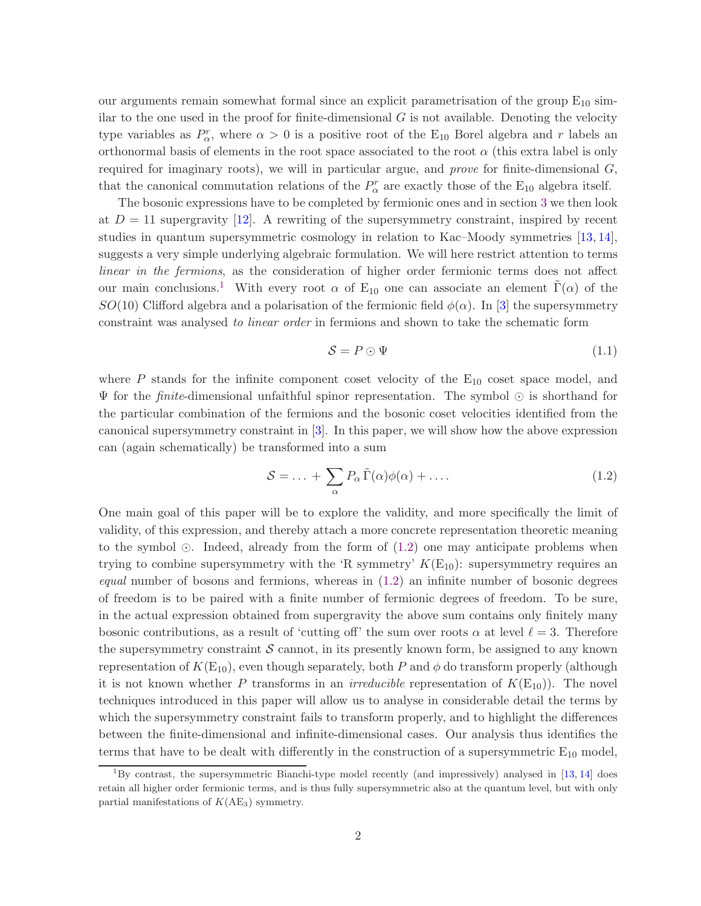our arguments remain somewhat formal since an explicit parametrisation of the group $E_{10}$ similar to the one used in the proof for finite-dimensional $G$ is not available. Denoting the velocity type variables as $P_\alpha^r$, where $\alpha > 0$ is a positive root of the $E_{10}$ Borel algebra and $r$ labels an orthonormal basis of elements in the root space associated to the root $\alpha$ (this extra label is only required for imaginary roots), we will in particular argue, and *prove* for finite-dimensional $G$, that the canonical commutation relations of the $P_\alpha^r$ are exactly those of the $E_{10}$ algebra itself.

The bosonic expressions have to be completed by fermionic ones and in section 3 we then look at $D = 11$ supergravity [12]. A rewriting of the supersymmetry constraint, inspired by recent studies in quantum supersymmetric cosmology in relation to Kac–Moody symmetries [13, 14], suggests a very simple underlying algebraic formulation. We will here restrict attention to terms *linear in the fermions*, as the consideration of higher order fermionic terms does not affect our main conclusions.[1] With every root $\alpha$ of $E_{10}$ one can associate an element $\tilde{\Gamma}(\alpha)$ of the $SO(10)$ Clifford algebra and a polarisation of the fermionic field $\phi(\alpha)$. In [3] the supersymmetry constraint was analysed *to linear order* in fermions and shown to take the schematic form

$$\mathcal{S} = P \odot \Psi \tag{1.1}$$

where $P$ stands for the infinite component coset velocity of the $E_{10}$ coset space model, and $\Psi$ for the *finite*-dimensional unfaithful spinor representation. The symbol $\odot$ is shorthand for the particular combination of the fermions and the bosonic coset velocities identified from the canonical supersymmetry constraint in [3]. In this paper, we will show how the above expression can (again schematically) be transformed into a sum

$$\mathcal{S} = \ldots + \sum_\alpha P_\alpha \, \tilde{\Gamma}(\alpha)\phi(\alpha) + \ldots . \tag{1.2}$$

One main goal of this paper will be to explore the validity, and more specifically the limit of validity, of this expression, and thereby attach a more concrete representation theoretic meaning to the symbol $\odot$. Indeed, already from the form of (1.2) one may anticipate problems when trying to combine supersymmetry with the 'R symmetry' $K(E_{10})$: supersymmetry requires an *equal* number of bosons and fermions, whereas in (1.2) an infinite number of bosonic degrees of freedom is to be paired with a finite number of fermionic degrees of freedom. To be sure, in the actual expression obtained from supergravity the above sum contains only finitely many bosonic contributions, as a result of 'cutting off' the sum over roots $\alpha$ at level $\ell = 3$. Therefore the supersymmetry constraint $\mathcal{S}$ cannot, in its presently known form, be assigned to any known representation of $K(E_{10})$, even though separately, both $P$ and $\phi$ do transform properly (although it is not known whether $P$ transforms in an *irreducible* representation of $K(E_{10})$). The novel techniques introduced in this paper will allow us to analyse in considerable detail the terms by which the supersymmetry constraint fails to transform properly, and to highlight the differences between the finite-dimensional and infinite-dimensional cases. Our analysis thus identifies the terms that have to be dealt with differently in the construction of a supersymmetric $E_{10}$ model,

[1] By contrast, the supersymmetric Bianchi-type model recently (and impressively) analysed in [13, 14] does retain all higher order fermionic terms, and is thus fully supersymmetric also at the quantum level, but with only partial manifestations of $K(AE_3)$ symmetry.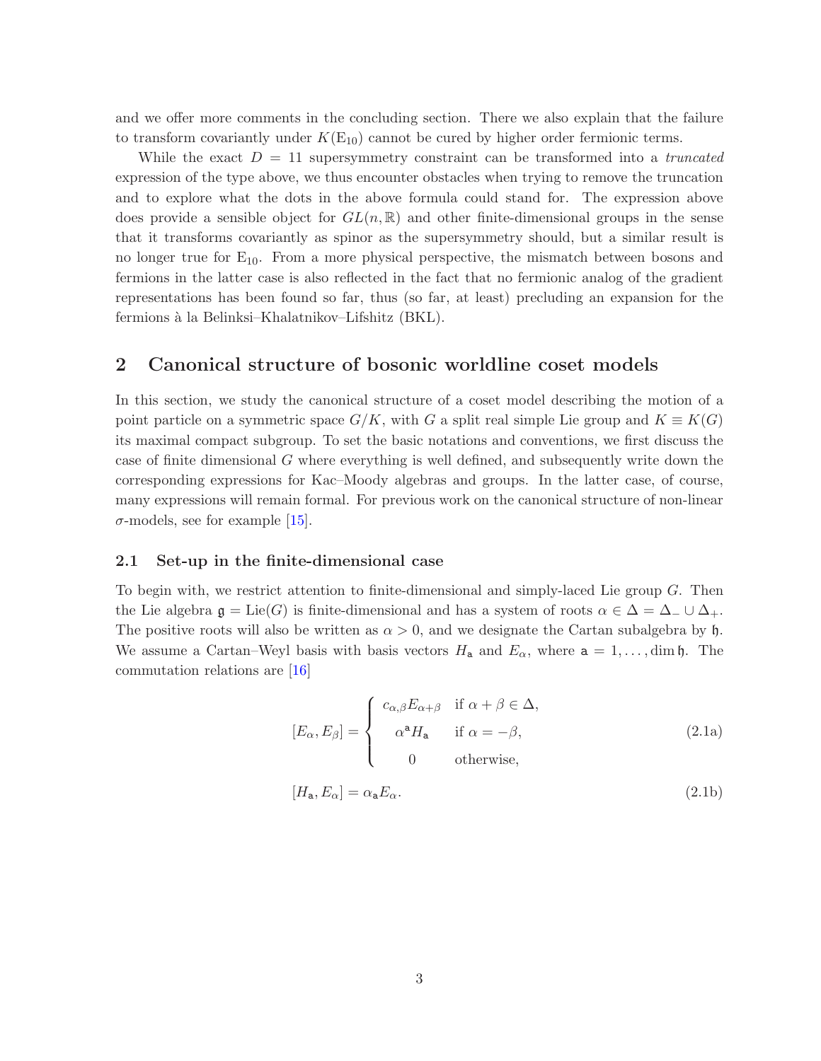and we offer more comments in the concluding section. There we also explain that the failure to transform covariantly under $K(\mathrm{E}_{10})$ cannot be cured by higher order fermionic terms.

While the exact $D = 11$ supersymmetry constraint can be transformed into a *truncated* expression of the type above, we thus encounter obstacles when trying to remove the truncation and to explore what the dots in the above formula could stand for. The expression above does provide a sensible object for $GL(n, \mathbb{R})$ and other finite-dimensional groups in the sense that it transforms covariantly as spinor as the supersymmetry should, but a similar result is no longer true for $\mathrm{E}_{10}$. From a more physical perspective, the mismatch between bosons and fermions in the latter case is also reflected in the fact that no fermionic analog of the gradient representations has been found so far, thus (so far, at least) precluding an expansion for the fermions à la Belinksi–Khalatnikov–Lifshitz (BKL).

## 2 Canonical structure of bosonic worldline coset models

In this section, we study the canonical structure of a coset model describing the motion of a point particle on a symmetric space $G/K$, with $G$ a split real simple Lie group and $K \equiv K(G)$ its maximal compact subgroup. To set the basic notations and conventions, we first discuss the case of finite dimensional $G$ where everything is well defined, and subsequently write down the corresponding expressions for Kac–Moody algebras and groups. In the latter case, of course, many expressions will remain formal. For previous work on the canonical structure of non-linear $\sigma$-models, see for example [15].

### 2.1 Set-up in the finite-dimensional case

To begin with, we restrict attention to finite-dimensional and simply-laced Lie group $G$. Then the Lie algebra $\mathfrak{g} = \mathrm{Lie}(G)$ is finite-dimensional and has a system of roots $\alpha \in \Delta = \Delta_- \cup \Delta_+$. The positive roots will also be written as $\alpha > 0$, and we designate the Cartan subalgebra by $\mathfrak{h}$. We assume a Cartan–Weyl basis with basis vectors $H_{\mathsf{a}}$ and $E_\alpha$, where $\mathsf{a} = 1, \ldots, \dim \mathfrak{h}$. The commutation relations are [16]

$$
[E_\alpha, E_\beta] = \begin{cases} c_{\alpha,\beta} E_{\alpha+\beta} & \text{if } \alpha + \beta \in \Delta, \\ \alpha^{\mathsf{a}} H_{\mathsf{a}} & \text{if } \alpha = -\beta, \\ 0 & \text{otherwise,} \end{cases} \tag{2.1a}
$$

$$
[H_{\mathsf{a}}, E_\alpha] = \alpha_{\mathsf{a}} E_\alpha. \tag{2.1b}
$$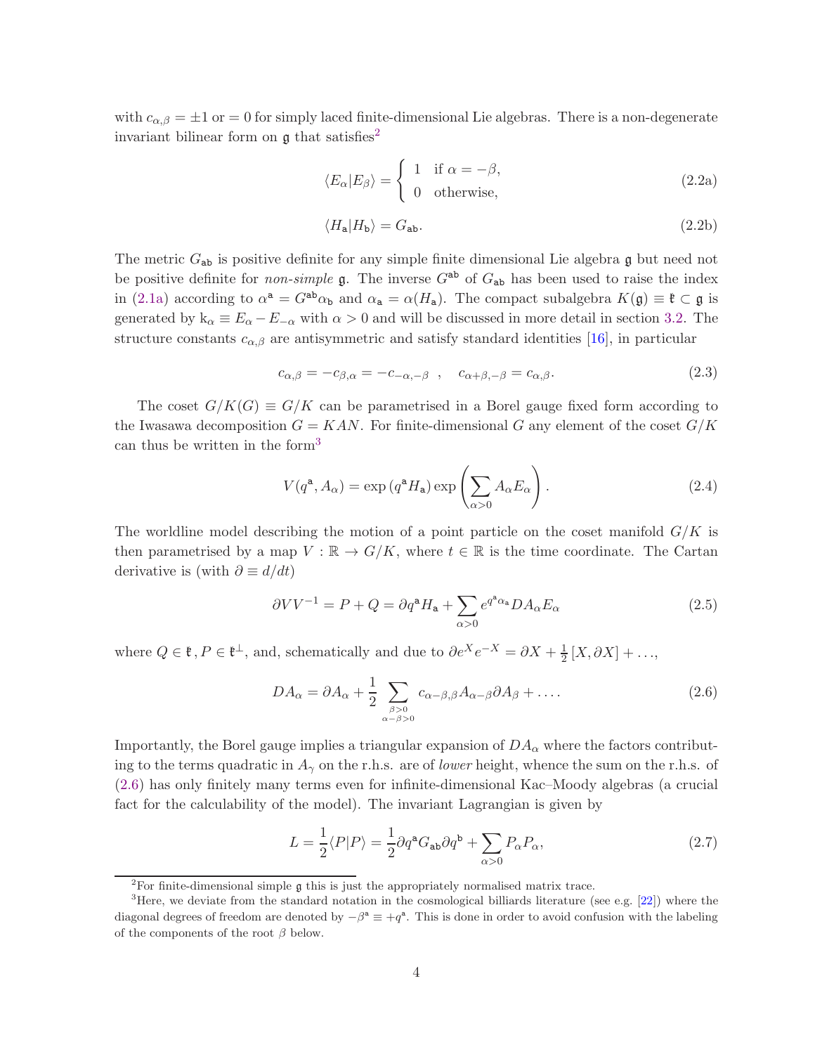with $c_{\alpha,\beta} = \pm 1$ or $= 0$ for simply laced finite-dimensional Lie algebras. There is a non-degenerate invariant bilinear form on $\mathfrak{g}$ that satisfies[2]

$$\langle E_\alpha | E_\beta \rangle = \begin{cases} 1 & \text{if } \alpha = -\beta, \\ 0 & \text{otherwise,} \end{cases} \tag{2.2a}$$

$$\langle H_{\mathtt{a}} | H_{\mathtt{b}} \rangle = G_{\mathtt{ab}}. \tag{2.2b}$$

The metric $G_{\mathtt{ab}}$ is positive definite for any simple finite dimensional Lie algebra $\mathfrak{g}$ but need not be positive definite for *non-simple* $\mathfrak{g}$. The inverse $G^{\mathtt{ab}}$ of $G_{\mathtt{ab}}$ has been used to raise the index in (2.1a) according to $\alpha^{\mathtt{a}} = G^{\mathtt{ab}} \alpha_{\mathtt{b}}$ and $\alpha_{\mathtt{a}} = \alpha(H_{\mathtt{a}})$. The compact subalgebra $K(\mathfrak{g}) \equiv \mathfrak{k} \subset \mathfrak{g}$ is generated by $\mathrm{k}_\alpha \equiv E_\alpha - E_{-\alpha}$ with $\alpha > 0$ and will be discussed in more detail in section 3.2. The structure constants $c_{\alpha,\beta}$ are antisymmetric and satisfy standard identities [16], in particular

$$c_{\alpha,\beta} = -c_{\beta,\alpha} = -c_{-\alpha,-\beta} \quad , \quad c_{\alpha+\beta,-\beta} = c_{\alpha,\beta}. \tag{2.3}$$

The coset $G/K(G) \equiv G/K$ can be parametrised in a Borel gauge fixed form according to the Iwasawa decomposition $G = KAN$. For finite-dimensional $G$ any element of the coset $G/K$ can thus be written in the form[3]

$$V(q^{\mathtt{a}}, A_\alpha) = \exp\left(q^{\mathtt{a}} H_{\mathtt{a}}\right) \exp\left(\sum_{\alpha>0} A_\alpha E_\alpha\right). \tag{2.4}$$

The worldline model describing the motion of a point particle on the coset manifold $G/K$ is then parametrised by a map $V : \mathbb{R} \to G/K$, where $t \in \mathbb{R}$ is the time coordinate. The Cartan derivative is (with $\partial \equiv d/dt$)

$$\partial V V^{-1} = P + Q = \partial q^{\mathtt{a}} H_{\mathtt{a}} + \sum_{\alpha>0} e^{q^{\mathtt{a}}\alpha_{\mathtt{a}}} D A_\alpha E_\alpha \tag{2.5}$$

where $Q \in \mathfrak{k}$, $P \in \mathfrak{k}^\perp$, and, schematically and due to $\partial e^X e^{-X} = \partial X + \frac{1}{2}[X, \partial X] + \ldots$,

$$D A_\alpha = \partial A_\alpha + \frac{1}{2} \sum_{\substack{\beta>0 \\ \alpha-\beta>0}} c_{\alpha-\beta,\beta} A_{\alpha-\beta} \partial A_\beta + \ldots. \tag{2.6}$$

Importantly, the Borel gauge implies a triangular expansion of $DA_\alpha$ where the factors contributing to the terms quadratic in $A_\gamma$ on the r.h.s. are of *lower* height, whence the sum on the r.h.s. of (2.6) has only finitely many terms even for infinite-dimensional Kac–Moody algebras (a crucial fact for the calculability of the model). The invariant Lagrangian is given by

$$L = \frac{1}{2}\langle P | P \rangle = \frac{1}{2} \partial q^{\mathtt{a}} G_{\mathtt{ab}} \partial q^{\mathtt{b}} + \sum_{\alpha>0} P_\alpha P_\alpha, \tag{2.7}$$

---

[2] For finite-dimensional simple $\mathfrak{g}$ this is just the appropriately normalised matrix trace.

[3] Here, we deviate from the standard notation in the cosmological billiards literature (see e.g. [22]) where the diagonal degrees of freedom are denoted by $-\beta^{\mathtt{a}} \equiv +q^{\mathtt{a}}$. This is done in order to avoid confusion with the labeling of the components of the root $\beta$ below.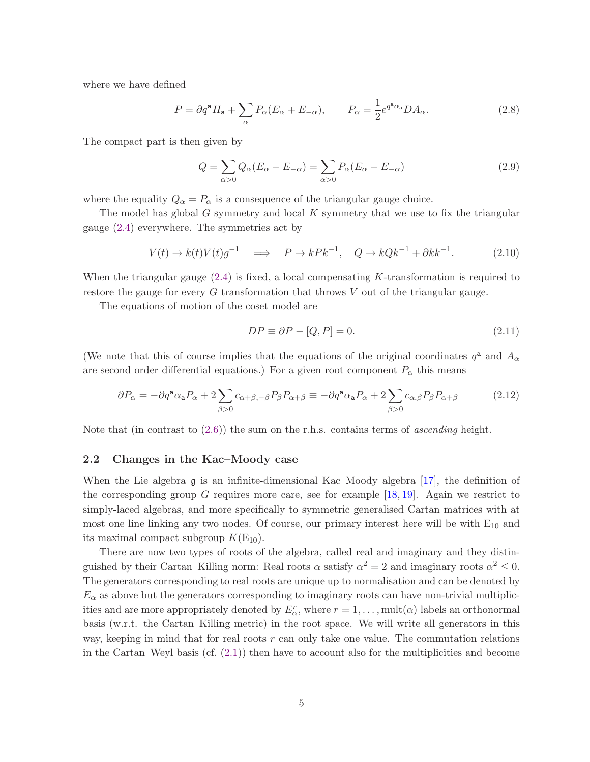where we have defined

$$P = \partial q^{\mathsf{a}} H_{\mathsf{a}} + \sum_{\alpha} P_\alpha (E_\alpha + E_{-\alpha}), \qquad P_\alpha = \frac{1}{2} e^{q^{\mathsf{a}}\alpha_{\mathsf{a}}} D A_\alpha. \tag{2.8}$$

The compact part is then given by

$$Q = \sum_{\alpha>0} Q_\alpha (E_\alpha - E_{-\alpha}) = \sum_{\alpha>0} P_\alpha (E_\alpha - E_{-\alpha}) \tag{2.9}$$

where the equality $Q_\alpha = P_\alpha$ is a consequence of the triangular gauge choice.

The model has global $G$ symmetry and local $K$ symmetry that we use to fix the triangular gauge (2.4) everywhere. The symmetries act by

$$V(t) \to k(t) V(t) g^{-1} \quad \Longrightarrow \quad P \to k P k^{-1}, \quad Q \to k Q k^{-1} + \partial k k^{-1}. \tag{2.10}$$

When the triangular gauge (2.4) is fixed, a local compensating $K$-transformation is required to restore the gauge for every $G$ transformation that throws $V$ out of the triangular gauge.

The equations of motion of the coset model are

$$DP \equiv \partial P - [Q, P] = 0. \tag{2.11}$$

(We note that this of course implies that the equations of the original coordinates $q^{\mathsf{a}}$ and $A_\alpha$ are second order differential equations.) For a given root component $P_\alpha$ this means

$$\partial P_\alpha = -\partial q^{\mathsf{a}} \alpha_{\mathsf{a}} P_\alpha + 2 \sum_{\beta>0} c_{\alpha+\beta,-\beta} P_\beta P_{\alpha+\beta} \equiv -\partial q^{\mathsf{a}} \alpha_{\mathsf{a}} P_\alpha + 2 \sum_{\beta>0} c_{\alpha,\beta} P_\beta P_{\alpha+\beta} \tag{2.12}$$

Note that (in contrast to (2.6)) the sum on the r.h.s. contains terms of *ascending* height.

## 2.2 Changes in the Kac–Moody case

When the Lie algebra $\mathfrak{g}$ is an infinite-dimensional Kac–Moody algebra [17], the definition of the corresponding group $G$ requires more care, see for example [18, 19]. Again we restrict to simply-laced algebras, and more specifically to symmetric generalised Cartan matrices with at most one line linking any two nodes. Of course, our primary interest here will be with $\mathrm{E}_{10}$ and its maximal compact subgroup $K(\mathrm{E}_{10})$.

There are now two types of roots of the algebra, called real and imaginary and they distinguished by their Cartan–Killing norm: Real roots $\alpha$ satisfy $\alpha^2 = 2$ and imaginary roots $\alpha^2 \leq 0$. The generators corresponding to real roots are unique up to normalisation and can be denoted by $E_\alpha$ as above but the generators corresponding to imaginary roots can have non-trivial multiplicities and are more appropriately denoted by $E^r_\alpha$, where $r = 1, \ldots, \mathrm{mult}(\alpha)$ labels an orthonormal basis (w.r.t. the Cartan–Killing metric) in the root space. We will write all generators in this way, keeping in mind that for real roots $r$ can only take one value. The commutation relations in the Cartan–Weyl basis (cf. (2.1)) then have to account also for the multiplicities and become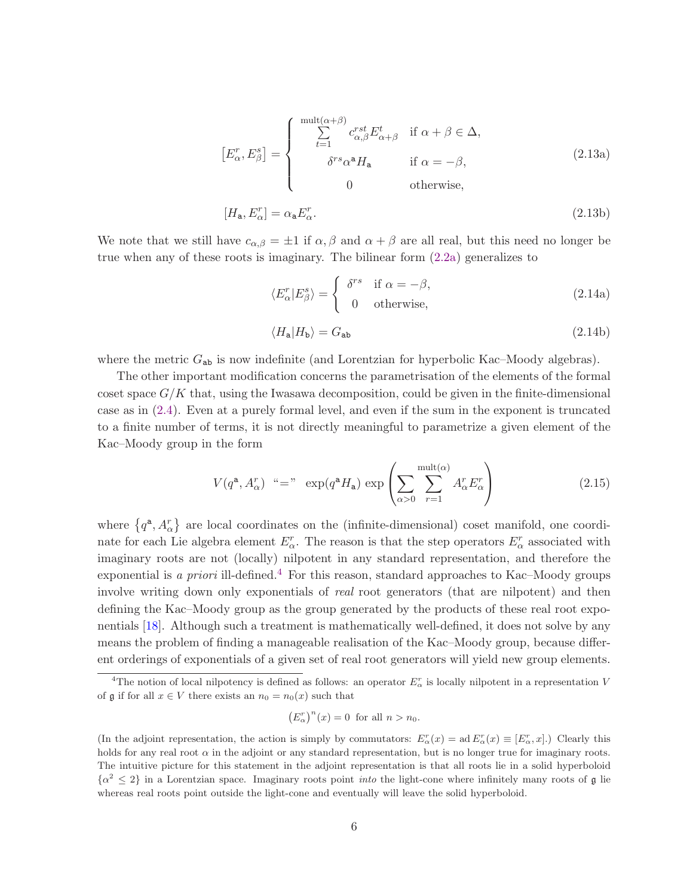$$
\left[E_\alpha^r, E_\beta^s\right] = \begin{cases} \displaystyle\sum_{t=1}^{\mathrm{mult}(\alpha+\beta)} c_{\alpha,\beta}^{rst} E_{\alpha+\beta}^t & \text{if } \alpha+\beta \in \Delta, \\ \delta^{rs} \alpha^{\mathsf{a}} H_{\mathsf{a}} & \text{if } \alpha = -\beta, \\ 0 & \text{otherwise,} \end{cases} \tag{2.13a}
$$

$$
[H_{\mathsf{a}}, E_\alpha^r] = \alpha_{\mathsf{a}} E_\alpha^r. \tag{2.13b}
$$

We note that we still have $c_{\alpha,\beta} = \pm 1$ if $\alpha, \beta$ and $\alpha+\beta$ are all real, but this need no longer be true when any of these roots is imaginary. The bilinear form (2.2a) generalizes to

$$
\langle E_\alpha^r | E_\beta^s \rangle = \begin{cases} \delta^{rs} & \text{if } \alpha = -\beta, \\ 0 & \text{otherwise,} \end{cases} \tag{2.14a}
$$

$$
\langle H_{\mathsf{a}} | H_{\mathsf{b}} \rangle = G_{\mathsf{ab}} \tag{2.14b}
$$

where the metric $G_{\mathsf{ab}}$ is now indefinite (and Lorentzian for hyperbolic Kac–Moody algebras).

The other important modification concerns the parametrisation of the elements of the formal coset space $G/K$ that, using the Iwasawa decomposition, could be given in the finite-dimensional case as in (2.4). Even at a purely formal level, and even if the sum in the exponent is truncated to a finite number of terms, it is not directly meaningful to parametrize a given element of the Kac–Moody group in the form

$$
V(q^{\mathsf{a}}, A_\alpha^r) \;\text{“=”}\; \exp(q^{\mathsf{a}} H_{\mathsf{a}}) \exp\left( \sum_{\alpha>0} \sum_{r=1}^{\mathrm{mult}(\alpha)} A_\alpha^r E_\alpha^r \right) \tag{2.15}
$$

where $\left\{ q^{\mathsf{a}}, A_\alpha^r \right\}$ are local coordinates on the (infinite-dimensional) coset manifold, one coordinate for each Lie algebra element $E_\alpha^r$. The reason is that the step operators $E_\alpha^r$ associated with imaginary roots are not (locally) nilpotent in any standard representation, and therefore the exponential is *a priori* ill-defined.[4] For this reason, standard approaches to Kac–Moody groups involve writing down only exponentials of *real* root generators (that are nilpotent) and then defining the Kac–Moody group as the group generated by the products of these real root exponentials [18]. Although such a treatment is mathematically well-defined, it does not solve by any means the problem of finding a manageable realisation of the Kac–Moody group, because different orderings of exponentials of a given set of real root generators will yield new group elements.

[4] The notion of local nilpotency is defined as follows: an operator $E_\alpha^r$ is locally nilpotent in a representation $V$ of $\mathfrak{g}$ if for all $x \in V$ there exists an $n_0 = n_0(x)$ such that

$$
\left(E_\alpha^r\right)^n(x) = 0 \;\text{ for all } n > n_0.
$$

(In the adjoint representation, the action is simply by commutators: $E_\alpha^r(x) = \mathrm{ad}\, E_\alpha^r(x) \equiv [E_\alpha^r, x]$.) Clearly this holds for any real root $\alpha$ in the adjoint or any standard representation, but is no longer true for imaginary roots. The intuitive picture for this statement in the adjoint representation is that all roots lie in a solid hyperboloid $\{\alpha^2 \leq 2\}$ in a Lorentzian space. Imaginary roots point *into* the light-cone where infinitely many roots of $\mathfrak{g}$ lie whereas real roots point outside the light-cone and eventually will leave the solid hyperboloid.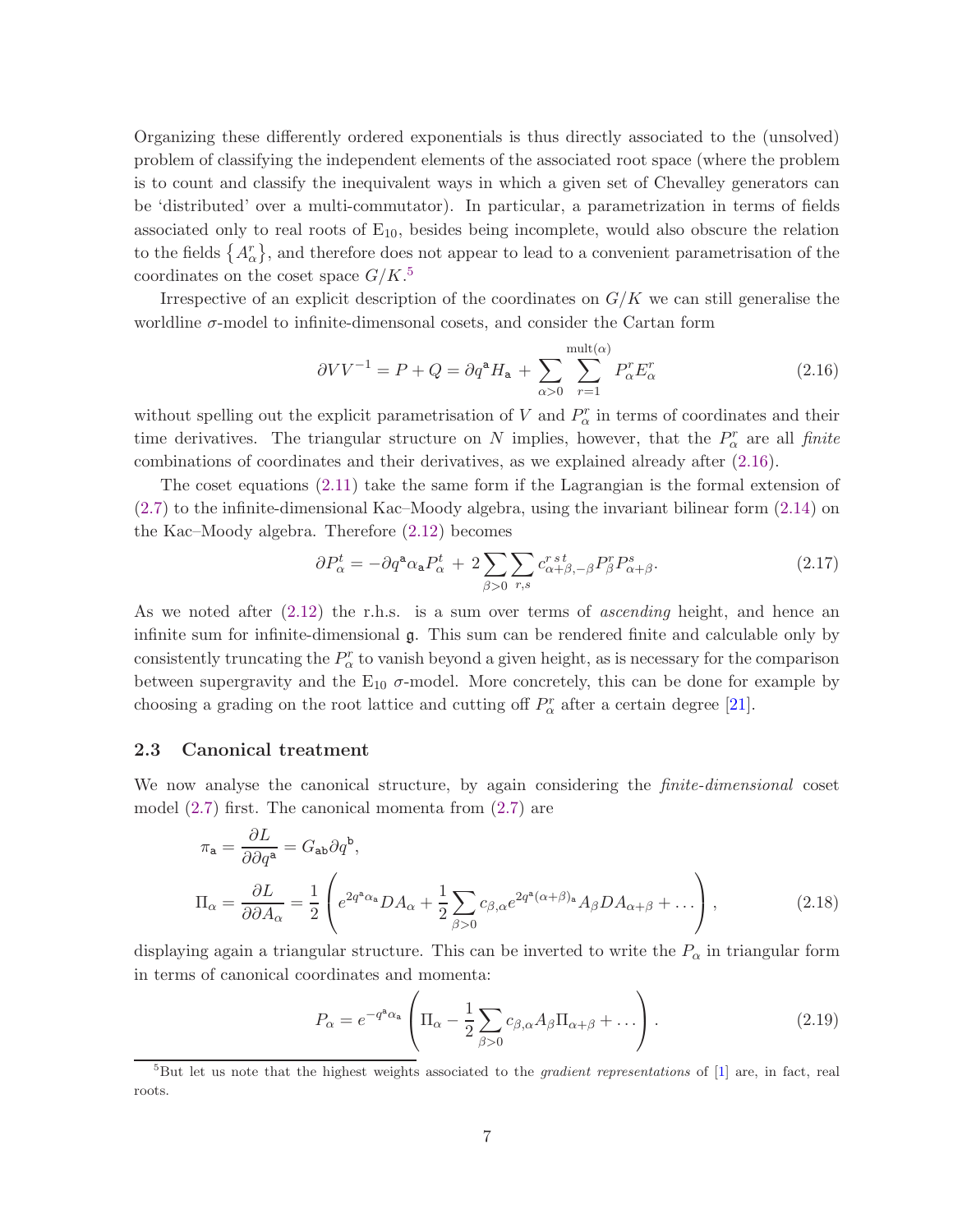Organizing these differently ordered exponentials is thus directly associated to the (unsolved) problem of classifying the independent elements of the associated root space (where the problem is to count and classify the inequivalent ways in which a given set of Chevalley generators can be 'distributed' over a multi-commutator). In particular, a parametrization in terms of fields associated only to real roots of $E_{10}$, besides being incomplete, would also obscure the relation to the fields $\{A_\alpha^r\}$, and therefore does not appear to lead to a convenient parametrisation of the coordinates on the coset space $G/K$.[5]

Irrespective of an explicit description of the coordinates on $G/K$ we can still generalise the worldline $\sigma$-model to infinite-dimensonal cosets, and consider the Cartan form

$$\partial V V^{-1} = P + Q = \partial q^{\mathtt{a}} H_{\mathtt{a}} + \sum_{\alpha>0} \sum_{r=1}^{\mathrm{mult}(\alpha)} P_\alpha^r E_\alpha^r \tag{2.16}$$

without spelling out the explicit parametrisation of $V$ and $P_\alpha^r$ in terms of coordinates and their time derivatives. The triangular structure on $N$ implies, however, that the $P_\alpha^r$ are all *finite* combinations of coordinates and their derivatives, as we explained already after (2.16).

The coset equations (2.11) take the same form if the Lagrangian is the formal extension of (2.7) to the infinite-dimensional Kac–Moody algebra, using the invariant bilinear form (2.14) on the Kac–Moody algebra. Therefore (2.12) becomes

$$\partial P_\alpha^t = -\partial q^{\mathtt{a}} \alpha_{\mathtt{a}} P_\alpha^t + 2 \sum_{\beta>0} \sum_{r,s} c_{\alpha+\beta,-\beta}^{r\,s\,t} P_\beta^r P_{\alpha+\beta}^s. \tag{2.17}$$

As we noted after (2.12) the r.h.s. is a sum over terms of *ascending* height, and hence an infinite sum for infinite-dimensional $\mathfrak{g}$. This sum can be rendered finite and calculable only by consistently truncating the $P_\alpha^r$ to vanish beyond a given height, as is necessary for the comparison between supergravity and the $E_{10}$ $\sigma$-model. More concretely, this can be done for example by choosing a grading on the root lattice and cutting off $P_\alpha^r$ after a certain degree [21].

### 2.3 Canonical treatment

We now analyse the canonical structure, by again considering the *finite-dimensional* coset model (2.7) first. The canonical momenta from (2.7) are

$$\begin{aligned}
\pi_{\mathtt{a}} &= \frac{\partial L}{\partial \partial q^{\mathtt{a}}} = G_{\mathtt{ab}} \partial q^{\mathtt{b}}, \\
\Pi_\alpha &= \frac{\partial L}{\partial \partial A_\alpha} = \frac{1}{2}\left( e^{2q^{\mathtt{a}}\alpha_{\mathtt{a}}} D A_\alpha + \frac{1}{2} \sum_{\beta>0} c_{\beta,\alpha} e^{2q^{\mathtt{a}}(\alpha+\beta)_{\mathtt{a}}} A_\beta D A_{\alpha+\beta} + \dots \right),
\end{aligned} \tag{2.18}$$

displaying again a triangular structure. This can be inverted to write the $P_\alpha$ in triangular form in terms of canonical coordinates and momenta:

$$P_\alpha = e^{-q^{\mathtt{a}}\alpha_{\mathtt{a}}} \left( \Pi_\alpha - \frac{1}{2} \sum_{\beta>0} c_{\beta,\alpha} A_\beta \Pi_{\alpha+\beta} + \dots \right). \tag{2.19}$$

[5] But let us note that the highest weights associated to the *gradient representations* of [1] are, in fact, real roots.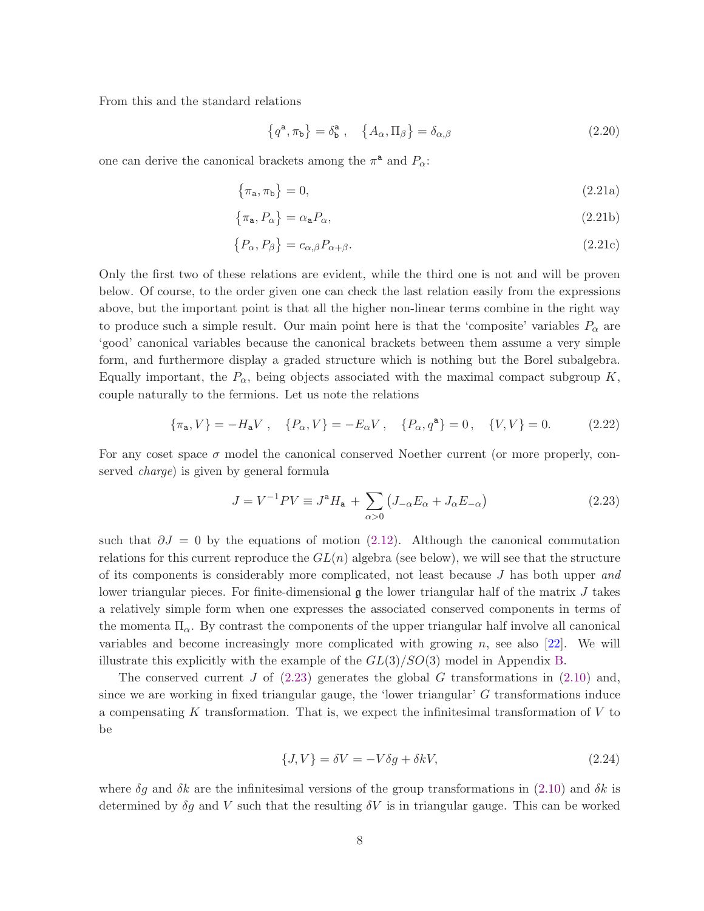From this and the standard relations

$$\{q^{\mathtt{a}}, \pi_{\mathtt{b}}\} = \delta^{\mathtt{a}}_{\mathtt{b}}\,, \quad \{A_\alpha, \Pi_\beta\} = \delta_{\alpha,\beta} \tag{2.20}$$

one can derive the canonical brackets among the $\pi^{\mathtt{a}}$ and $P_\alpha$:

$$\{\pi_{\mathtt{a}}, \pi_{\mathtt{b}}\} = 0, \tag{2.21a}$$

$$\{\pi_{\mathtt{a}}, P_\alpha\} = \alpha_{\mathtt{a}} P_\alpha, \tag{2.21b}$$

$$\{P_\alpha, P_\beta\} = c_{\alpha,\beta} P_{\alpha+\beta}. \tag{2.21c}$$

Only the first two of these relations are evident, while the third one is not and will be proven below. Of course, to the order given one can check the last relation easily from the expressions above, but the important point is that all the higher non-linear terms combine in the right way to produce such a simple result. Our main point here is that the 'composite' variables $P_\alpha$ are 'good' canonical variables because the canonical brackets between them assume a very simple form, and furthermore display a graded structure which is nothing but the Borel subalgebra. Equally important, the $P_\alpha$, being objects associated with the maximal compact subgroup $K$, couple naturally to the fermions. Let us note the relations

$$\{\pi_{\mathtt{a}}, V\} = -H_{\mathtt{a}} V\,, \quad \{P_\alpha, V\} = -E_\alpha V\,, \quad \{P_\alpha, q^{\mathtt{a}}\} = 0\,, \quad \{V, V\} = 0. \tag{2.22}$$

For any coset space $\sigma$ model the canonical conserved Noether current (or more properly, conserved *charge*) is given by general formula

$$J = V^{-1} P V \equiv J^{\mathtt{a}} H_{\mathtt{a}} + \sum_{\alpha>0} \left(J_{-\alpha} E_\alpha + J_\alpha E_{-\alpha}\right) \tag{2.23}$$

such that $\partial J = 0$ by the equations of motion (2.12). Although the canonical commutation relations for this current reproduce the $GL(n)$ algebra (see below), we will see that the structure of its components is considerably more complicated, not least because $J$ has both upper *and* lower triangular pieces. For finite-dimensional $\mathfrak{g}$ the lower triangular half of the matrix $J$ takes a relatively simple form when one expresses the associated conserved components in terms of the momenta $\Pi_\alpha$. By contrast the components of the upper triangular half involve all canonical variables and become increasingly more complicated with growing $n$, see also [22]. We will illustrate this explicitly with the example of the $GL(3)/SO(3)$ model in Appendix B.

The conserved current $J$ of (2.23) generates the global $G$ transformations in (2.10) and, since we are working in fixed triangular gauge, the 'lower triangular' $G$ transformations induce a compensating $K$ transformation. That is, we expect the infinitesimal transformation of $V$ to be

$$\{J, V\} = \delta V = -V\delta g + \delta k V, \tag{2.24}$$

where $\delta g$ and $\delta k$ are the infinitesimal versions of the group transformations in (2.10) and $\delta k$ is determined by $\delta g$ and $V$ such that the resulting $\delta V$ is in triangular gauge. This can be worked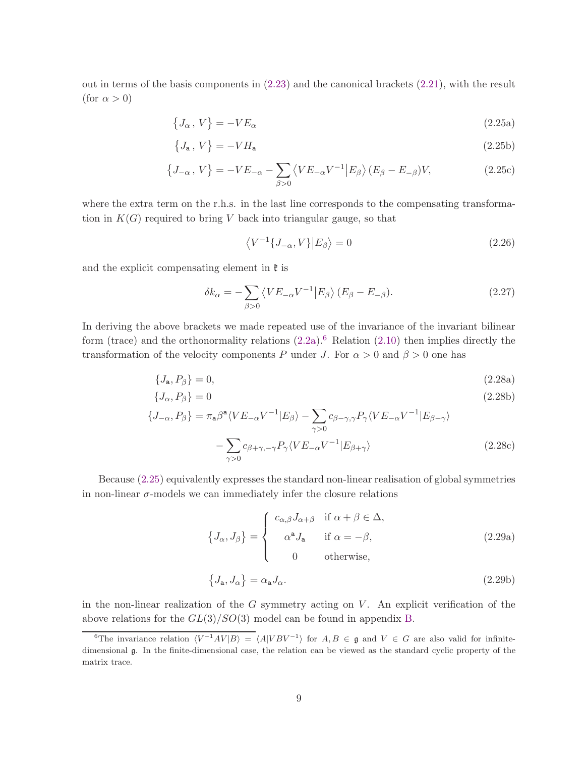out in terms of the basis components in (2.23) and the canonical brackets (2.21), with the result (for $\alpha > 0$)

$$\big\{J_\alpha\,,\,V\big\} = -VE_\alpha \tag{2.25a}$$

$$\big\{J_{\mathtt{a}}\,,\,V\big\} = -VH_{\mathtt{a}} \tag{2.25b}$$

$$\big\{J_{-\alpha}\,,\,V\big\} = -VE_{-\alpha} - \sum_{\beta>0}\big\langle VE_{-\alpha}V^{-1}\big|E_\beta\big\rangle\,(E_\beta - E_{-\beta})V, \tag{2.25c}$$

where the extra term on the r.h.s. in the last line corresponds to the compensating transformation in $K(G)$ required to bring $V$ back into triangular gauge, so that

$$\big\langle V^{-1}\{J_{-\alpha},V\}\big|E_\beta\big\rangle = 0 \tag{2.26}$$

and the explicit compensating element in $\mathfrak{k}$ is

$$\delta k_\alpha = -\sum_{\beta>0}\big\langle VE_{-\alpha}V^{-1}\big|E_\beta\big\rangle\,(E_\beta - E_{-\beta}). \tag{2.27}$$

In deriving the above brackets we made repeated use of the invariance of the invariant bilinear form (trace) and the orthonormality relations (2.2a).[6] Relation (2.10) then implies directly the transformation of the velocity components $P$ under $J$. For $\alpha > 0$ and $\beta > 0$ one has

$$\{J_{\mathtt{a}}, P_\beta\} = 0, \tag{2.28a}$$

$$\{J_\alpha, P_\beta\} = 0 \tag{2.28b}$$

$$\begin{aligned}\{J_{-\alpha}, P_\beta\} = \pi_{\mathtt{a}}\beta^{\mathtt{a}}\langle VE_{-\alpha}V^{-1}|E_\beta\rangle &- \sum_{\gamma>0} c_{\beta-\gamma,\gamma}P_\gamma\langle VE_{-\alpha}V^{-1}|E_{\beta-\gamma}\rangle \\ &- \sum_{\gamma>0} c_{\beta+\gamma,-\gamma}P_\gamma\langle VE_{-\alpha}V^{-1}|E_{\beta+\gamma}\rangle\end{aligned} \tag{2.28c}$$

Because (2.25) equivalently expresses the standard non-linear realisation of global symmetries in non-linear $\sigma$-models we can immediately infer the closure relations

$$\big\{J_\alpha, J_\beta\big\} = \begin{cases} c_{\alpha,\beta}J_{\alpha+\beta} & \text{if } \alpha+\beta\in\Delta, \\ \alpha^{\mathtt{a}}J_{\mathtt{a}} & \text{if } \alpha = -\beta, \\ 0 & \text{otherwise,}\end{cases} \tag{2.29a}$$

$$\big\{J_{\mathtt{a}}, J_\alpha\big\} = \alpha_{\mathtt{a}}J_\alpha. \tag{2.29b}$$

in the non-linear realization of the $G$ symmetry acting on $V$. An explicit verification of the above relations for the $GL(3)/SO(3)$ model can be found in appendix B.

[6] The invariance relation $\langle V^{-1}AV|B\rangle = \langle A|VBV^{-1}\rangle$ for $A, B \in \mathfrak{g}$ and $V \in G$ are also valid for infinite-dimensional $\mathfrak{g}$. In the finite-dimensional case, the relation can be viewed as the standard cyclic property of the matrix trace.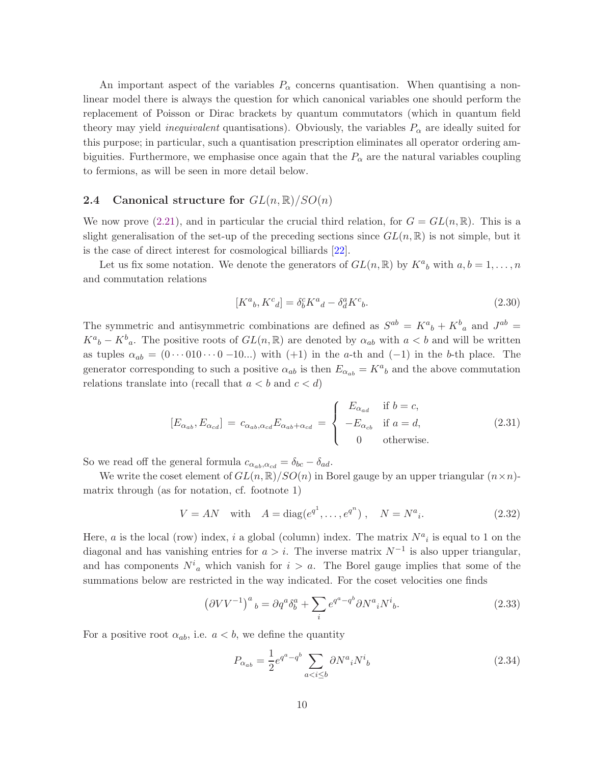An important aspect of the variables $P_\alpha$ concerns quantisation. When quantising a non-linear model there is always the question for which canonical variables one should perform the replacement of Poisson or Dirac brackets by quantum commutators (which in quantum field theory may yield *inequivalent* quantisations). Obviously, the variables $P_\alpha$ are ideally suited for this purpose; in particular, such a quantisation prescription eliminates all operator ordering ambiguities. Furthermore, we emphasise once again that the $P_\alpha$ are the natural variables coupling to fermions, as will be seen in more detail below.

### 2.4 Canonical structure for $GL(n, \mathbb{R})/SO(n)$

We now prove (2.21), and in particular the crucial third relation, for $G = GL(n, \mathbb{R})$. This is a slight generalisation of the set-up of the preceding sections since $GL(n, \mathbb{R})$ is not simple, but it is the case of direct interest for cosmological billiards [22].

Let us fix some notation. We denote the generators of $GL(n, \mathbb{R})$ by $K^a{}_b$ with $a, b = 1, \ldots, n$ and commutation relations

$$[K^a{}_b, K^c{}_d] = \delta^c_b K^a{}_d - \delta^a_d K^c{}_b. \tag{2.30}$$

The symmetric and antisymmetric combinations are defined as $S^{ab} = K^a{}_b + K^b{}_a$ and $J^{ab} = K^a{}_b - K^b{}_a$. The positive roots of $GL(n, \mathbb{R})$ are denoted by $\alpha_{ab}$ with $a < b$ and will be written as tuples $\alpha_{ab} = (0 \cdots 010 \cdots 0\, -10 \ldots)$ with $(+1)$ in the $a$-th and $(-1)$ in the $b$-th place. The generator corresponding to such a positive $\alpha_{ab}$ is then $E_{\alpha_{ab}} = K^a{}_b$ and the above commutation relations translate into (recall that $a < b$ and $c < d$)

$$[E_{\alpha_{ab}}, E_{\alpha_{cd}}] = c_{\alpha_{ab},\alpha_{cd}} E_{\alpha_{ab}+\alpha_{cd}} = \begin{cases} E_{\alpha_{ad}} & \text{if } b = c, \\ -E_{\alpha_{cb}} & \text{if } a = d, \\ 0 & \text{otherwise.} \end{cases} \tag{2.31}$$

So we read off the general formula $c_{\alpha_{ab},\alpha_{cd}} = \delta_{bc} - \delta_{ad}$.

We write the coset element of $GL(n, \mathbb{R})/SO(n)$ in Borel gauge by an upper triangular $(n \times n)$-matrix through (as for notation, cf. footnote 1)

$$V = AN \quad \text{with} \quad A = \operatorname{diag}(e^{q^1}, \ldots, e^{q^n}), \quad N = N^a{}_i. \tag{2.32}$$

Here, $a$ is the local (row) index, $i$ a global (column) index. The matrix $N^a{}_i$ is equal to 1 on the diagonal and has vanishing entries for $a > i$. The inverse matrix $N^{-1}$ is also upper triangular, and has components $N^i{}_a$ which vanish for $i > a$. The Borel gauge implies that some of the summations below are restricted in the way indicated. For the coset velocities one finds

$$\left(\partial V V^{-1}\right)^a{}_b = \partial q^a \delta^a_b + \sum_i e^{q^a - q^b} \partial N^a{}_i N^i{}_b. \tag{2.33}$$

For a positive root $\alpha_{ab}$, i.e. $a < b$, we define the quantity

$$P_{\alpha_{ab}} = \frac{1}{2} e^{q^a - q^b} \sum_{a < i \leq b} \partial N^a{}_i N^i{}_b \tag{2.34}$$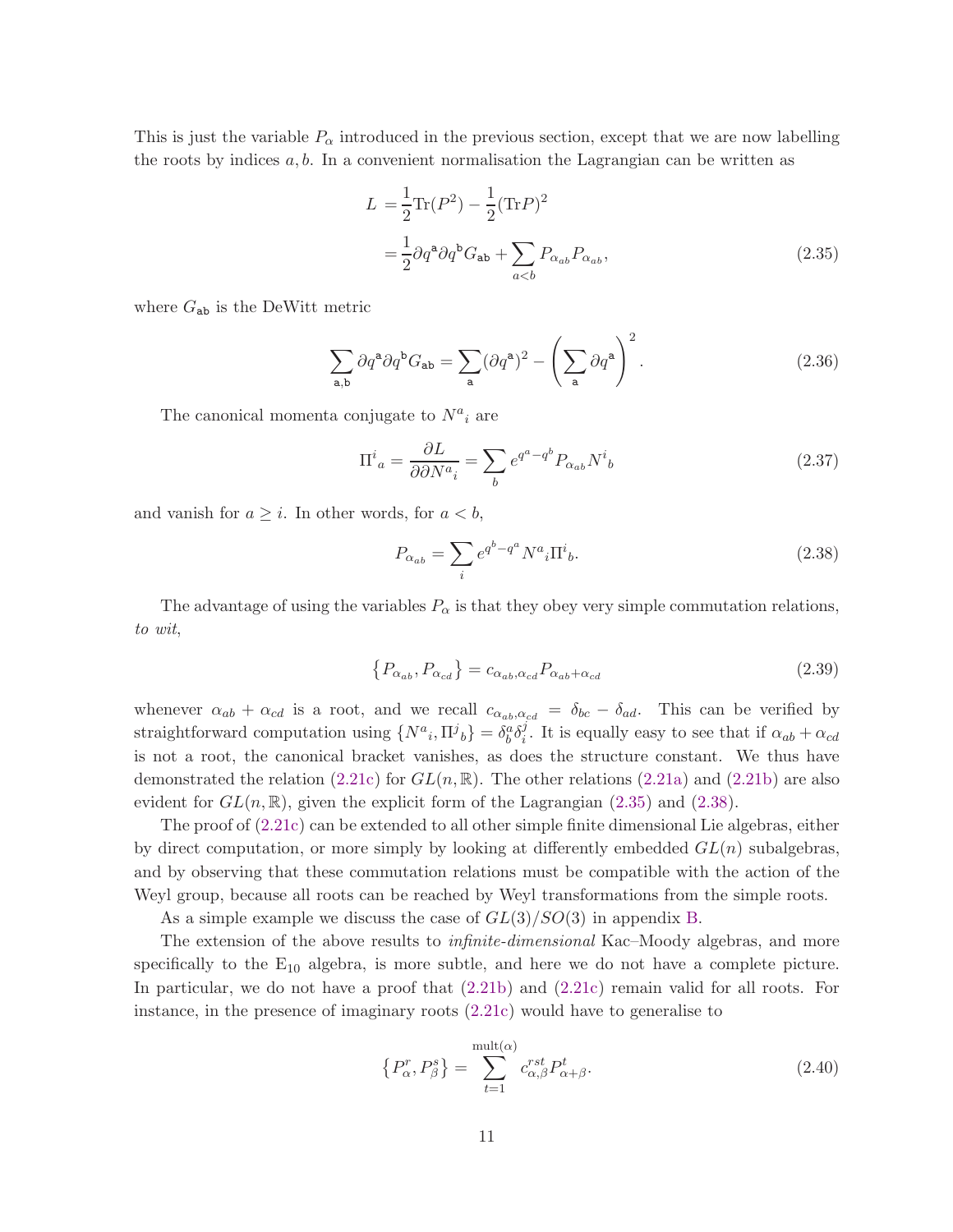This is just the variable $P_\alpha$ introduced in the previous section, except that we are now labelling the roots by indices $a, b$. In a convenient normalisation the Lagrangian can be written as

$$
\begin{aligned}
L &= \frac{1}{2}\mathrm{Tr}(P^2) - \frac{1}{2}(\mathrm{Tr}P)^2 \\
&= \frac{1}{2}\partial q^{\mathtt{a}}\partial q^{\mathtt{b}} G_{\mathtt{ab}} + \sum_{a<b} P_{\alpha_{ab}} P_{\alpha_{ab}},
\end{aligned}
\tag{2.35}
$$

where $G_{\mathtt{ab}}$ is the DeWitt metric

$$
\sum_{\mathtt{a},\mathtt{b}} \partial q^{\mathtt{a}}\partial q^{\mathtt{b}} G_{\mathtt{ab}} = \sum_{\mathtt{a}} (\partial q^{\mathtt{a}})^2 - \left(\sum_{\mathtt{a}} \partial q^{\mathtt{a}}\right)^2 . \tag{2.36}
$$

The canonical momenta conjugate to ${N^a}_i$ are

$$
{\Pi^i}_a = \frac{\partial L}{\partial \partial {N^a}_i} = \sum_b e^{q^a - q^b} P_{\alpha_{ab}} {N^i}_b \tag{2.37}
$$

and vanish for $a \geq i$. In other words, for $a < b$,

$$
P_{\alpha_{ab}} = \sum_i e^{q^b - q^a} {N^a}_i {\Pi^i}_b . \tag{2.38}
$$

The advantage of using the variables $P_\alpha$ is that they obey very simple commutation relations, *to wit*,

$$
\left\{P_{\alpha_{ab}}, P_{\alpha_{cd}}\right\} = c_{\alpha_{ab},\alpha_{cd}} P_{\alpha_{ab}+\alpha_{cd}} \tag{2.39}
$$

whenever $\alpha_{ab} + \alpha_{cd}$ is a root, and we recall $c_{\alpha_{ab},\alpha_{cd}} = \delta_{bc} - \delta_{ad}$. This can be verified by straightforward computation using $\{{N^a}_i, {\Pi^j}_b\} = \delta^a_b \delta^j_i$. It is equally easy to see that if $\alpha_{ab} + \alpha_{cd}$ is not a root, the canonical bracket vanishes, as does the structure constant. We thus have demonstrated the relation (2.21c) for $GL(n,\mathbb{R})$. The other relations (2.21a) and (2.21b) are also evident for $GL(n,\mathbb{R})$, given the explicit form of the Lagrangian (2.35) and (2.38).

The proof of (2.21c) can be extended to all other simple finite dimensional Lie algebras, either by direct computation, or more simply by looking at differently embedded $GL(n)$ subalgebras, and by observing that these commutation relations must be compatible with the action of the Weyl group, because all roots can be reached by Weyl transformations from the simple roots.

As a simple example we discuss the case of $GL(3)/SO(3)$ in appendix B.

The extension of the above results to *infinite-dimensional* Kac–Moody algebras, and more specifically to the $\mathrm{E}_{10}$ algebra, is more subtle, and here we do not have a complete picture. In particular, we do not have a proof that (2.21b) and (2.21c) remain valid for all roots. For instance, in the presence of imaginary roots (2.21c) would have to generalise to

$$
\left\{P^r_\alpha, P^s_\beta\right\} = \sum_{t=1}^{\mathrm{mult}(\alpha)} c^{rst}_{\alpha,\beta} P^t_{\alpha+\beta} . \tag{2.40}
$$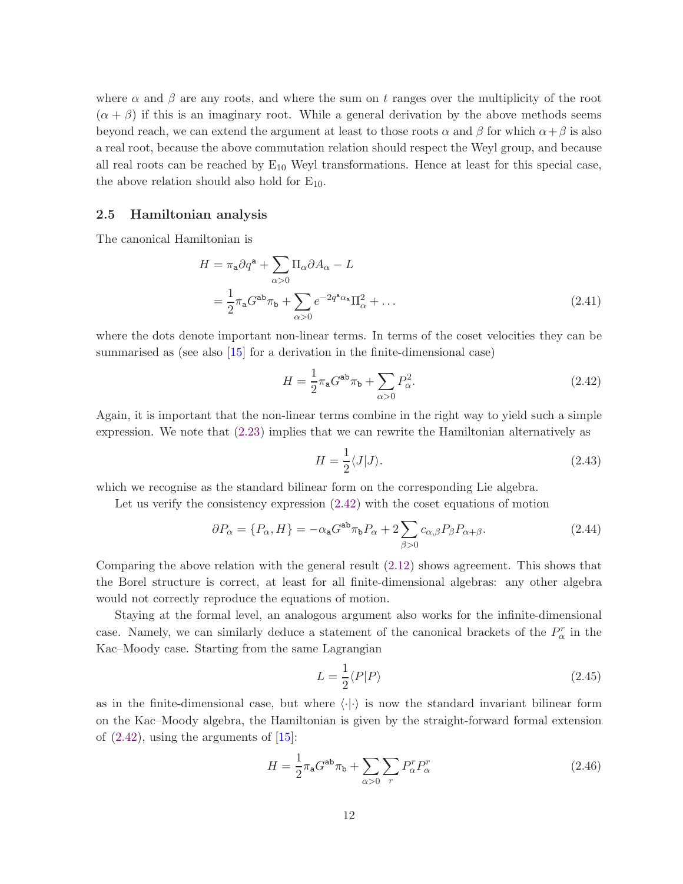where $\alpha$ and $\beta$ are any roots, and where the sum on $t$ ranges over the multiplicity of the root $(\alpha+\beta)$ if this is an imaginary root. While a general derivation by the above methods seems beyond reach, we can extend the argument at least to those roots $\alpha$ and $\beta$ for which $\alpha+\beta$ is also a real root, because the above commutation relation should respect the Weyl group, and because all real roots can be reached by $E_{10}$ Weyl transformations. Hence at least for this special case, the above relation should also hold for $E_{10}$.

### 2.5 Hamiltonian analysis

The canonical Hamiltonian is

$$
\begin{aligned}
H &= \pi_{\mathsf{a}}\partial q^{\mathsf{a}} + \sum_{\alpha>0} \Pi_\alpha \partial A_\alpha - L \\
&= \frac{1}{2}\pi_{\mathsf{a}} G^{\mathsf{ab}} \pi_{\mathsf{b}} + \sum_{\alpha>0} e^{-2q^{\mathsf{a}}\alpha_{\mathsf{a}}} \Pi_\alpha^2 + \dots
\end{aligned}
\tag{2.41}
$$

where the dots denote important non-linear terms. In terms of the coset velocities they can be summarised as (see also [15] for a derivation in the finite-dimensional case)

$$
H = \frac{1}{2}\pi_{\mathsf{a}} G^{\mathsf{ab}} \pi_{\mathsf{b}} + \sum_{\alpha>0} P_\alpha^2. \tag{2.42}
$$

Again, it is important that the non-linear terms combine in the right way to yield such a simple expression. We note that (2.23) implies that we can rewrite the Hamiltonian alternatively as

$$
H = \frac{1}{2}\langle J | J \rangle. \tag{2.43}
$$

which we recognise as the standard bilinear form on the corresponding Lie algebra.

Let us verify the consistency expression (2.42) with the coset equations of motion

$$
\partial P_\alpha = \{P_\alpha, H\} = -\alpha_{\mathsf{a}} G^{\mathsf{ab}} \pi_{\mathsf{b}} P_\alpha + 2\sum_{\beta>0} c_{\alpha,\beta} P_\beta P_{\alpha+\beta}. \tag{2.44}
$$

Comparing the above relation with the general result (2.12) shows agreement. This shows that the Borel structure is correct, at least for all finite-dimensional algebras: any other algebra would not correctly reproduce the equations of motion.

Staying at the formal level, an analogous argument also works for the infinite-dimensional case. Namely, we can similarly deduce a statement of the canonical brackets of the $P_\alpha^r$ in the Kac–Moody case. Starting from the same Lagrangian

$$
L = \frac{1}{2}\langle P | P \rangle \tag{2.45}
$$

as in the finite-dimensional case, but where $\langle\cdot|\cdot\rangle$ is now the standard invariant bilinear form on the Kac–Moody algebra, the Hamiltonian is given by the straight-forward formal extension of (2.42), using the arguments of [15]:

$$
H = \frac{1}{2}\pi_{\mathsf{a}} G^{\mathsf{ab}} \pi_{\mathsf{b}} + \sum_{\alpha>0}\sum_{r} P_\alpha^r P_\alpha^r \tag{2.46}
$$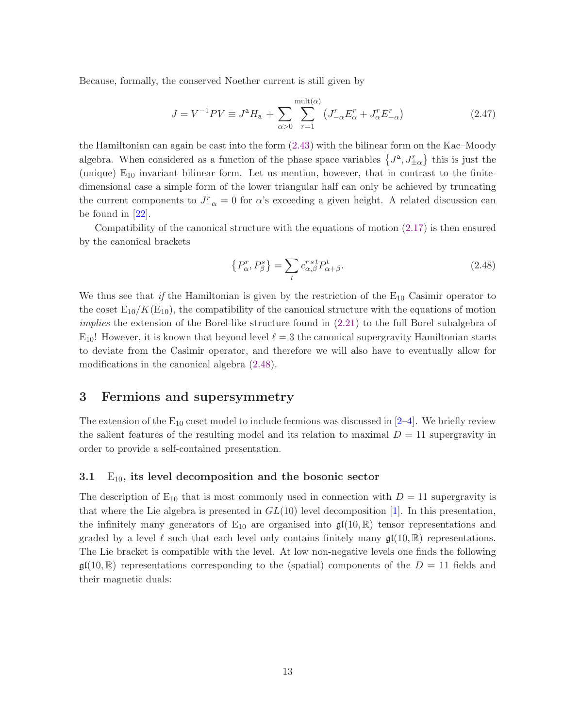Because, formally, the conserved Noether current is still given by

$$J = V^{-1}PV \equiv J^{\mathtt{a}} H_{\mathtt{a}} + \sum_{\alpha>0} \sum_{r=1}^{\text{mult}(\alpha)} \left( J^r_{-\alpha} E^r_\alpha + J^r_\alpha E^r_{-\alpha} \right) \tag{2.47}$$

the Hamiltonian can again be cast into the form (2.43) with the bilinear form on the Kac–Moody algebra. When considered as a function of the phase space variables $\{J^{\mathtt{a}}, J^r_{\pm\alpha}\}$ this is just the (unique) $\mathrm{E}_{10}$ invariant bilinear form. Let us mention, however, that in contrast to the finite-dimensional case a simple form of the lower triangular half can only be achieved by truncating the current components to $J^r_{-\alpha} = 0$ for $\alpha$'s exceeding a given height. A related discussion can be found in [22].

Compatibility of the canonical structure with the equations of motion (2.17) is then ensured by the canonical brackets

$$\left\{ P^r_\alpha, P^s_\beta \right\} = \sum_t c^{r\,s\,t}_{\alpha,\beta} P^t_{\alpha+\beta}. \tag{2.48}$$

We thus see that *if* the Hamiltonian is given by the restriction of the $\mathrm{E}_{10}$ Casimir operator to the coset $\mathrm{E}_{10}/K(\mathrm{E}_{10})$, the compatibility of the canonical structure with the equations of motion *implies* the extension of the Borel-like structure found in (2.21) to the full Borel subalgebra of $\mathrm{E}_{10}$! However, it is known that beyond level $\ell = 3$ the canonical supergravity Hamiltonian starts to deviate from the Casimir operator, and therefore we will also have to eventually allow for modifications in the canonical algebra (2.48).

# 3 Fermions and supersymmetry

The extension of the $\mathrm{E}_{10}$ coset model to include fermions was discussed in [2–4]. We briefly review the salient features of the resulting model and its relation to maximal $D = 11$ supergravity in order to provide a self-contained presentation.

## 3.1 $\mathrm{E}_{10}$, its level decomposition and the bosonic sector

The description of $\mathrm{E}_{10}$ that is most commonly used in connection with $D = 11$ supergravity is that where the Lie algebra is presented in $GL(10)$ level decomposition [1]. In this presentation, the infinitely many generators of $\mathrm{E}_{10}$ are organised into $\mathfrak{gl}(10, \mathbb{R})$ tensor representations and graded by a level $\ell$ such that each level only contains finitely many $\mathfrak{gl}(10, \mathbb{R})$ representations. The Lie bracket is compatible with the level. At low non-negative levels one finds the following $\mathfrak{gl}(10, \mathbb{R})$ representations corresponding to the (spatial) components of the $D = 11$ fields and their magnetic duals: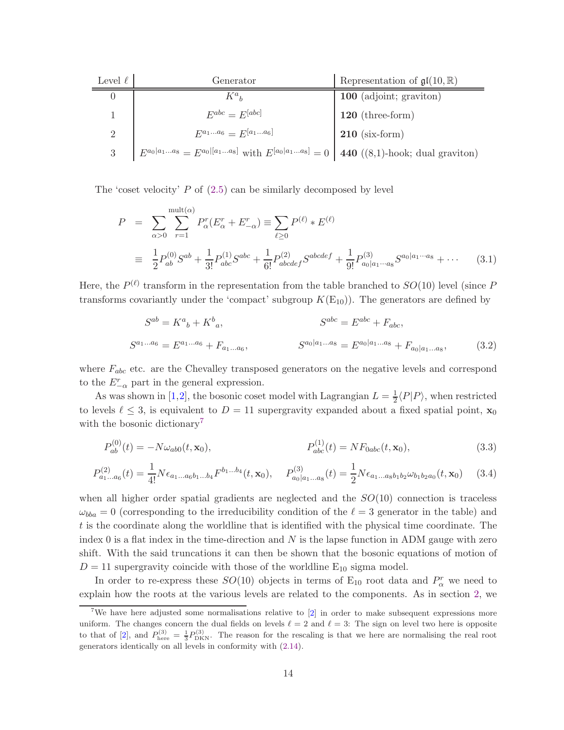| Level $\ell$ | Generator | Representation of $\mathfrak{gl}(10,\mathbb{R})$ |
|---|---|---|
| 0 | $K^a{}_b$ | **100** (adjoint; graviton) |
| 1 | $E^{abc} = E^{[abc]}$ | **120** (three-form) |
| 2 | $E^{a_1\dots a_6} = E^{[a_1\dots a_6]}$ | **210** (six-form) |
| 3 | $E^{a_0\vert a_1\dots a_8} = E^{a_0\vert[a_1\dots a_8]}$ with $E^{[a_0\vert a_1\dots a_8]} = 0$ | **440** ((8,1)-hook; dual graviton) |

The 'coset velocity' $P$ of (2.5) can be similarly decomposed by level

$$
\begin{aligned}
P &= \sum_{\alpha>0}\sum_{r=1}^{\mathrm{mult}(\alpha)} P_\alpha^r (E_\alpha^r + E_{-\alpha}^r) \equiv \sum_{\ell\geq 0} P^{(\ell)} * E^{(\ell)} \\
&\equiv \frac{1}{2}P^{(0)}_{ab}S^{ab} + \frac{1}{3!}P^{(1)}_{abc}S^{abc} + \frac{1}{6!}P^{(2)}_{abcdef}S^{abcdef} + \frac{1}{9!}P^{(3)}_{a_0|a_1\cdots a_8}S^{a_0|a_1\cdots a_8} + \cdots \qquad (3.1)
\end{aligned}
$$

Here, the $P^{(\ell)}$ transform in the representation from the table branched to $SO(10)$ level (since $P$ transforms covariantly under the 'compact' subgroup $K(\mathrm{E}_{10})$). The generators are defined by

$$
\begin{aligned}
S^{ab} &= K^a{}_b + K^b{}_a, & S^{abc} &= E^{abc} + F_{abc}, \\
S^{a_1\dots a_6} &= E^{a_1\dots a_6} + F_{a_1\dots a_6}, & S^{a_0|a_1\dots a_8} &= E^{a_0|a_1\dots a_8} + F_{a_0|a_1\dots a_8}, \qquad (3.2)
\end{aligned}
$$

where $F_{abc}$ etc. are the Chevalley transposed generators on the negative levels and correspond to the $E^r_{-\alpha}$ part in the general expression.

As was shown in [1,2], the bosonic coset model with Lagrangian $L = \frac{1}{2}\langle P|P\rangle$, when restricted to levels $\ell \leq 3$, is equivalent to $D = 11$ supergravity expanded about a fixed spatial point, $\mathbf{x}_0$ with the bosonic dictionary[7]

$$
P^{(0)}_{ab}(t) = -N\omega_{ab0}(t,\mathbf{x}_0), \qquad\qquad P^{(1)}_{abc}(t) = NF_{0abc}(t,\mathbf{x}_0), \qquad (3.3)
$$

$$
P^{(2)}_{a_1\dots a_6}(t) = \frac{1}{4!}N\epsilon_{a_1\dots a_6 b_1\dots b_4}F^{b_1\dots b_4}(t,\mathbf{x}_0), \quad P^{(3)}_{a_0|a_1\dots a_8}(t) = \frac{1}{2}N\epsilon_{a_1\dots a_8 b_1 b_2}\omega_{b_1 b_2 a_0}(t,\mathbf{x}_0) \qquad (3.4)
$$

when all higher order spatial gradients are neglected and the $SO(10)$ connection is traceless $\omega_{bba} = 0$ (corresponding to the irreducibility condition of the $\ell = 3$ generator in the table) and $t$ is the coordinate along the worldline that is identified with the physical time coordinate. The index 0 is a flat index in the time-direction and $N$ is the lapse function in ADM gauge with zero shift. With the said truncations it can then be shown that the bosonic equations of motion of $D = 11$ supergravity coincide with those of the worldline $\mathrm{E}_{10}$ sigma model.

In order to re-express these $SO(10)$ objects in terms of $\mathrm{E}_{10}$ root data and $P^r_\alpha$ we need to explain how the roots at the various levels are related to the components. As in section 2, we

[7] We have here adjusted some normalisations relative to [2] in order to make subsequent expressions more uniform. The changes concern the dual fields on levels $\ell = 2$ and $\ell = 3$: The sign on level two here is opposite to that of [2], and $P^{(3)}_{\text{here}} = \frac{1}{3}P^{(3)}_{\text{DKN}}$. The reason for the rescaling is that we here are normalising the real root generators identically on all levels in conformity with (2.14).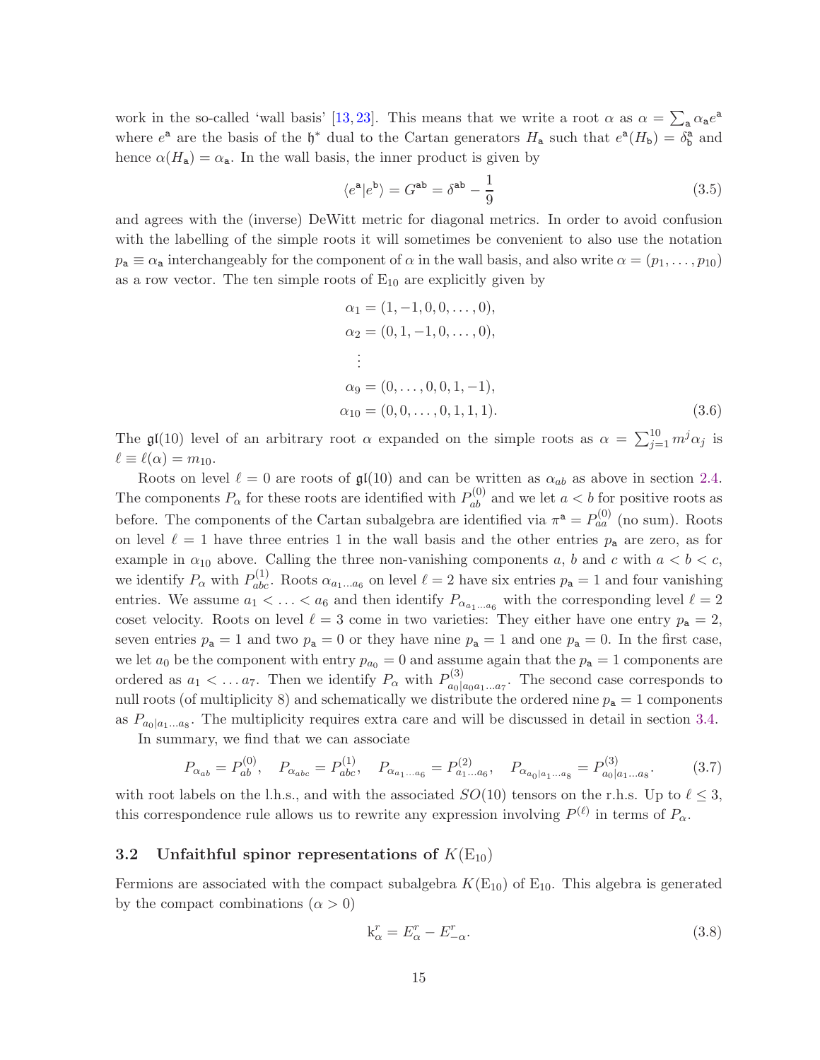work in the so-called 'wall basis' [13, 23]. This means that we write a root $\alpha$ as $\alpha = \sum_{\mathsf{a}} \alpha_{\mathsf{a}} e^{\mathsf{a}}$ where $e^{\mathsf{a}}$ are the basis of the $\mathfrak{h}^*$ dual to the Cartan generators $H_{\mathsf{a}}$ such that $e^{\mathsf{a}}(H_{\mathsf{b}}) = \delta^{\mathsf{a}}_{\mathsf{b}}$ and hence $\alpha(H_{\mathsf{a}}) = \alpha_{\mathsf{a}}$. In the wall basis, the inner product is given by

$$\langle e^{\mathsf{a}} | e^{\mathsf{b}} \rangle = G^{\mathsf{ab}} = \delta^{\mathsf{ab}} - \frac{1}{9} \tag{3.5}$$

and agrees with the (inverse) DeWitt metric for diagonal metrics. In order to avoid confusion with the labelling of the simple roots it will sometimes be convenient to also use the notation $p_{\mathsf{a}} \equiv \alpha_{\mathsf{a}}$ interchangeably for the component of $\alpha$ in the wall basis, and also write $\alpha = (p_1, \ldots, p_{10})$ as a row vector. The ten simple roots of $\mathrm{E}_{10}$ are explicitly given by

$$\begin{aligned}
\alpha_1 &= (1, -1, 0, 0, \ldots, 0), \\
\alpha_2 &= (0, 1, -1, 0, \ldots, 0), \\
&\vdots \\
\alpha_9 &= (0, \ldots, 0, 0, 1, -1), \\
\alpha_{10} &= (0, 0, \ldots, 0, 1, 1, 1).
\end{aligned} \tag{3.6}$$

The $\mathfrak{gl}(10)$ level of an arbitrary root $\alpha$ expanded on the simple roots as $\alpha = \sum_{j=1}^{10} m^j \alpha_j$ is $\ell \equiv \ell(\alpha) = m_{10}$.

Roots on level $\ell = 0$ are roots of $\mathfrak{gl}(10)$ and can be written as $\alpha_{ab}$ as above in section 2.4. The components $P_\alpha$ for these roots are identified with $P^{(0)}_{ab}$ and we let $a < b$ for positive roots as before. The components of the Cartan subalgebra are identified via $\pi^{\mathsf{a}} = P^{(0)}_{aa}$ (no sum). Roots on level $\ell = 1$ have three entries 1 in the wall basis and the other entries $p_{\mathsf{a}}$ are zero, as for example in $\alpha_{10}$ above. Calling the three non-vanishing components $a$, $b$ and $c$ with $a < b < c$, we identify $P_\alpha$ with $P^{(1)}_{abc}$. Roots $\alpha_{a_1 \ldots a_6}$ on level $\ell = 2$ have six entries $p_{\mathsf{a}} = 1$ and four vanishing entries. We assume $a_1 < \ldots < a_6$ and then identify $P_{\alpha_{a_1 \ldots a_6}}$ with the corresponding level $\ell = 2$ coset velocity. Roots on level $\ell = 3$ come in two varieties: They either have one entry $p_{\mathsf{a}} = 2$, seven entries $p_{\mathsf{a}} = 1$ and two $p_{\mathsf{a}} = 0$ or they have nine $p_{\mathsf{a}} = 1$ and one $p_{\mathsf{a}} = 0$. In the first case, we let $a_0$ be the component with entry $p_{a_0} = 0$ and assume again that the $p_{\mathsf{a}} = 1$ components are ordered as $a_1 < \ldots a_7$. Then we identify $P_\alpha$ with $P^{(3)}_{a_0|a_0 a_1 \ldots a_7}$. The second case corresponds to null roots (of multiplicity 8) and schematically we distribute the ordered nine $p_{\mathsf{a}} = 1$ components as $P_{a_0|a_1 \ldots a_8}$. The multiplicity requires extra care and will be discussed in detail in section 3.4.

In summary, we find that we can associate

$$P_{\alpha_{ab}} = P^{(0)}_{ab}, \quad P_{\alpha_{abc}} = P^{(1)}_{abc}, \quad P_{\alpha_{a_1 \ldots a_6}} = P^{(2)}_{a_1 \ldots a_6}, \quad P_{\alpha_{a_0|a_1 \ldots a_8}} = P^{(3)}_{a_0|a_1 \ldots a_8}. \tag{3.7}$$

with root labels on the l.h.s., and with the associated $SO(10)$ tensors on the r.h.s. Up to $\ell \leq 3$, this correspondence rule allows us to rewrite any expression involving $P^{(\ell)}$ in terms of $P_\alpha$.

### 3.2 Unfaithful spinor representations of $K(\mathrm{E}_{10})$

Fermions are associated with the compact subalgebra $K(\mathrm{E}_{10})$ of $\mathrm{E}_{10}$. This algebra is generated by the compact combinations ($\alpha > 0$)

$$\mathrm{k}^r_\alpha = E^r_\alpha - E^r_{-\alpha}. \tag{3.8}$$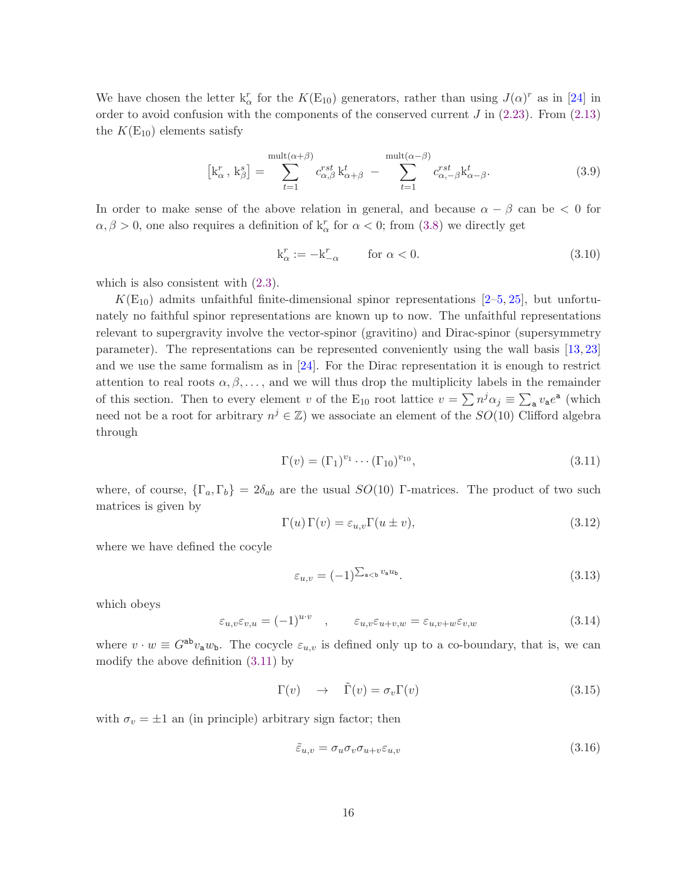We have chosen the letter $\mathrm{k}^r_\alpha$ for the $K(\mathrm{E}_{10})$ generators, rather than using $J(\alpha)^r$ as in [24] in order to avoid confusion with the components of the conserved current $J$ in (2.23). From (2.13) the $K(\mathrm{E}_{10})$ elements satisfy

$$\left[\mathrm{k}^r_\alpha\,,\,\mathrm{k}^s_\beta\right] = \sum_{t=1}^{\mathrm{mult}(\alpha+\beta)} c^{rst}_{\alpha,\beta}\,\mathrm{k}^t_{\alpha+\beta} - \sum_{t=1}^{\mathrm{mult}(\alpha-\beta)} c^{rst}_{\alpha,-\beta}\mathrm{k}^t_{\alpha-\beta}. \tag{3.9}$$

In order to make sense of the above relation in general, and because $\alpha - \beta$ can be $< 0$ for $\alpha, \beta > 0$, one also requires a definition of $\mathrm{k}^r_\alpha$ for $\alpha < 0$; from (3.8) we directly get

$$\mathrm{k}^r_\alpha := -\mathrm{k}^r_{-\alpha} \qquad \text{for } \alpha < 0. \tag{3.10}$$

which is also consistent with (2.3).

$K(\mathrm{E}_{10})$ admits unfaithful finite-dimensional spinor representations [2–5, 25], but unfortunately no faithful spinor representations are known up to now. The unfaithful representations relevant to supergravity involve the vector-spinor (gravitino) and Dirac-spinor (supersymmetry parameter). The representations can be represented conveniently using the wall basis [13, 23] and we use the same formalism as in [24]. For the Dirac representation it is enough to restrict attention to real roots $\alpha, \beta, \ldots$, and we will thus drop the multiplicity labels in the remainder of this section. Then to every element $v$ of the $\mathrm{E}_{10}$ root lattice $v = \sum n^j \alpha_j \equiv \sum_{\mathsf{a}} v_{\mathsf{a}} e^{\mathsf{a}}$ (which need not be a root for arbitrary $n^j \in \mathbb{Z}$) we associate an element of the $SO(10)$ Clifford algebra through

$$\Gamma(v) = (\Gamma_1)^{v_1} \cdots (\Gamma_{10})^{v_{10}}, \tag{3.11}$$

where, of course, $\{\Gamma_a, \Gamma_b\} = 2\delta_{ab}$ are the usual $SO(10)$ $\Gamma$-matrices. The product of two such matrices is given by

$$\Gamma(u)\,\Gamma(v) = \varepsilon_{u,v}\Gamma(u \pm v), \tag{3.12}$$

where we have defined the cocycle

$$\varepsilon_{u,v} = (-1)^{\sum_{\mathsf{a}<\mathsf{b}} v_{\mathsf{a}} u_{\mathsf{b}}}. \tag{3.13}$$

which obeys

$$\varepsilon_{u,v}\varepsilon_{v,u} = (-1)^{u\cdot v} \quad , \qquad \varepsilon_{u,v}\varepsilon_{u+v,w} = \varepsilon_{u,v+w}\varepsilon_{v,w} \tag{3.14}$$

where $v \cdot w \equiv G^{\mathsf{ab}} v_{\mathsf{a}} w_{\mathsf{b}}$. The cocycle $\varepsilon_{u,v}$ is defined only up to a co-boundary, that is, we can modify the above definition (3.11) by

$$\Gamma(v) \quad \to \quad \tilde{\Gamma}(v) = \sigma_v \Gamma(v) \tag{3.15}$$

with $\sigma_v = \pm 1$ an (in principle) arbitrary sign factor; then

$$\tilde{\varepsilon}_{u,v} = \sigma_u \sigma_v \sigma_{u+v} \varepsilon_{u,v} \tag{3.16}$$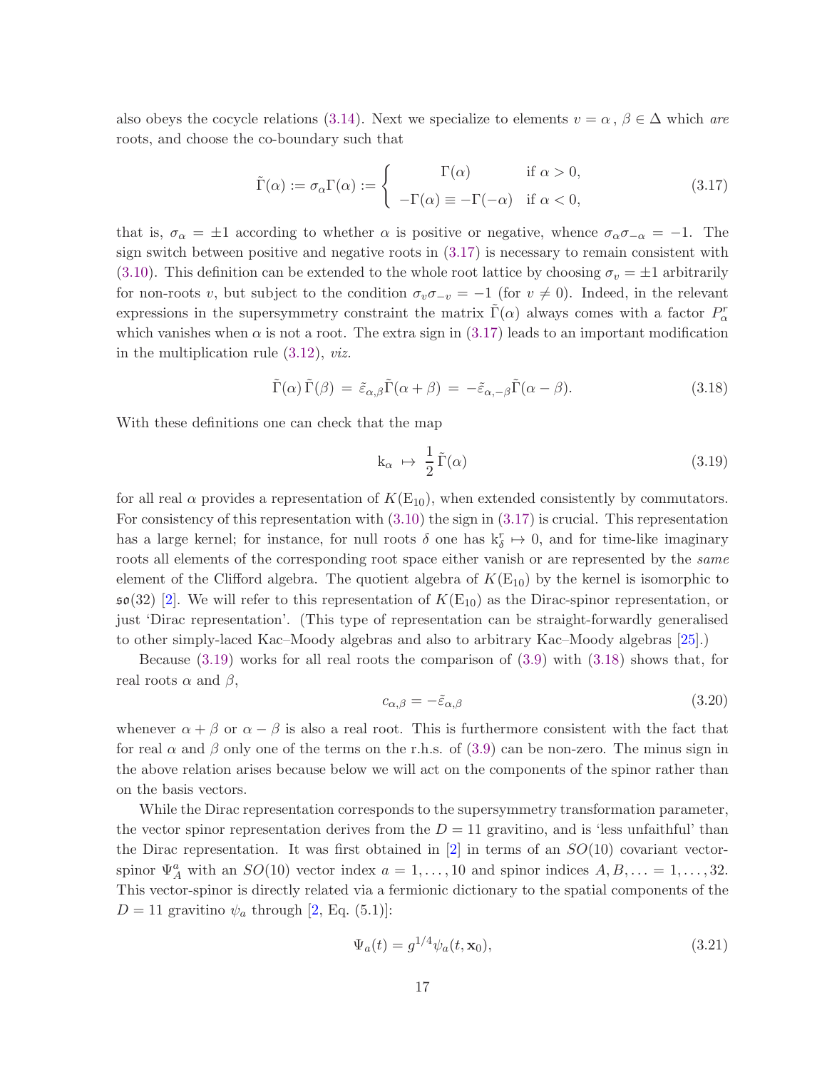also obeys the cocycle relations (3.14). Next we specialize to elements $v = \alpha\,,\,\beta \in \Delta$ which *are* roots, and choose the co-boundary such that

$$\tilde{\Gamma}(\alpha) := \sigma_\alpha \Gamma(\alpha) := \begin{cases} \Gamma(\alpha) & \text{if } \alpha > 0, \\ -\Gamma(\alpha) \equiv -\Gamma(-\alpha) & \text{if } \alpha < 0, \end{cases} \tag{3.17}$$

that is, $\sigma_\alpha = \pm 1$ according to whether $\alpha$ is positive or negative, whence $\sigma_\alpha \sigma_{-\alpha} = -1$. The sign switch between positive and negative roots in (3.17) is necessary to remain consistent with (3.10). This definition can be extended to the whole root lattice by choosing $\sigma_v = \pm 1$ arbitrarily for non-roots $v$, but subject to the condition $\sigma_v \sigma_{-v} = -1$ (for $v \neq 0$). Indeed, in the relevant expressions in the supersymmetry constraint the matrix $\tilde{\Gamma}(\alpha)$ always comes with a factor $P^r_\alpha$ which vanishes when $\alpha$ is not a root. The extra sign in (3.17) leads to an important modification in the multiplication rule (3.12), *viz.*

$$\tilde{\Gamma}(\alpha)\,\tilde{\Gamma}(\beta) \,=\, \tilde{\varepsilon}_{\alpha,\beta}\tilde{\Gamma}(\alpha+\beta) \,=\, -\tilde{\varepsilon}_{\alpha,-\beta}\tilde{\Gamma}(\alpha-\beta). \tag{3.18}$$

With these definitions one can check that the map

$$\mathrm{k}_\alpha \,\mapsto\, \frac{1}{2}\,\tilde{\Gamma}(\alpha) \tag{3.19}$$

for all real $\alpha$ provides a representation of $K(\mathrm{E}_{10})$, when extended consistently by commutators. For consistency of this representation with (3.10) the sign in (3.17) is crucial. This representation has a large kernel; for instance, for null roots $\delta$ one has $\mathrm{k}^r_\delta \mapsto 0$, and for time-like imaginary roots all elements of the corresponding root space either vanish or are represented by the *same* element of the Clifford algebra. The quotient algebra of $K(\mathrm{E}_{10})$ by the kernel is isomorphic to $\mathfrak{so}(32)$ [2]. We will refer to this representation of $K(\mathrm{E}_{10})$ as the Dirac-spinor representation, or just 'Dirac representation'. (This type of representation can be straight-forwardly generalised to other simply-laced Kac–Moody algebras and also to arbitrary Kac–Moody algebras [25].)

Because (3.19) works for all real roots the comparison of (3.9) with (3.18) shows that, for real roots $\alpha$ and $\beta$,

$$c_{\alpha,\beta} = -\tilde{\varepsilon}_{\alpha,\beta} \tag{3.20}$$

whenever $\alpha+\beta$ or $\alpha-\beta$ is also a real root. This is furthermore consistent with the fact that for real $\alpha$ and $\beta$ only one of the terms on the r.h.s. of (3.9) can be non-zero. The minus sign in the above relation arises because below we will act on the components of the spinor rather than on the basis vectors.

While the Dirac representation corresponds to the supersymmetry transformation parameter, the vector spinor representation derives from the $D = 11$ gravitino, and is 'less unfaithful' than the Dirac representation. It was first obtained in [2] in terms of an $SO(10)$ covariant vector-spinor $\Psi^a_A$ with an $SO(10)$ vector index $a = 1,\ldots,10$ and spinor indices $A, B, \ldots = 1,\ldots,32$. This vector-spinor is directly related via a fermionic dictionary to the spatial components of the $D = 11$ gravitino $\psi_a$ through [2, Eq. (5.1)]:

$$\Psi_a(t) = g^{1/4}\psi_a(t,\mathbf{x}_0), \tag{3.21}$$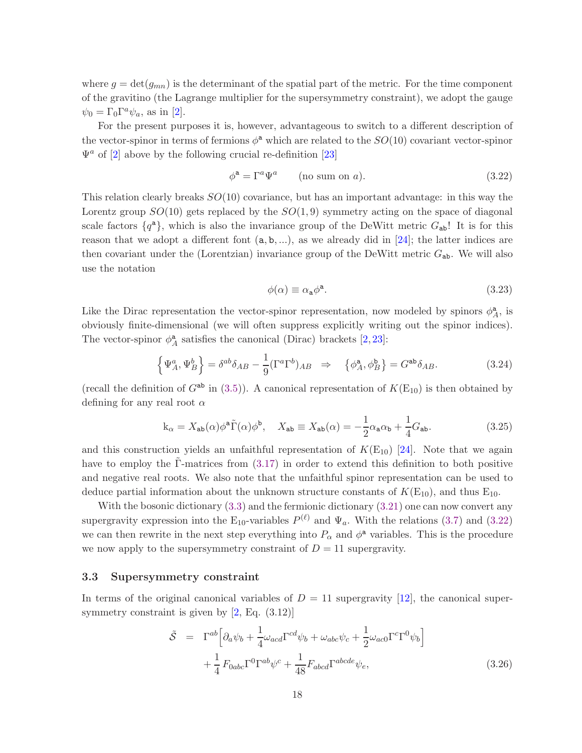where $g = \det(g_{mn})$ is the determinant of the spatial part of the metric. For the time component of the gravitino (the Lagrange multiplier for the supersymmetry constraint), we adopt the gauge $\psi_0 = \Gamma_0 \Gamma^a \psi_a$, as in [2].

For the present purposes it is, however, advantageous to switch to a different description of the vector-spinor in terms of fermions $\phi^{\mathtt{a}}$ which are related to the $SO(10)$ covariant vector-spinor $\Psi^a$ of [2] above by the following crucial re-definition [23]

$$\phi^{\mathtt{a}} = \Gamma^a \Psi^a \qquad \text{(no sum on } a\text{)}. \tag{3.22}$$

This relation clearly breaks $SO(10)$ covariance, but has an important advantage: in this way the Lorentz group $SO(10)$ gets replaced by the $SO(1,9)$ symmetry acting on the space of diagonal scale factors $\{q^{\mathtt{a}}\}$, which is also the invariance group of the DeWitt metric $G_{\mathtt{ab}}$! It is for this reason that we adopt a different font $(\mathtt{a}, \mathtt{b}, ...)$, as we already did in [24]; the latter indices are then covariant under the (Lorentzian) invariance group of the DeWitt metric $G_{\mathtt{ab}}$. We will also use the notation

$$\phi(\alpha) \equiv \alpha_{\mathtt{a}} \phi^{\mathtt{a}}. \tag{3.23}$$

Like the Dirac representation the vector-spinor representation, now modeled by spinors $\phi^{\mathtt{a}}_A$, is obviously finite-dimensional (we will often suppress explicitly writing out the spinor indices). The vector-spinor $\phi^{\mathtt{a}}_A$ satisfies the canonical (Dirac) brackets [2, 23]:

$$\left\{ \Psi^a_A, \Psi^b_B \right\} = \delta^{ab}\delta_{AB} - \frac{1}{9}(\Gamma^a\Gamma^b)_{AB} \quad \Rightarrow \quad \left\{ \phi^{\mathtt{a}}_A, \phi^{\mathtt{b}}_B \right\} = G^{\mathtt{ab}}\delta_{AB}. \tag{3.24}$$

(recall the definition of $G^{\mathtt{ab}}$ in (3.5)). A canonical representation of $K(\mathrm{E}_{10})$ is then obtained by defining for any real root $\alpha$

$$\mathrm{k}_\alpha = X_{\mathtt{ab}}(\alpha)\phi^{\mathtt{a}}\tilde{\Gamma}(\alpha)\phi^{\mathtt{b}}, \quad X_{\mathtt{ab}} \equiv X_{\mathtt{ab}}(\alpha) = -\frac{1}{2}\alpha_{\mathtt{a}}\alpha_{\mathtt{b}} + \frac{1}{4}G_{\mathtt{ab}}. \tag{3.25}$$

and this construction yields an unfaithful representation of $K(\mathrm{E}_{10})$ [24]. Note that we again have to employ the $\tilde{\Gamma}$-matrices from (3.17) in order to extend this definition to both positive and negative real roots. We also note that the unfaithful spinor representation can be used to deduce partial information about the unknown structure constants of $K(\mathrm{E}_{10})$, and thus $\mathrm{E}_{10}$.

With the bosonic dictionary (3.3) and the fermionic dictionary (3.21) one can now convert any supergravity expression into the $\mathrm{E}_{10}$-variables $P^{(\ell)}$ and $\Psi_a$. With the relations (3.7) and (3.22) we can then rewrite in the next step everything into $P_\alpha$ and $\phi^{\mathtt{a}}$ variables. This is the procedure we now apply to the supersymmetry constraint of $D = 11$ supergravity.

### 3.3 Supersymmetry constraint

In terms of the original canonical variables of $D = 11$ supergravity [12], the canonical supersymmetry constraint is given by [2, Eq. (3.12)]

$$\begin{aligned}
\tilde{\mathcal{S}} \;\; &= \;\; \Gamma^{ab}\Big[\partial_a\psi_b + \frac{1}{4}\omega_{acd}\Gamma^{cd}\psi_b + \omega_{abc}\psi_c + \frac{1}{2}\omega_{ac0}\Gamma^c\Gamma^0\psi_b\Big] \\
&\quad + \frac{1}{4}\,F_{0abc}\Gamma^0\Gamma^{ab}\psi^c + \frac{1}{48}F_{abcd}\Gamma^{abcde}\psi_e,
\end{aligned} \tag{3.26}$$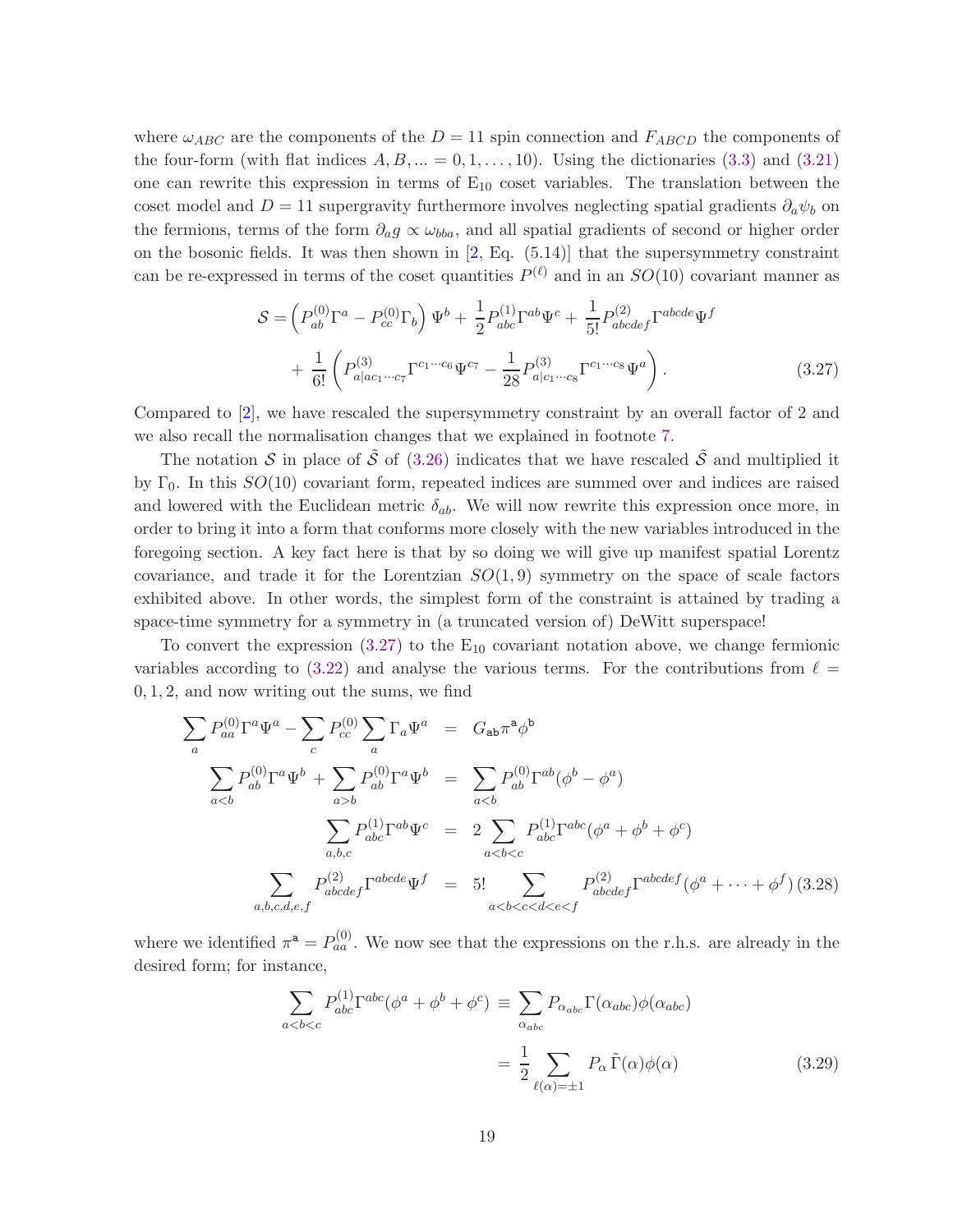where $\omega_{ABC}$ are the components of the $D = 11$ spin connection and $F_{ABCD}$ the components of the four-form (with flat indices $A, B, ... = 0, 1, \ldots, 10$). Using the dictionaries (3.3) and (3.21) one can rewrite this expression in terms of $\mathrm{E}_{10}$ coset variables. The translation between the coset model and $D = 11$ supergravity furthermore involves neglecting spatial gradients $\partial_a \psi_b$ on the fermions, terms of the form $\partial_a g \propto \omega_{bba}$, and all spatial gradients of second or higher order on the bosonic fields. It was then shown in [2, Eq. (5.14)] that the supersymmetry constraint can be re-expressed in terms of the coset quantities $P^{(\ell)}$ and in an $SO(10)$ covariant manner as

$$
\begin{aligned}
\mathcal{S} = &\left( P^{(0)}_{ab} \Gamma^a - P^{(0)}_{cc} \Gamma_b \right) \Psi^b + \frac{1}{2} P^{(1)}_{abc} \Gamma^{ab} \Psi^c + \frac{1}{5!} P^{(2)}_{abcdef} \Gamma^{abcde} \Psi^f \\
&+ \frac{1}{6!} \left( P^{(3)}_{a|ac_1\cdots c_7} \Gamma^{c_1\cdots c_6} \Psi^{c_7} - \frac{1}{28} P^{(3)}_{a|c_1\cdots c_8} \Gamma^{c_1\cdots c_8} \Psi^a \right). \qquad (3.27)
\end{aligned}
$$

Compared to [2], we have rescaled the supersymmetry constraint by an overall factor of 2 and we also recall the normalisation changes that we explained in footnote 7.

The notation $\mathcal{S}$ in place of $\tilde{\mathcal{S}}$ of (3.26) indicates that we have rescaled $\tilde{\mathcal{S}}$ and multiplied it by $\Gamma_0$. In this $SO(10)$ covariant form, repeated indices are summed over and indices are raised and lowered with the Euclidean metric $\delta_{ab}$. We will now rewrite this expression once more, in order to bring it into a form that conforms more closely with the new variables introduced in the foregoing section. A key fact here is that by so doing we will give up manifest spatial Lorentz covariance, and trade it for the Lorentzian $SO(1, 9)$ symmetry on the space of scale factors exhibited above. In other words, the simplest form of the constraint is attained by trading a space-time symmetry for a symmetry in (a truncated version of) DeWitt superspace!

To convert the expression (3.27) to the $\mathrm{E}_{10}$ covariant notation above, we change fermionic variables according to (3.22) and analyse the various terms. For the contributions from $\ell = 0, 1, 2$, and now writing out the sums, we find

$$
\begin{aligned}
\sum_a P^{(0)}_{aa} \Gamma^a \Psi^a - \sum_c P^{(0)}_{cc} \sum_a \Gamma_a \Psi^a &= G_{\mathsf{ab}} \pi^{\mathsf{a}} \phi^{\mathsf{b}} \\
\sum_{a<b} P^{(0)}_{ab} \Gamma^a \Psi^b + \sum_{a>b} P^{(0)}_{ab} \Gamma^a \Psi^b &= \sum_{a<b} P^{(0)}_{ab} \Gamma^{ab} (\phi^b - \phi^a) \\
\sum_{a,b,c} P^{(1)}_{abc} \Gamma^{ab} \Psi^c &= 2 \sum_{a<b<c} P^{(1)}_{abc} \Gamma^{abc} (\phi^a + \phi^b + \phi^c) \\
\sum_{a,b,c,d,e,f} P^{(2)}_{abcdef} \Gamma^{abcde} \Psi^f &= 5! \sum_{a<b<c<d<e<f} P^{(2)}_{abcdef} \Gamma^{abcdef} (\phi^a + \cdots + \phi^f) \qquad (3.28)
\end{aligned}
$$

where we identified $\pi^{\mathsf{a}} = P^{(0)}_{aa}$. We now see that the expressions on the r.h.s. are already in the desired form; for instance,

$$
\begin{aligned}
\sum_{a<b<c} P^{(1)}_{abc} \Gamma^{abc} (\phi^a + \phi^b + \phi^c) &\equiv \sum_{\alpha_{abc}} P_{\alpha_{abc}} \Gamma(\alpha_{abc}) \phi(\alpha_{abc}) \\
&= \frac{1}{2} \sum_{\ell(\alpha)=\pm 1} P_\alpha \tilde{\Gamma}(\alpha) \phi(\alpha) \qquad (3.29)
\end{aligned}
$$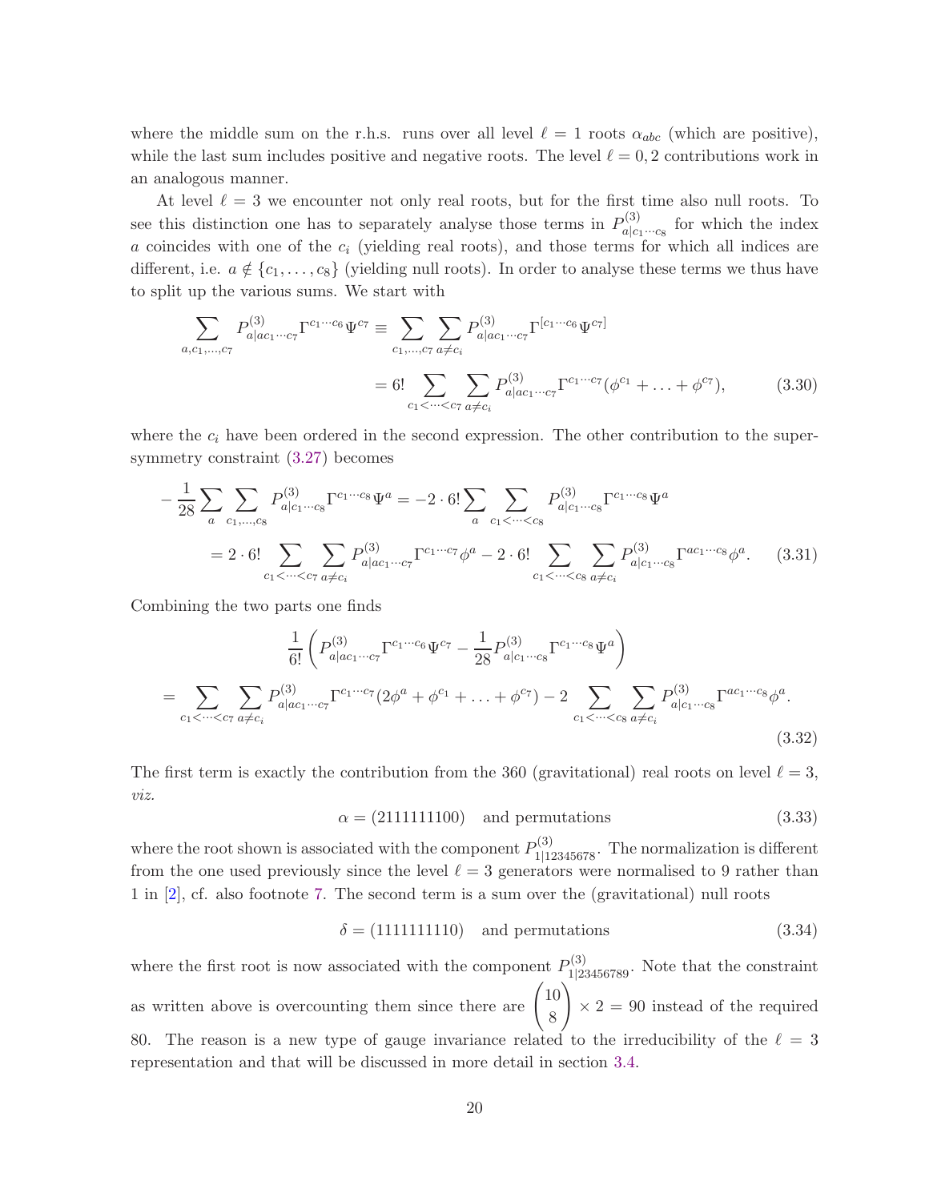where the middle sum on the r.h.s. runs over all level $\ell = 1$ roots $\alpha_{abc}$ (which are positive), while the last sum includes positive and negative roots. The level $\ell = 0, 2$ contributions work in an analogous manner.

At level $\ell = 3$ we encounter not only real roots, but for the first time also null roots. To see this distinction one has to separately analyse those terms in $P^{(3)}_{a|c_1\cdots c_8}$ for which the index $a$ coincides with one of the $c_i$ (yielding real roots), and those terms for which all indices are different, i.e. $a \notin \{c_1, \ldots, c_8\}$ (yielding null roots). In order to analyse these terms we thus have to split up the various sums. We start with

$$
\begin{aligned}
\sum_{a,c_1,\ldots,c_7} P^{(3)}_{a|ac_1\cdots c_7}\Gamma^{c_1\cdots c_6}\Psi^{c_7} &\equiv \sum_{c_1,\ldots,c_7}\sum_{a\neq c_i} P^{(3)}_{a|ac_1\cdots c_7}\Gamma^{[c_1\cdots c_6}\Psi^{c_7]} \\
&= 6! \sum_{c_1<\cdots<c_7}\sum_{a\neq c_i} P^{(3)}_{a|ac_1\cdots c_7}\Gamma^{c_1\cdots c_7}(\phi^{c_1} + \ldots + \phi^{c_7}),
\end{aligned}
\tag{3.30}
$$

where the $c_i$ have been ordered in the second expression. The other contribution to the supersymmetry constraint (3.27) becomes

$$
\begin{aligned}
-\frac{1}{28}\sum_a \sum_{c_1,\ldots,c_8} P^{(3)}_{a|c_1\cdots c_8}\Gamma^{c_1\cdots c_8}\Psi^a &= -2\cdot 6! \sum_a \sum_{c_1<\cdots<c_8} P^{(3)}_{a|c_1\cdots c_8}\Gamma^{c_1\cdots c_8}\Psi^a \\
= 2\cdot 6! \sum_{c_1<\cdots<c_7}\sum_{a\neq c_i} P^{(3)}_{a|ac_1\cdots c_7}\Gamma^{c_1\cdots c_7}\phi^a &- 2\cdot 6! \sum_{c_1<\cdots<c_8}\sum_{a\neq c_i} P^{(3)}_{a|c_1\cdots c_8}\Gamma^{ac_1\cdots c_8}\phi^a.
\end{aligned}
\tag{3.31}
$$

Combining the two parts one finds

$$
\begin{aligned}
&\frac{1}{6!}\left(P^{(3)}_{a|ac_1\cdots c_7}\Gamma^{c_1\cdots c_6}\Psi^{c_7} - \frac{1}{28}P^{(3)}_{a|c_1\cdots c_8}\Gamma^{c_1\cdots c_8}\Psi^a\right) \\
&= \sum_{c_1<\cdots<c_7}\sum_{a\neq c_i} P^{(3)}_{a|ac_1\cdots c_7}\Gamma^{c_1\cdots c_7}(2\phi^a + \phi^{c_1} + \ldots + \phi^{c_7}) - 2\sum_{c_1<\cdots<c_8}\sum_{a\neq c_i} P^{(3)}_{a|c_1\cdots c_8}\Gamma^{ac_1\cdots c_8}\phi^a.
\end{aligned}
\tag{3.32}
$$

The first term is exactly the contribution from the 360 (gravitational) real roots on level $\ell = 3$, *viz.*

$$
\alpha = (2111111100) \quad \text{and permutations} \tag{3.33}
$$

where the root shown is associated with the component $P^{(3)}_{1|12345678}$. The normalization is different from the one used previously since the level $\ell = 3$ generators were normalised to 9 rather than 1 in [2], cf. also footnote 7. The second term is a sum over the (gravitational) null roots

$$
\delta = (1111111110) \quad \text{and permutations} \tag{3.34}
$$

where the first root is now associated with the component $P^{(3)}_{1|23456789}$. Note that the constraint as written above is overcounting them since there are $\binom{10}{8} \times 2 = 90$ instead of the required 80. The reason is a new type of gauge invariance related to the irreducibility of the $\ell = 3$ representation and that will be discussed in more detail in section 3.4.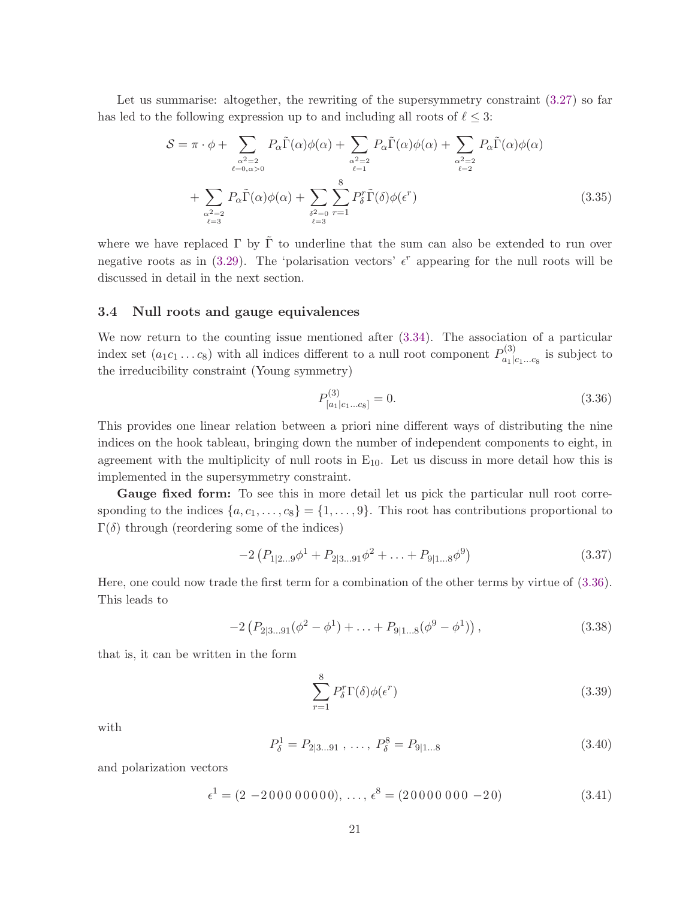Let us summarise: altogether, the rewriting of the supersymmetry constraint (3.27) so far has led to the following expression up to and including all roots of $\ell \leq 3$:

$$
\mathcal{S} = \pi \cdot \phi + \sum_{\substack{\alpha^2=2 \\ \ell=0,\alpha>0}} P_\alpha \tilde{\Gamma}(\alpha)\phi(\alpha) + \sum_{\substack{\alpha^2=2 \\ \ell=1}} P_\alpha \tilde{\Gamma}(\alpha)\phi(\alpha) + \sum_{\substack{\alpha^2=2 \\ \ell=2}} P_\alpha \tilde{\Gamma}(\alpha)\phi(\alpha)
$$

$$
+ \sum_{\substack{\alpha^2=2 \\ \ell=3}} P_\alpha \tilde{\Gamma}(\alpha)\phi(\alpha) + \sum_{\substack{\delta^2=0 \\ \ell=3}} \sum_{r=1}^{8} P_\delta^r \tilde{\Gamma}(\delta)\phi(\epsilon^r) \tag{3.35}
$$

where we have replaced $\Gamma$ by $\tilde{\Gamma}$ to underline that the sum can also be extended to run over negative roots as in (3.29). The 'polarisation vectors' $\epsilon^r$ appearing for the null roots will be discussed in detail in the next section.

### 3.4 Null roots and gauge equivalences

We now return to the counting issue mentioned after (3.34). The association of a particular index set $(a_1 c_1 \dots c_8)$ with all indices different to a null root component $P^{(3)}_{a_1|c_1\dots c_8}$ is subject to the irreducibility constraint (Young symmetry)

$$
P^{(3)}_{[a_1|c_1\dots c_8]} = 0. \tag{3.36}
$$

This provides one linear relation between a priori nine different ways of distributing the nine indices on the hook tableau, bringing down the number of independent components to eight, in agreement with the multiplicity of null roots in $\mathrm{E}_{10}$. Let us discuss in more detail how this is implemented in the supersymmetry constraint.

**Gauge fixed form:** To see this in more detail let us pick the particular null root corresponding to the indices $\{a, c_1, \dots, c_8\} = \{1, \dots, 9\}$. This root has contributions proportional to $\Gamma(\delta)$ through (reordering some of the indices)

$$
-2\left(P_{1|2\dots 9}\phi^1 + P_{2|3\dots 91}\phi^2 + \dots + P_{9|1\dots 8}\phi^9\right) \tag{3.37}
$$

Here, one could now trade the first term for a combination of the other terms by virtue of (3.36). This leads to

$$
-2\left(P_{2|3\dots 91}(\phi^2 - \phi^1) + \dots + P_{9|1\dots 8}(\phi^9 - \phi^1)\right), \tag{3.38}
$$

that is, it can be written in the form

$$
\sum_{r=1}^{8} P_\delta^r \Gamma(\delta)\phi(\epsilon^r) \tag{3.39}
$$

with

$$
P_\delta^1 = P_{2|3\dots 91}\ , \ \dots,\ P_\delta^8 = P_{9|1\dots 8} \tag{3.40}
$$

and polarization vectors

$$
\epsilon^1 = (2\ -2\,0\,0\,0\,0\ 0\,0\,0\,0),\ \dots,\ \epsilon^8 = (2\,0\,0\,0\,0\,0\ 0\,0\,0\ -2\,0) \tag{3.41}
$$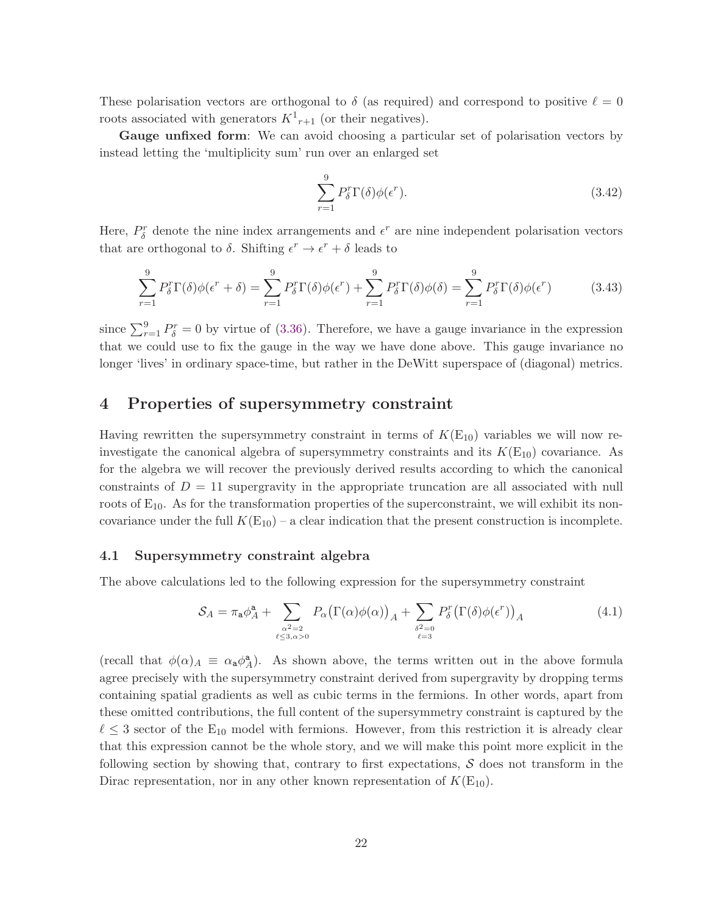These polarisation vectors are orthogonal to $\delta$ (as required) and correspond to positive $\ell = 0$ roots associated with generators $K^1{}_{r+1}$ (or their negatives).

**Gauge unfixed form**: We can avoid choosing a particular set of polarisation vectors by instead letting the 'multiplicity sum' run over an enlarged set

$$\sum_{r=1}^{9} P_\delta^r \Gamma(\delta)\phi(\epsilon^r). \tag{3.42}$$

Here, $P_\delta^r$ denote the nine index arrangements and $\epsilon^r$ are nine independent polarisation vectors that are orthogonal to $\delta$. Shifting $\epsilon^r \to \epsilon^r + \delta$ leads to

$$\sum_{r=1}^{9} P_\delta^r \Gamma(\delta)\phi(\epsilon^r + \delta) = \sum_{r=1}^{9} P_\delta^r \Gamma(\delta)\phi(\epsilon^r) + \sum_{r=1}^{9} P_\delta^r \Gamma(\delta)\phi(\delta) = \sum_{r=1}^{9} P_\delta^r \Gamma(\delta)\phi(\epsilon^r) \tag{3.43}$$

since $\sum_{r=1}^{9} P_\delta^r = 0$ by virtue of (3.36). Therefore, we have a gauge invariance in the expression that we could use to fix the gauge in the way we have done above. This gauge invariance no longer 'lives' in ordinary space-time, but rather in the DeWitt superspace of (diagonal) metrics.

# 4 Properties of supersymmetry constraint

Having rewritten the supersymmetry constraint in terms of $K(\mathrm{E}_{10})$ variables we will now re-investigate the canonical algebra of supersymmetry constraints and its $K(\mathrm{E}_{10})$ covariance. As for the algebra we will recover the previously derived results according to which the canonical constraints of $D = 11$ supergravity in the appropriate truncation are all associated with null roots of $\mathrm{E}_{10}$. As for the transformation properties of the superconstraint, we will exhibit its non-covariance under the full $K(\mathrm{E}_{10})$ – a clear indication that the present construction is incomplete.

## 4.1 Supersymmetry constraint algebra

The above calculations led to the following expression for the supersymmetry constraint

$$\mathcal{S}_A = \pi_{\mathsf{a}}\phi_A^{\mathsf{a}} + \sum_{\substack{\alpha^2=2 \\ \ell\leq 3, \alpha>0}} P_\alpha\big(\Gamma(\alpha)\phi(\alpha)\big)_A + \sum_{\substack{\delta^2=0 \\ \ell=3}} P_\delta^r\big(\Gamma(\delta)\phi(\epsilon^r)\big)_A \tag{4.1}$$

(recall that $\phi(\alpha)_A \equiv \alpha_{\mathsf{a}}\phi_A^{\mathsf{a}}$). As shown above, the terms written out in the above formula agree precisely with the supersymmetry constraint derived from supergravity by dropping terms containing spatial gradients as well as cubic terms in the fermions. In other words, apart from these omitted contributions, the full content of the supersymmetry constraint is captured by the $\ell \leq 3$ sector of the $\mathrm{E}_{10}$ model with fermions. However, from this restriction it is already clear that this expression cannot be the whole story, and we will make this point more explicit in the following section by showing that, contrary to first expectations, $\mathcal{S}$ does not transform in the Dirac representation, nor in any other known representation of $K(\mathrm{E}_{10})$.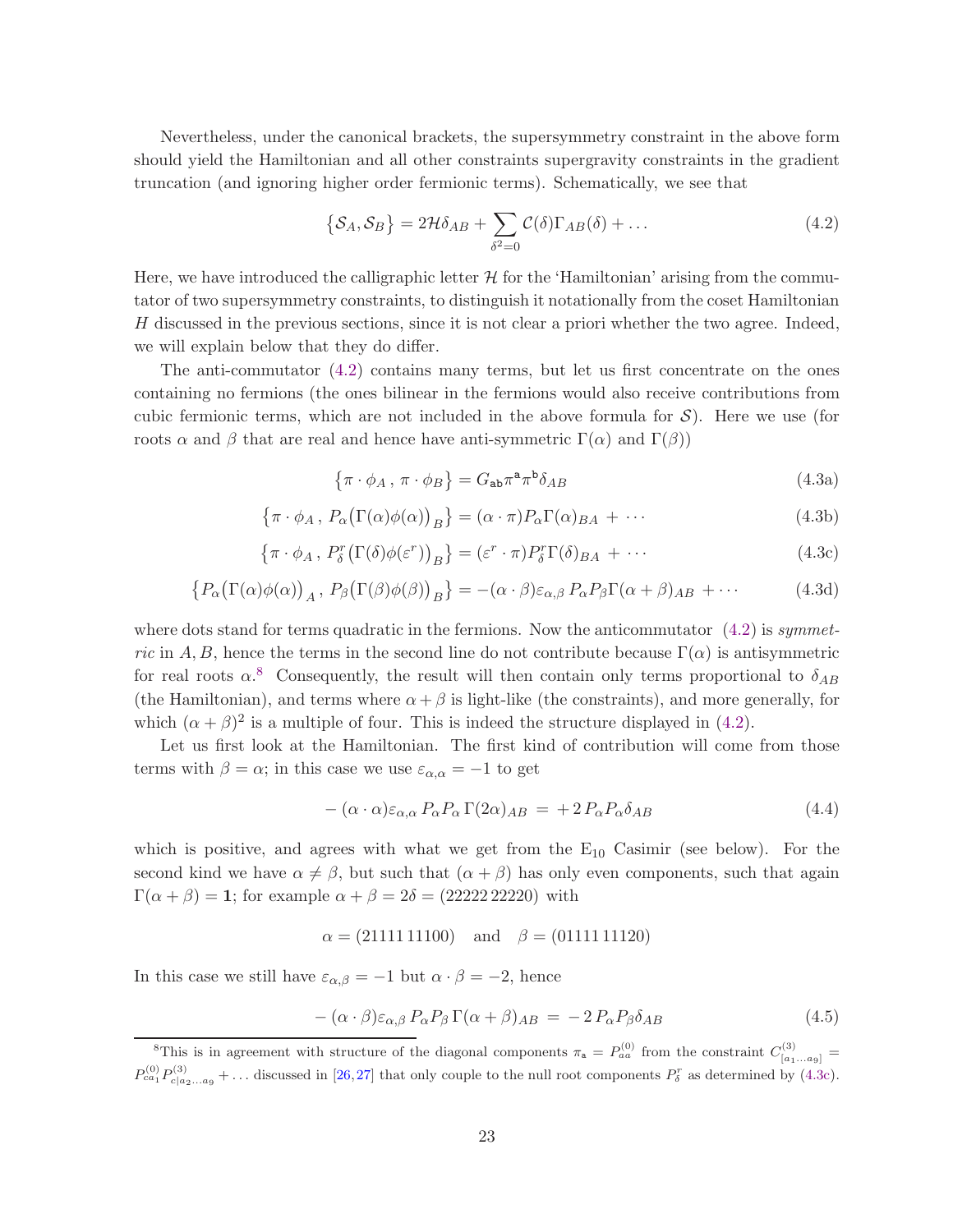Nevertheless, under the canonical brackets, the supersymmetry constraint in the above form should yield the Hamiltonian and all other constraints supergravity constraints in the gradient truncation (and ignoring higher order fermionic terms). Schematically, we see that

$$\{\mathcal{S}_A, \mathcal{S}_B\} = 2\mathcal{H}\delta_{AB} + \sum_{\delta^2=0} \mathcal{C}(\delta)\Gamma_{AB}(\delta) + \dots \tag{4.2}$$

Here, we have introduced the calligraphic letter $\mathcal{H}$ for the 'Hamiltonian' arising from the commutator of two supersymmetry constraints, to distinguish it notationally from the coset Hamiltonian $H$ discussed in the previous sections, since it is not clear a priori whether the two agree. Indeed, we will explain below that they do differ.

The anti-commutator (4.2) contains many terms, but let us first concentrate on the ones containing no fermions (the ones bilinear in the fermions would also receive contributions from cubic fermionic terms, which are not included in the above formula for $\mathcal{S}$). Here we use (for roots $\alpha$ and $\beta$ that are real and hence have anti-symmetric $\Gamma(\alpha)$ and $\Gamma(\beta)$)

$$\{\pi \cdot \phi_A \,,\, \pi \cdot \phi_B\} = G_{\mathsf{ab}}\pi^{\mathsf{a}}\pi^{\mathsf{b}}\delta_{AB} \tag{4.3a}$$

$$\{\pi \cdot \phi_A \,,\, P_\alpha\big(\Gamma(\alpha)\phi(\alpha)\big)_B\} = (\alpha \cdot \pi)P_\alpha\Gamma(\alpha)_{BA} + \cdots \tag{4.3b}$$

$$\{\pi \cdot \phi_A \,,\, P_\delta^r\big(\Gamma(\delta)\phi(\varepsilon^r)\big)_B\} = (\varepsilon^r \cdot \pi)P_\delta^r\Gamma(\delta)_{BA} + \cdots \tag{4.3c}$$

$$\{P_\alpha\big(\Gamma(\alpha)\phi(\alpha)\big)_A \,,\, P_\beta\big(\Gamma(\beta)\phi(\beta)\big)_B\} = -(\alpha \cdot \beta)\varepsilon_{\alpha,\beta}\, P_\alpha P_\beta \Gamma(\alpha+\beta)_{AB} + \cdots \tag{4.3d}$$

where dots stand for terms quadratic in the fermions. Now the anticommutator (4.2) is *symmetric* in $A, B$, hence the terms in the second line do not contribute because $\Gamma(\alpha)$ is antisymmetric for real roots $\alpha$.[8] Consequently, the result will then contain only terms proportional to $\delta_{AB}$ (the Hamiltonian), and terms where $\alpha+\beta$ is light-like (the constraints), and more generally, for which $(\alpha+\beta)^2$ is a multiple of four. This is indeed the structure displayed in (4.2).

Let us first look at the Hamiltonian. The first kind of contribution will come from those terms with $\beta = \alpha$; in this case we use $\varepsilon_{\alpha,\alpha} = -1$ to get

$$-(\alpha \cdot \alpha)\varepsilon_{\alpha,\alpha}\, P_\alpha P_\alpha\, \Gamma(2\alpha)_{AB} \,=\, +2\, P_\alpha P_\alpha \delta_{AB} \tag{4.4}$$

which is positive, and agrees with what we get from the $E_{10}$ Casimir (see below). For the second kind we have $\alpha \neq \beta$, but such that $(\alpha+\beta)$ has only even components, such that again $\Gamma(\alpha+\beta) = \mathbf{1}$; for example $\alpha+\beta = 2\delta = (22222\,22220)$ with

$$\alpha = (21111\,11100) \quad \text{and} \quad \beta = (01111\,11120)$$

In this case we still have $\varepsilon_{\alpha,\beta} = -1$ but $\alpha \cdot \beta = -2$, hence

$$-(\alpha \cdot \beta)\varepsilon_{\alpha,\beta}\, P_\alpha P_\beta\, \Gamma(\alpha+\beta)_{AB} \,=\, -2\, P_\alpha P_\beta \delta_{AB} \tag{4.5}$$

[8] This is in agreement with structure of the diagonal components $\pi_{\mathsf{a}} = P^{(0)}_{aa}$ from the constraint $C^{(3)}_{[a_1\dots a_9]} = P^{(0)}_{ca_1}P^{(3)}_{c|a_2\dots a_9} + \dots$ discussed in [26,27] that only couple to the null root components $P^r_\delta$ as determined by (4.3c).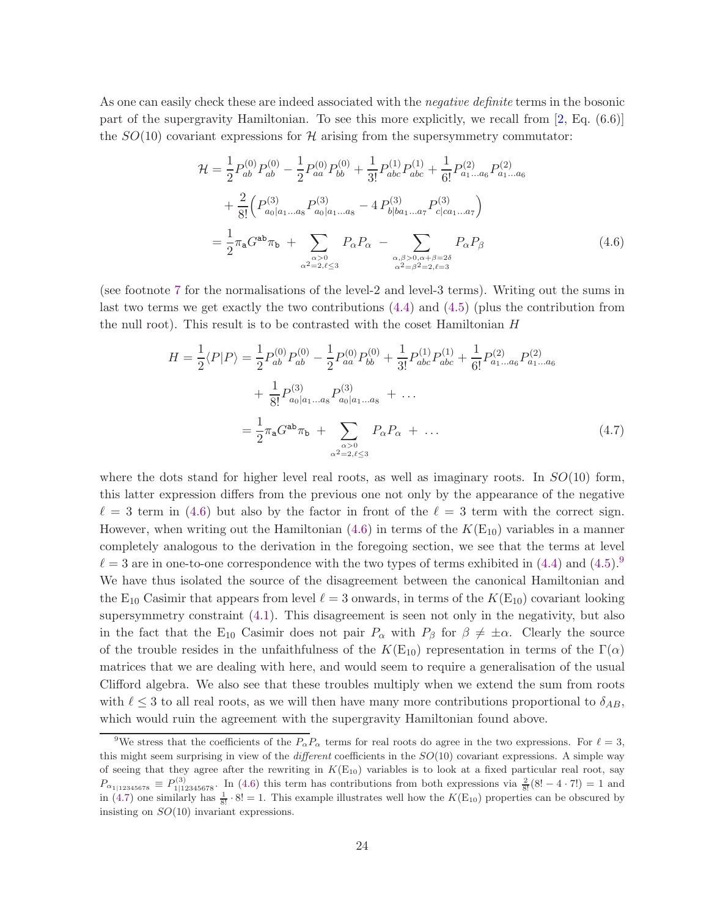As one can easily check these are indeed associated with the *negative definite* terms in the bosonic part of the supergravity Hamiltonian. To see this more explicitly, we recall from [2, Eq. (6.6)] the $SO(10)$ covariant expressions for $\mathcal{H}$ arising from the supersymmetry commutator:

$$
\begin{aligned}
\mathcal{H} &= \frac{1}{2}P^{(0)}_{ab}P^{(0)}_{ab} - \frac{1}{2}P^{(0)}_{aa}P^{(0)}_{bb} + \frac{1}{3!}P^{(1)}_{abc}P^{(1)}_{abc} + \frac{1}{6!}P^{(2)}_{a_1\ldots a_6}P^{(2)}_{a_1\ldots a_6} \\
&\quad + \frac{2}{8!}\Big(P^{(3)}_{a_0|a_1\ldots a_8}P^{(3)}_{a_0|a_1\ldots a_8} - 4\,P^{(3)}_{b|ba_1\ldots a_7}P^{(3)}_{c|ca_1\ldots a_7}\Big) \\
&= \frac{1}{2}\pi_{\mathtt{a}}G^{\mathtt{ab}}\pi_{\mathtt{b}} \;+ \sum_{\substack{\alpha>0\\ \alpha^2=2,\ell\leq 3}} P_\alpha P_\alpha \;- \sum_{\substack{\alpha,\beta>0,\alpha+\beta=2\delta\\ \alpha^2=\beta^2=2,\ell=3}} P_\alpha P_\beta
\end{aligned}
\tag{4.6}
$$

(see footnote 7 for the normalisations of the level-2 and level-3 terms). Writing out the sums in last two terms we get exactly the two contributions (4.4) and (4.5) (plus the contribution from the null root). This result is to be contrasted with the coset Hamiltonian $H$

$$
\begin{aligned}
H = \frac{1}{2}\langle P|P\rangle &= \frac{1}{2}P^{(0)}_{ab}P^{(0)}_{ab} - \frac{1}{2}P^{(0)}_{aa}P^{(0)}_{bb} + \frac{1}{3!}P^{(1)}_{abc}P^{(1)}_{abc} + \frac{1}{6!}P^{(2)}_{a_1\ldots a_6}P^{(2)}_{a_1\ldots a_6} \\
&\quad + \frac{1}{8!}P^{(3)}_{a_0|a_1\ldots a_8}P^{(3)}_{a_0|a_1\ldots a_8} \;+\;\ldots \\
&= \frac{1}{2}\pi_{\mathtt{a}}G^{\mathtt{ab}}\pi_{\mathtt{b}} \;+ \sum_{\substack{\alpha>0\\ \alpha^2=2,\ell\leq 3}} P_\alpha P_\alpha \;+\;\ldots
\end{aligned}
\tag{4.7}
$$

where the dots stand for higher level real roots, as well as imaginary roots. In $SO(10)$ form, this latter expression differs from the previous one not only by the appearance of the negative $\ell=3$ term in (4.6) but also by the factor in front of the $\ell=3$ term with the correct sign. However, when writing out the Hamiltonian (4.6) in terms of the $K(\mathrm{E}_{10})$ variables in a manner completely analogous to the derivation in the foregoing section, we see that the terms at level $\ell=3$ are in one-to-one correspondence with the two types of terms exhibited in (4.4) and (4.5).[9] We have thus isolated the source of the disagreement between the canonical Hamiltonian and the $\mathrm{E}_{10}$ Casimir that appears from level $\ell=3$ onwards, in terms of the $K(\mathrm{E}_{10})$ covariant looking supersymmetry constraint (4.1). This disagreement is seen not only in the negativity, but also in the fact that the $\mathrm{E}_{10}$ Casimir does not pair $P_\alpha$ with $P_\beta$ for $\beta\neq\pm\alpha$. Clearly the source of the trouble resides in the unfaithfulness of the $K(\mathrm{E}_{10})$ representation in terms of the $\Gamma(\alpha)$ matrices that we are dealing with here, and would seem to require a generalisation of the usual Clifford algebra. We also see that these troubles multiply when we extend the sum from roots with $\ell\leq 3$ to all real roots, as we will then have many more contributions proportional to $\delta_{AB}$, which would ruin the agreement with the supergravity Hamiltonian found above.

[9] We stress that the coefficients of the $P_\alpha P_\alpha$ terms for real roots do agree in the two expressions. For $\ell=3$, this might seem surprising in view of the *different* coefficients in the $SO(10)$ covariant expressions. A simple way of seeing that they agree after the rewriting in $K(\mathrm{E}_{10})$ variables is to look at a fixed particular real root, say $P_{\alpha_{1|12345678}} \equiv P^{(3)}_{1|12345678}$. In (4.6) this term has contributions from both expressions via $\frac{2}{8!}(8!-4\cdot 7!)=1$ and in (4.7) one similarly has $\frac{1}{8!}\cdot 8!=1$. This example illustrates well how the $K(\mathrm{E}_{10})$ properties can be obscured by insisting on $SO(10)$ invariant expressions.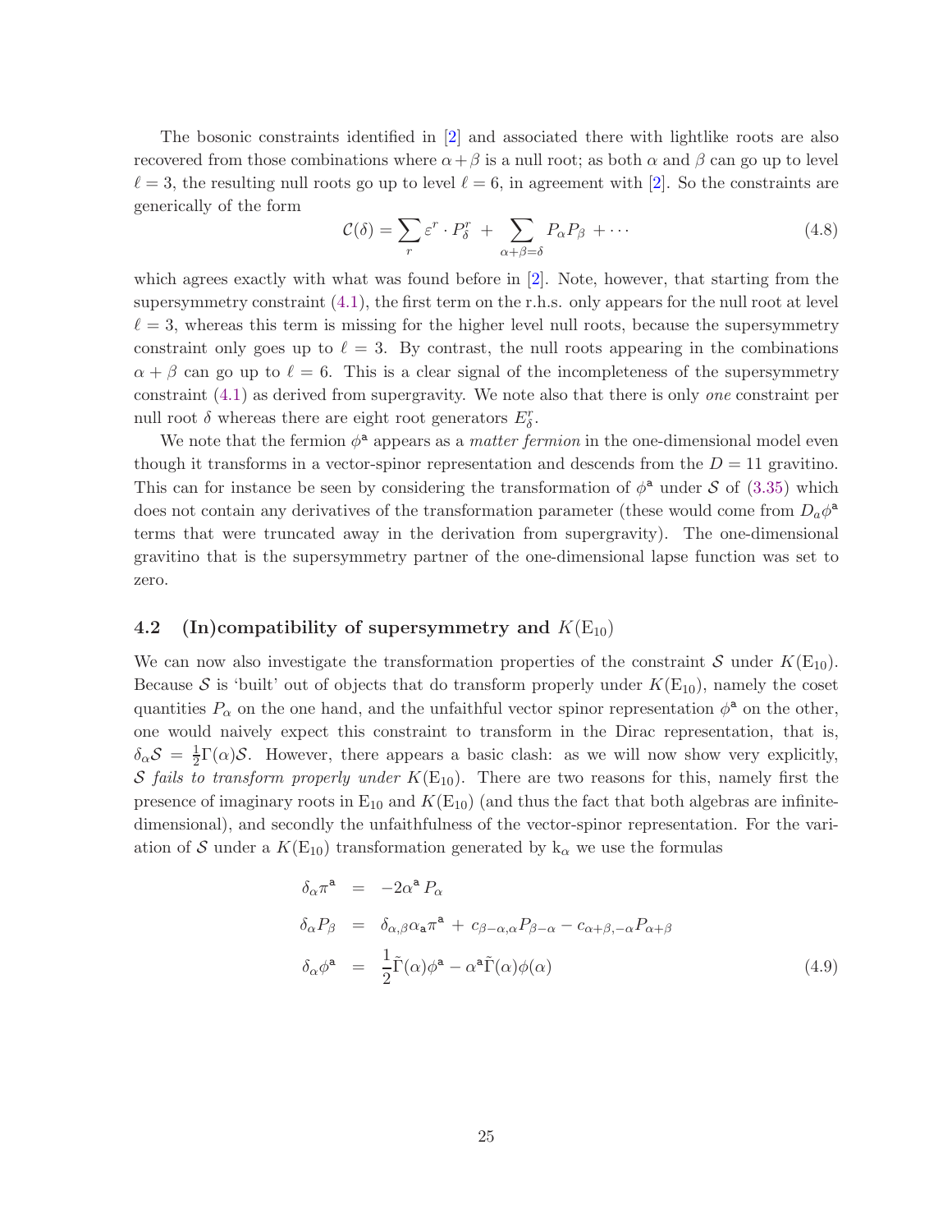The bosonic constraints identified in [2] and associated there with lightlike roots are also recovered from those combinations where $\alpha + \beta$ is a null root; as both $\alpha$ and $\beta$ can go up to level $\ell = 3$, the resulting null roots go up to level $\ell = 6$, in agreement with [2]. So the constraints are generically of the form

$$\mathcal{C}(\delta) = \sum_r \varepsilon^r \cdot P^r_\delta \; + \sum_{\alpha+\beta=\delta} P_\alpha P_\beta \; + \cdots \tag{4.8}$$

which agrees exactly with what was found before in [2]. Note, however, that starting from the supersymmetry constraint (4.1), the first term on the r.h.s. only appears for the null root at level $\ell = 3$, whereas this term is missing for the higher level null roots, because the supersymmetry constraint only goes up to $\ell = 3$. By contrast, the null roots appearing in the combinations $\alpha + \beta$ can go up to $\ell = 6$. This is a clear signal of the incompleteness of the supersymmetry constraint (4.1) as derived from supergravity. We note also that there is only *one* constraint per null root $\delta$ whereas there are eight root generators $E^r_\delta$.

We note that the fermion $\phi^{\mathsf{a}}$ appears as a *matter fermion* in the one-dimensional model even though it transforms in a vector-spinor representation and descends from the $D = 11$ gravitino. This can for instance be seen by considering the transformation of $\phi^{\mathsf{a}}$ under $\mathcal{S}$ of (3.35) which does not contain any derivatives of the transformation parameter (these would come from $D_a \phi^{\mathsf{a}}$ terms that were truncated away in the derivation from supergravity). The one-dimensional gravitino that is the supersymmetry partner of the one-dimensional lapse function was set to zero.

## 4.2 (In)compatibility of supersymmetry and $K(\mathrm{E}_{10})$

We can now also investigate the transformation properties of the constraint $\mathcal{S}$ under $K(\mathrm{E}_{10})$. Because $\mathcal{S}$ is 'built' out of objects that do transform properly under $K(\mathrm{E}_{10})$, namely the coset quantities $P_\alpha$ on the one hand, and the unfaithful vector spinor representation $\phi^{\mathsf{a}}$ on the other, one would naively expect this constraint to transform in the Dirac representation, that is, $\delta_\alpha \mathcal{S} = \frac{1}{2}\Gamma(\alpha)\mathcal{S}$. However, there appears a basic clash: as we will now show very explicitly, *$\mathcal{S}$ fails to transform properly under $K(\mathrm{E}_{10})$*. There are two reasons for this, namely first the presence of imaginary roots in $\mathrm{E}_{10}$ and $K(\mathrm{E}_{10})$ (and thus the fact that both algebras are infinite-dimensional), and secondly the unfaithfulness of the vector-spinor representation. For the variation of $\mathcal{S}$ under a $K(\mathrm{E}_{10})$ transformation generated by $\mathrm{k}_\alpha$ we use the formulas

$$\begin{aligned}
\delta_\alpha \pi^{\mathsf{a}} &= -2\alpha^{\mathsf{a}}\, P_\alpha \\
\delta_\alpha P_\beta &= \delta_{\alpha,\beta}\alpha_{\mathsf{a}}\pi^{\mathsf{a}} + c_{\beta-\alpha,\alpha} P_{\beta-\alpha} - c_{\alpha+\beta,-\alpha} P_{\alpha+\beta} \\
\delta_\alpha \phi^{\mathsf{a}} &= \frac{1}{2}\tilde{\Gamma}(\alpha)\phi^{\mathsf{a}} - \alpha^{\mathsf{a}}\tilde{\Gamma}(\alpha)\phi(\alpha)
\end{aligned} \tag{4.9}$$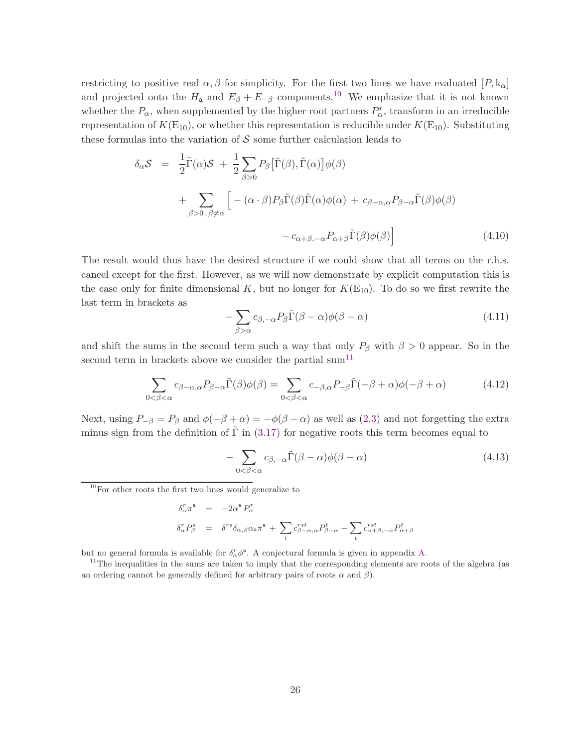restricting to positive real $\alpha, \beta$ for simplicity. For the first two lines we have evaluated $[P, \mathrm{k}_\alpha]$ and projected onto the $H_{\mathsf{a}}$ and $E_\beta + E_{-\beta}$ components.[10] We emphasize that it is not known whether the $P_\alpha$, when supplemented by the higher root partners $P^r_\alpha$, transform in an irreducible representation of $K(\mathrm{E}_{10})$, or whether this representation is reducible under $K(\mathrm{E}_{10})$. Substituting these formulas into the variation of $\mathcal{S}$ some further calculation leads to

$$
\begin{aligned}
\delta_\alpha \mathcal{S} &= \frac{1}{2}\tilde{\Gamma}(\alpha)\mathcal{S} \;+\; \frac{1}{2}\sum_{\beta>0} P_\beta \big[\tilde{\Gamma}(\beta), \tilde{\Gamma}(\alpha)\big]\phi(\beta) \\
&\quad + \sum_{\beta>0\,,\,\beta\neq\alpha} \Big[ -(\alpha\cdot\beta) P_\beta \tilde{\Gamma}(\beta)\tilde{\Gamma}(\alpha)\phi(\alpha) \;+\; c_{\beta-\alpha,\alpha} P_{\beta-\alpha}\tilde{\Gamma}(\beta)\phi(\beta) \\
&\qquad\qquad\qquad - c_{\alpha+\beta,-\alpha} P_{\alpha+\beta}\tilde{\Gamma}(\beta)\phi(\beta)\Big]
\end{aligned}
\tag{4.10}
$$

The result would thus have the desired structure if we could show that all terms on the r.h.s. cancel except for the first. However, as we will now demonstrate by explicit computation this is the case only for finite dimensional $K$, but no longer for $K(\mathrm{E}_{10})$. To do so we first rewrite the last term in brackets as

$$
-\sum_{\beta>\alpha} c_{\beta,-\alpha} P_\beta \tilde{\Gamma}(\beta-\alpha)\phi(\beta-\alpha) \tag{4.11}
$$

and shift the sums in the second term such a way that only $P_\beta$ with $\beta > 0$ appear. So in the second term in brackets above we consider the partial sum[11]

$$
\sum_{0<\beta<\alpha} c_{\beta-\alpha,\alpha} P_{\beta-\alpha}\tilde{\Gamma}(\beta)\phi(\beta) = \sum_{0<\beta<\alpha} c_{-\beta,\alpha} P_{-\beta}\tilde{\Gamma}(-\beta+\alpha)\phi(-\beta+\alpha) \tag{4.12}
$$

Next, using $P_{-\beta} = P_\beta$ and $\phi(-\beta+\alpha) = -\phi(\beta-\alpha)$ as well as (2.3) and not forgetting the extra minus sign from the definition of $\tilde{\Gamma}$ in (3.17) for negative roots this term becomes equal to

$$
-\sum_{0<\beta<\alpha} c_{\beta,-\alpha}\tilde{\Gamma}(\beta-\alpha)\phi(\beta-\alpha) \tag{4.13}
$$

[10] For other roots the first two lines would generalize to

$$
\begin{aligned}
\delta^r_\alpha \pi^{\mathsf{a}} &= -2\alpha^{\mathsf{a}} P^r_\alpha \\
\delta^r_\alpha P^s_\beta &= \delta^{rs}\delta_{\alpha,\beta}\alpha_{\mathsf{a}}\pi^{\mathsf{a}} + \sum_t c^{rst}_{\beta-\alpha,\alpha} P^t_{\beta-\alpha} - \sum_t c^{rst}_{\alpha+\beta,-\alpha} P^t_{\alpha+\beta}
\end{aligned}
$$

but no general formula is available for $\delta^r_\alpha \phi^{\mathsf{a}}$. A conjectural formula is given in appendix A.

[11] The inequalities in the sums are taken to imply that the corresponding elements are roots of the algebra (as an ordering cannot be generally defined for arbitrary pairs of roots $\alpha$ and $\beta$).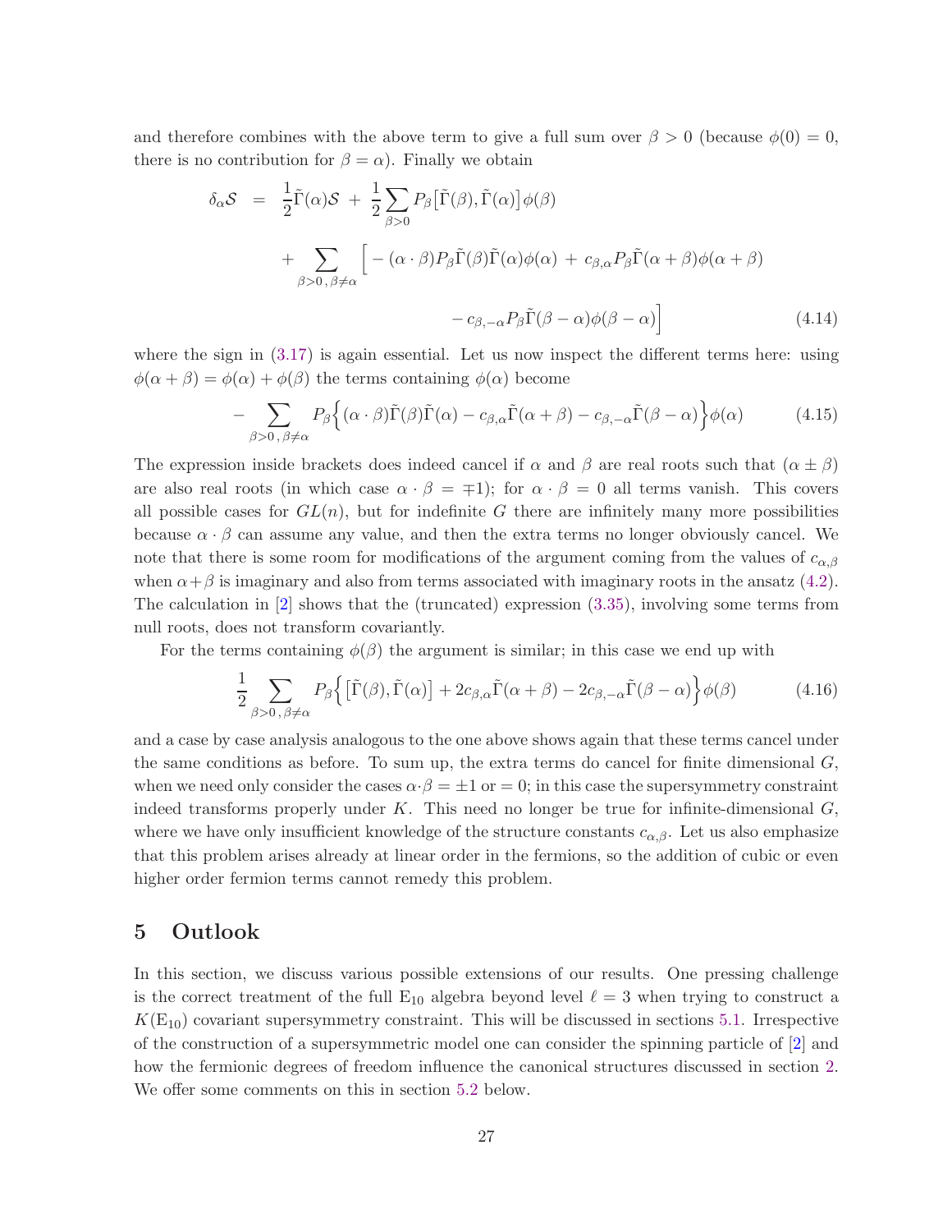and therefore combines with the above term to give a full sum over $\beta > 0$ (because $\phi(0) = 0$, there is no contribution for $\beta = \alpha$). Finally we obtain

$$
\begin{aligned}
\delta_\alpha \mathcal{S} \;\; &= \;\; \frac{1}{2}\tilde{\Gamma}(\alpha)\mathcal{S} \;+\; \frac{1}{2}\sum_{\beta>0} P_\beta\big[\tilde{\Gamma}(\beta),\tilde{\Gamma}(\alpha)\big]\phi(\beta) \\
&\quad + \sum_{\beta>0\,,\,\beta\neq\alpha}\Big[-(\alpha\cdot\beta)P_\beta\tilde{\Gamma}(\beta)\tilde{\Gamma}(\alpha)\phi(\alpha) \;+\; c_{\beta,\alpha}P_\beta\tilde{\Gamma}(\alpha+\beta)\phi(\alpha+\beta) \\
&\qquad\qquad\qquad\qquad - c_{\beta,-\alpha}P_\beta\tilde{\Gamma}(\beta-\alpha)\phi(\beta-\alpha)\Big] \qquad\qquad (4.14)
\end{aligned}
$$

where the sign in (3.17) is again essential. Let us now inspect the different terms here: using $\phi(\alpha+\beta) = \phi(\alpha) + \phi(\beta)$ the terms containing $\phi(\alpha)$ become

$$
-\sum_{\beta>0\,,\,\beta\neq\alpha} P_\beta\Big\{(\alpha\cdot\beta)\tilde{\Gamma}(\beta)\tilde{\Gamma}(\alpha) - c_{\beta,\alpha}\tilde{\Gamma}(\alpha+\beta) - c_{\beta,-\alpha}\tilde{\Gamma}(\beta-\alpha)\Big\}\phi(\alpha) \qquad (4.15)
$$

The expression inside brackets does indeed cancel if $\alpha$ and $\beta$ are real roots such that $(\alpha\pm\beta)$ are also real roots (in which case $\alpha\cdot\beta = \mp 1$); for $\alpha\cdot\beta = 0$ all terms vanish. This covers all possible cases for $GL(n)$, but for indefinite $G$ there are infinitely many more possibilities because $\alpha\cdot\beta$ can assume any value, and then the extra terms no longer obviously cancel. We note that there is some room for modifications of the argument coming from the values of $c_{\alpha,\beta}$ when $\alpha+\beta$ is imaginary and also from terms associated with imaginary roots in the ansatz (4.2). The calculation in [2] shows that the (truncated) expression (3.35), involving some terms from null roots, does not transform covariantly.

For the terms containing $\phi(\beta)$ the argument is similar; in this case we end up with

$$
\frac{1}{2}\sum_{\beta>0\,,\,\beta\neq\alpha} P_\beta\Big\{\big[\tilde{\Gamma}(\beta),\tilde{\Gamma}(\alpha)\big] + 2c_{\beta,\alpha}\tilde{\Gamma}(\alpha+\beta) - 2c_{\beta,-\alpha}\tilde{\Gamma}(\beta-\alpha)\Big\}\phi(\beta) \qquad (4.16)
$$

and a case by case analysis analogous to the one above shows again that these terms cancel under the same conditions as before. To sum up, the extra terms do cancel for finite dimensional $G$, when we need only consider the cases $\alpha\cdot\beta = \pm 1$ or $= 0$; in this case the supersymmetry constraint indeed transforms properly under $K$. This need no longer be true for infinite-dimensional $G$, where we have only insufficient knowledge of the structure constants $c_{\alpha,\beta}$. Let us also emphasize that this problem arises already at linear order in the fermions, so the addition of cubic or even higher order fermion terms cannot remedy this problem.

# 5 Outlook

In this section, we discuss various possible extensions of our results. One pressing challenge is the correct treatment of the full $\mathrm{E}_{10}$ algebra beyond level $\ell = 3$ when trying to construct a $K(\mathrm{E}_{10})$ covariant supersymmetry constraint. This will be discussed in sections 5.1. Irrespective of the construction of a supersymmetric model one can consider the spinning particle of [2] and how the fermionic degrees of freedom influence the canonical structures discussed in section 2. We offer some comments on this in section 5.2 below.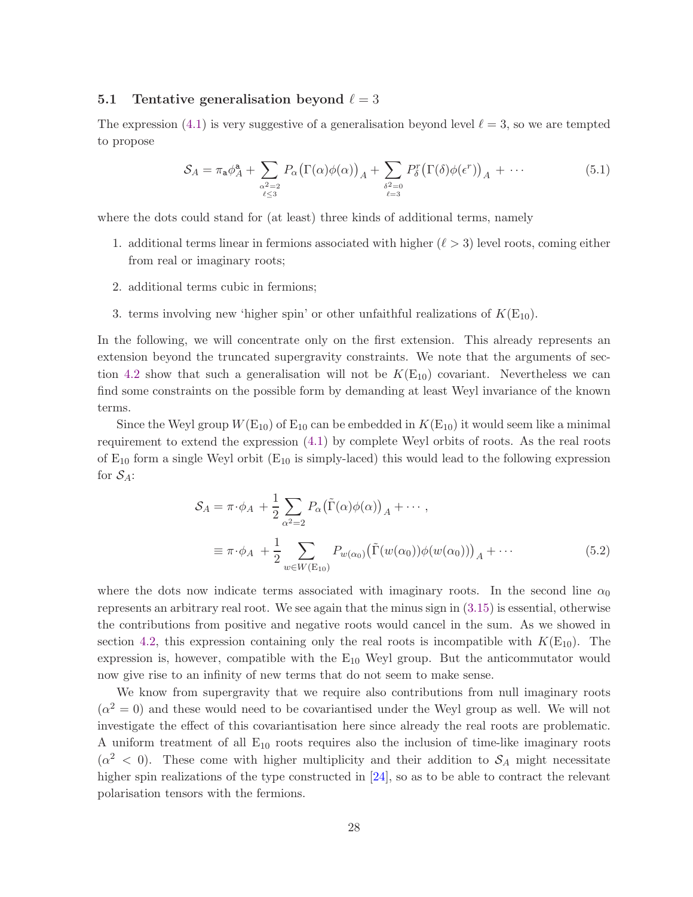### 5.1 Tentative generalisation beyond $\ell = 3$

The expression (4.1) is very suggestive of a generalisation beyond level $\ell = 3$, so we are tempted to propose

$$\mathcal{S}_A = \pi_{\mathsf{a}}\phi^{\mathsf{a}}_A + \sum_{\substack{\alpha^2=2 \\ \ell\leq 3}} P_\alpha\big(\Gamma(\alpha)\phi(\alpha)\big)_A + \sum_{\substack{\delta^2=0 \\ \ell=3}} P^r_\delta\big(\Gamma(\delta)\phi(\epsilon^r)\big)_A + \cdots \tag{5.1}$$

where the dots could stand for (at least) three kinds of additional terms, namely

1. additional terms linear in fermions associated with higher ($\ell > 3$) level roots, coming either from real or imaginary roots;
2. additional terms cubic in fermions;
3. terms involving new 'higher spin' or other unfaithful realizations of $K(\mathrm{E}_{10})$.

In the following, we will concentrate only on the first extension. This already represents an extension beyond the truncated supergravity constraints. We note that the arguments of section 4.2 show that such a generalisation will not be $K(\mathrm{E}_{10})$ covariant. Nevertheless we can find some constraints on the possible form by demanding at least Weyl invariance of the known terms.

Since the Weyl group $W(\mathrm{E}_{10})$ of $\mathrm{E}_{10}$ can be embedded in $K(\mathrm{E}_{10})$ it would seem like a minimal requirement to extend the expression (4.1) by complete Weyl orbits of roots. As the real roots of $\mathrm{E}_{10}$ form a single Weyl orbit ($\mathrm{E}_{10}$ is simply-laced) this would lead to the following expression for $\mathcal{S}_A$:

$$\begin{aligned}
\mathcal{S}_A &= \pi\cdot\phi_A + \frac{1}{2}\sum_{\alpha^2=2} P_\alpha\big(\tilde{\Gamma}(\alpha)\phi(\alpha)\big)_A + \cdots\,, \\
&\equiv \pi\cdot\phi_A + \frac{1}{2}\sum_{w\in W(\mathrm{E}_{10})} P_{w(\alpha_0)}\big(\tilde{\Gamma}(w(\alpha_0))\phi(w(\alpha_0))\big)_A + \cdots
\end{aligned} \tag{5.2}$$

where the dots now indicate terms associated with imaginary roots. In the second line $\alpha_0$ represents an arbitrary real root. We see again that the minus sign in (3.15) is essential, otherwise the contributions from positive and negative roots would cancel in the sum. As we showed in section 4.2, this expression containing only the real roots is incompatible with $K(\mathrm{E}_{10})$. The expression is, however, compatible with the $\mathrm{E}_{10}$ Weyl group. But the anticommutator would now give rise to an infinity of new terms that do not seem to make sense.

We know from supergravity that we require also contributions from null imaginary roots ($\alpha^2 = 0$) and these would need to be covariantised under the Weyl group as well. We will not investigate the effect of this covariantisation here since already the real roots are problematic. A uniform treatment of all $\mathrm{E}_{10}$ roots requires also the inclusion of time-like imaginary roots ($\alpha^2 < 0$). These come with higher multiplicity and their addition to $\mathcal{S}_A$ might necessitate higher spin realizations of the type constructed in [24], so as to be able to contract the relevant polarisation tensors with the fermions.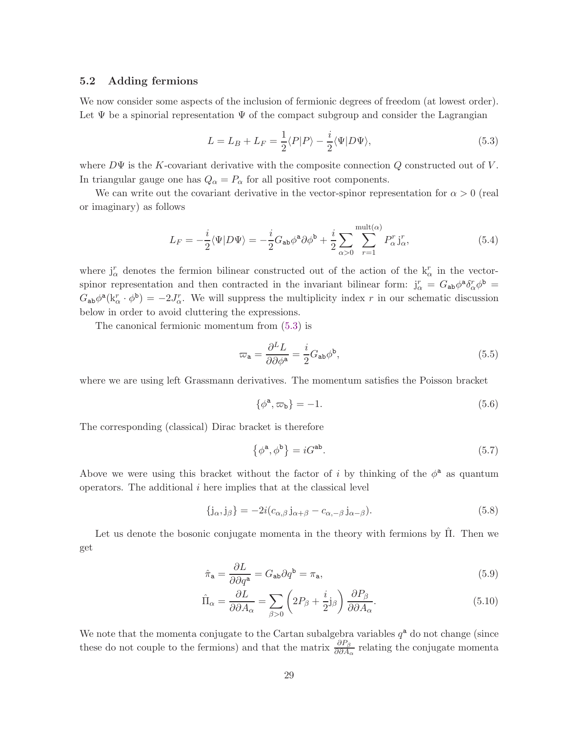### 5.2 Adding fermions

We now consider some aspects of the inclusion of fermionic degrees of freedom (at lowest order). Let $\Psi$ be a spinorial representation $\Psi$ of the compact subgroup and consider the Lagrangian

$$L = L_B + L_F = \frac{1}{2}\langle P|P\rangle - \frac{i}{2}\langle \Psi|D\Psi\rangle, \tag{5.3}$$

where $D\Psi$ is the $K$-covariant derivative with the composite connection $Q$ constructed out of $V$. In triangular gauge one has $Q_\alpha = P_\alpha$ for all positive root components.

We can write out the covariant derivative in the vector-spinor representation for $\alpha > 0$ (real or imaginary) as follows

$$L_F = -\frac{i}{2}\langle \Psi|D\Psi\rangle = -\frac{i}{2}G_{\mathsf{ab}}\phi^{\mathsf{a}}\partial\phi^{\mathsf{b}} + \frac{i}{2}\sum_{\alpha>0}\sum_{r=1}^{\mathrm{mult}(\alpha)} P_\alpha^r\,\mathrm{j}_\alpha^r, \tag{5.4}$$

where $\mathrm{j}_\alpha^r$ denotes the fermion bilinear constructed out of the action of the $\mathrm{k}_\alpha^r$ in the vector-spinor representation and then contracted in the invariant bilinear form: $\mathrm{j}_\alpha^r = G_{\mathsf{ab}}\phi^{\mathsf{a}}\delta_\alpha^r\phi^{\mathsf{b}} = G_{\mathsf{ab}}\phi^{\mathsf{a}}(\mathrm{k}_\alpha^r\cdot\phi^{\mathsf{b}}) = -2J_\alpha^r$. We will suppress the multiplicity index $r$ in our schematic discussion below in order to avoid cluttering the expressions.

The canonical fermionic momentum from (5.3) is

$$\varpi_{\mathsf{a}} = \frac{\partial^L L}{\partial\partial\phi^{\mathsf{a}}} = \frac{i}{2}G_{\mathsf{ab}}\phi^{\mathsf{b}}, \tag{5.5}$$

where we are using left Grassmann derivatives. The momentum satisfies the Poisson bracket

$$\{\phi^{\mathsf{a}}, \varpi_{\mathsf{b}}\} = -1. \tag{5.6}$$

The corresponding (classical) Dirac bracket is therefore

$$\left\{\phi^{\mathsf{a}}, \phi^{\mathsf{b}}\right\} = iG^{\mathsf{ab}}. \tag{5.7}$$

Above we were using this bracket without the factor of $i$ by thinking of the $\phi^{\mathsf{a}}$ as quantum operators. The additional $i$ here implies that at the classical level

$$\{\mathrm{j}_\alpha, \mathrm{j}_\beta\} = -2i(c_{\alpha,\beta}\,\mathrm{j}_{\alpha+\beta} - c_{\alpha,-\beta}\,\mathrm{j}_{\alpha-\beta}). \tag{5.8}$$

Let us denote the bosonic conjugate momenta in the theory with fermions by $\hat{\Pi}$. Then we get

$$\hat{\pi}_{\mathsf{a}} = \frac{\partial L}{\partial\partial q^{\mathsf{a}}} = G_{\mathsf{ab}}\partial q^{\mathsf{b}} = \pi_{\mathsf{a}}, \tag{5.9}$$

$$\hat{\Pi}_\alpha = \frac{\partial L}{\partial\partial A_\alpha} = \sum_{\beta>0}\left(2P_\beta + \frac{i}{2}\mathrm{j}_\beta\right)\frac{\partial P_\beta}{\partial\partial A_\alpha}. \tag{5.10}$$

We note that the momenta conjugate to the Cartan subalgebra variables $q^{\mathsf{a}}$ do not change (since these do not couple to the fermions) and that the matrix $\frac{\partial P_\beta}{\partial\partial A_\alpha}$ relating the conjugate momenta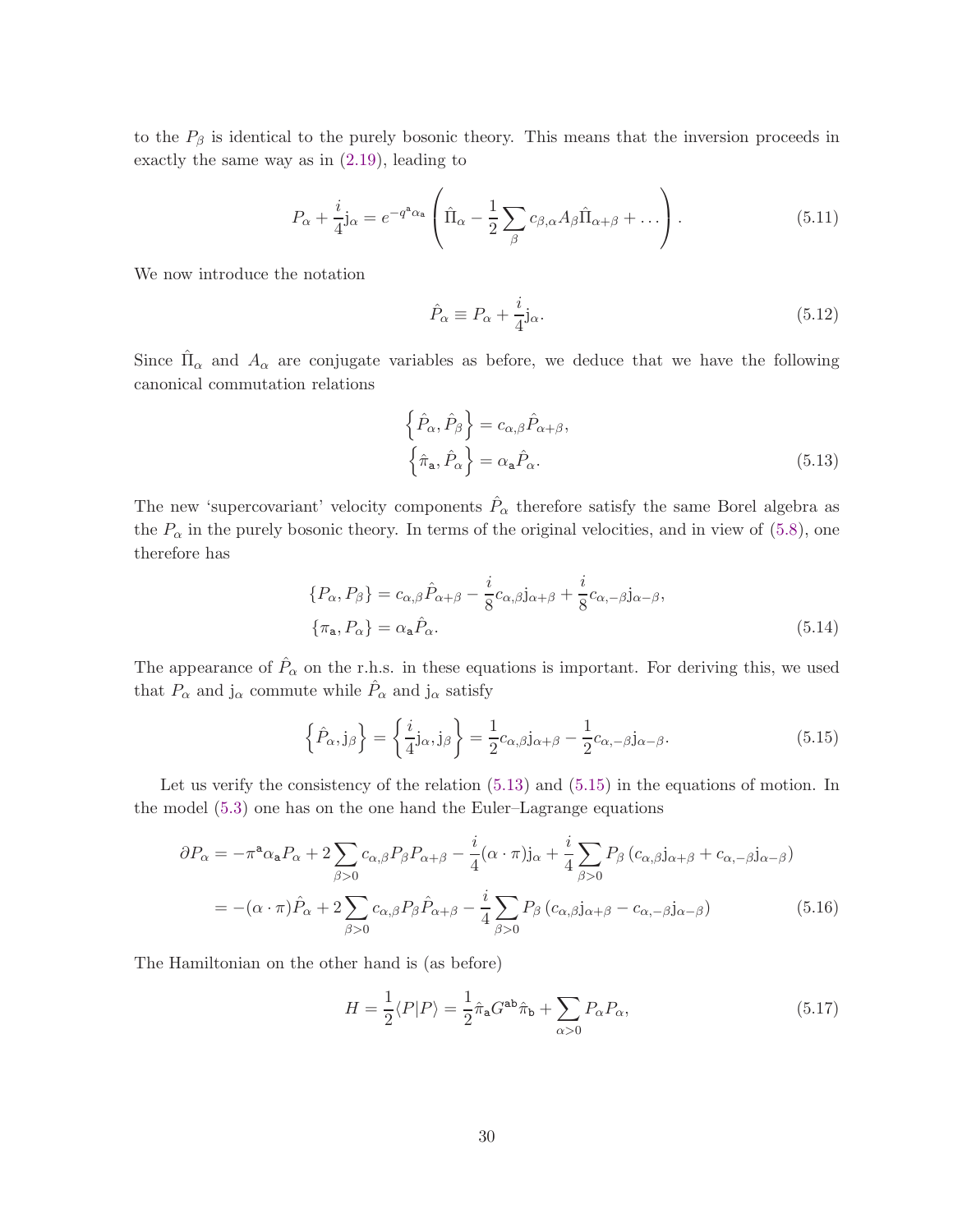to the $P_\beta$ is identical to the purely bosonic theory. This means that the inversion proceeds in exactly the same way as in (2.19), leading to

$$P_\alpha + \frac{i}{4}\mathrm{j}_\alpha = e^{-q^{\mathsf{a}}\alpha_{\mathsf{a}}}\left(\hat{\Pi}_\alpha - \frac{1}{2}\sum_\beta c_{\beta,\alpha}A_\beta \hat{\Pi}_{\alpha+\beta} + \dots\right). \tag{5.11}$$

We now introduce the notation

$$\hat{P}_\alpha \equiv P_\alpha + \frac{i}{4}\mathrm{j}_\alpha. \tag{5.12}$$

Since $\hat{\Pi}_\alpha$ and $A_\alpha$ are conjugate variables as before, we deduce that we have the following canonical commutation relations

$$\begin{aligned}
\left\{\hat{P}_\alpha, \hat{P}_\beta\right\} &= c_{\alpha,\beta}\hat{P}_{\alpha+\beta}, \\
\left\{\hat{\pi}_{\mathsf{a}}, \hat{P}_\alpha\right\} &= \alpha_{\mathsf{a}}\hat{P}_\alpha.
\end{aligned} \tag{5.13}$$

The new 'supercovariant' velocity components $\hat{P}_\alpha$ therefore satisfy the same Borel algebra as the $P_\alpha$ in the purely bosonic theory. In terms of the original velocities, and in view of (5.8), one therefore has

$$\begin{aligned}
\{P_\alpha, P_\beta\} &= c_{\alpha,\beta}\hat{P}_{\alpha+\beta} - \frac{i}{8}c_{\alpha,\beta}\mathrm{j}_{\alpha+\beta} + \frac{i}{8}c_{\alpha,-\beta}\mathrm{j}_{\alpha-\beta}, \\
\{\pi_{\mathsf{a}}, P_\alpha\} &= \alpha_{\mathsf{a}}\hat{P}_\alpha.
\end{aligned} \tag{5.14}$$

The appearance of $\hat{P}_\alpha$ on the r.h.s. in these equations is important. For deriving this, we used that $P_\alpha$ and $\mathrm{j}_\alpha$ commute while $\hat{P}_\alpha$ and $\mathrm{j}_\alpha$ satisfy

$$\left\{\hat{P}_\alpha, \mathrm{j}_\beta\right\} = \left\{\frac{i}{4}\mathrm{j}_\alpha, \mathrm{j}_\beta\right\} = \frac{1}{2}c_{\alpha,\beta}\mathrm{j}_{\alpha+\beta} - \frac{1}{2}c_{\alpha,-\beta}\mathrm{j}_{\alpha-\beta}. \tag{5.15}$$

Let us verify the consistency of the relation (5.13) and (5.15) in the equations of motion. In the model (5.3) one has on the one hand the Euler–Lagrange equations

$$\begin{aligned}
\partial P_\alpha &= -\pi^{\mathsf{a}}\alpha_{\mathsf{a}}P_\alpha + 2\sum_{\beta>0}c_{\alpha,\beta}P_\beta P_{\alpha+\beta} - \frac{i}{4}(\alpha\cdot\pi)\mathrm{j}_\alpha + \frac{i}{4}\sum_{\beta>0}P_\beta\left(c_{\alpha,\beta}\mathrm{j}_{\alpha+\beta} + c_{\alpha,-\beta}\mathrm{j}_{\alpha-\beta}\right) \\
&= -(\alpha\cdot\pi)\hat{P}_\alpha + 2\sum_{\beta>0}c_{\alpha,\beta}P_\beta\hat{P}_{\alpha+\beta} - \frac{i}{4}\sum_{\beta>0}P_\beta\left(c_{\alpha,\beta}\mathrm{j}_{\alpha+\beta} - c_{\alpha,-\beta}\mathrm{j}_{\alpha-\beta}\right)
\end{aligned} \tag{5.16}$$

The Hamiltonian on the other hand is (as before)

$$H = \frac{1}{2}\langle P|P\rangle = \frac{1}{2}\hat{\pi}_{\mathsf{a}}G^{\mathsf{ab}}\hat{\pi}_{\mathsf{b}} + \sum_{\alpha>0}P_\alpha P_\alpha, \tag{5.17}$$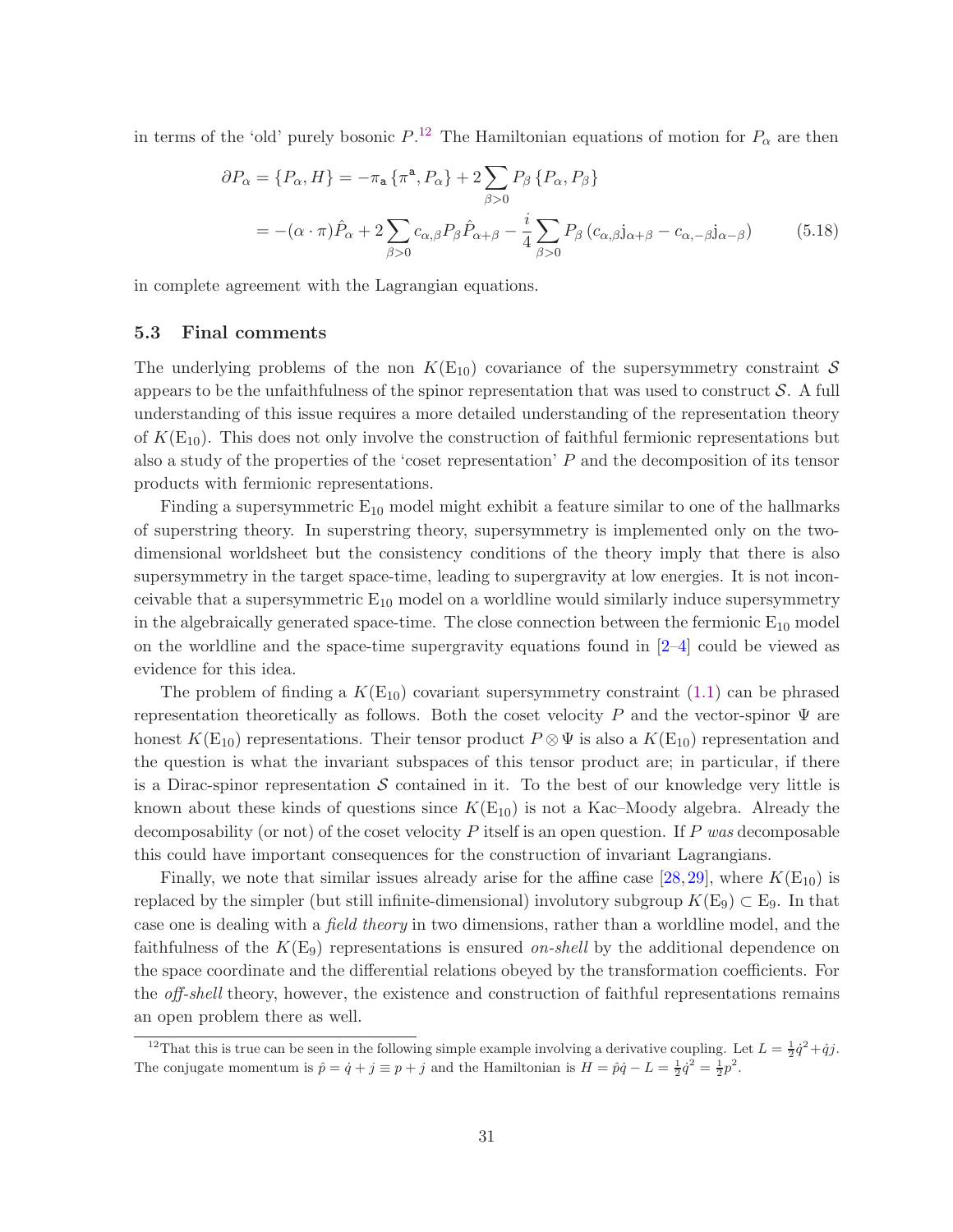in terms of the 'old' purely bosonic $P$.[12] The Hamiltonian equations of motion for $P_\alpha$ are then

$$
\begin{aligned}
\partial P_\alpha = \{P_\alpha, H\} &= -\pi_{\mathtt{a}} \{\pi^{\mathtt{a}}, P_\alpha\} + 2\sum_{\beta>0} P_\beta \{P_\alpha, P_\beta\} \\
&= -(\alpha\cdot\pi)\hat{P}_\alpha + 2\sum_{\beta>0} c_{\alpha,\beta} P_\beta \hat{P}_{\alpha+\beta} - \frac{i}{4}\sum_{\beta>0} P_\beta \left(c_{\alpha,\beta}\mathrm{j}_{\alpha+\beta} - c_{\alpha,-\beta}\mathrm{j}_{\alpha-\beta}\right)
\end{aligned}
\tag{5.18}
$$

in complete agreement with the Lagrangian equations.

### 5.3 Final comments

The underlying problems of the non $K(\mathrm{E}_{10})$ covariance of the supersymmetry constraint $\mathcal{S}$ appears to be the unfaithfulness of the spinor representation that was used to construct $\mathcal{S}$. A full understanding of this issue requires a more detailed understanding of the representation theory of $K(\mathrm{E}_{10})$. This does not only involve the construction of faithful fermionic representations but also a study of the properties of the 'coset representation' $P$ and the decomposition of its tensor products with fermionic representations.

Finding a supersymmetric $\mathrm{E}_{10}$ model might exhibit a feature similar to one of the hallmarks of superstring theory. In superstring theory, supersymmetry is implemented only on the two-dimensional worldsheet but the consistency conditions of the theory imply that there is also supersymmetry in the target space-time, leading to supergravity at low energies. It is not inconceivable that a supersymmetric $\mathrm{E}_{10}$ model on a worldline would similarly induce supersymmetry in the algebraically generated space-time. The close connection between the fermionic $\mathrm{E}_{10}$ model on the worldline and the space-time supergravity equations found in [2–4] could be viewed as evidence for this idea.

The problem of finding a $K(\mathrm{E}_{10})$ covariant supersymmetry constraint (1.1) can be phrased representation theoretically as follows. Both the coset velocity $P$ and the vector-spinor $\Psi$ are honest $K(\mathrm{E}_{10})$ representations. Their tensor product $P\otimes\Psi$ is also a $K(\mathrm{E}_{10})$ representation and the question is what the invariant subspaces of this tensor product are; in particular, if there is a Dirac-spinor representation $\mathcal{S}$ contained in it. To the best of our knowledge very little is known about these kinds of questions since $K(\mathrm{E}_{10})$ is not a Kac–Moody algebra. Already the decomposability (or not) of the coset velocity $P$ itself is an open question. If $P$ *was* decomposable this could have important consequences for the construction of invariant Lagrangians.

Finally, we note that similar issues already arise for the affine case [28, 29], where $K(\mathrm{E}_{10})$ is replaced by the simpler (but still infinite-dimensional) involutory subgroup $K(\mathrm{E}_9)\subset \mathrm{E}_9$. In that case one is dealing with a *field theory* in two dimensions, rather than a worldline model, and the faithfulness of the $K(\mathrm{E}_9)$ representations is ensured *on-shell* by the additional dependence on the space coordinate and the differential relations obeyed by the transformation coefficients. For the *off-shell* theory, however, the existence and construction of faithful representations remains an open problem there as well.

[12] That this is true can be seen in the following simple example involving a derivative coupling. Let $L=\frac{1}{2}\dot{q}^2+\dot{q}j$. The conjugate momentum is $\hat{p}=\dot{q}+j\equiv p+j$ and the Hamiltonian is $H=\hat{p}\dot{q}-L=\frac{1}{2}\dot{q}^2=\frac{1}{2}p^2$.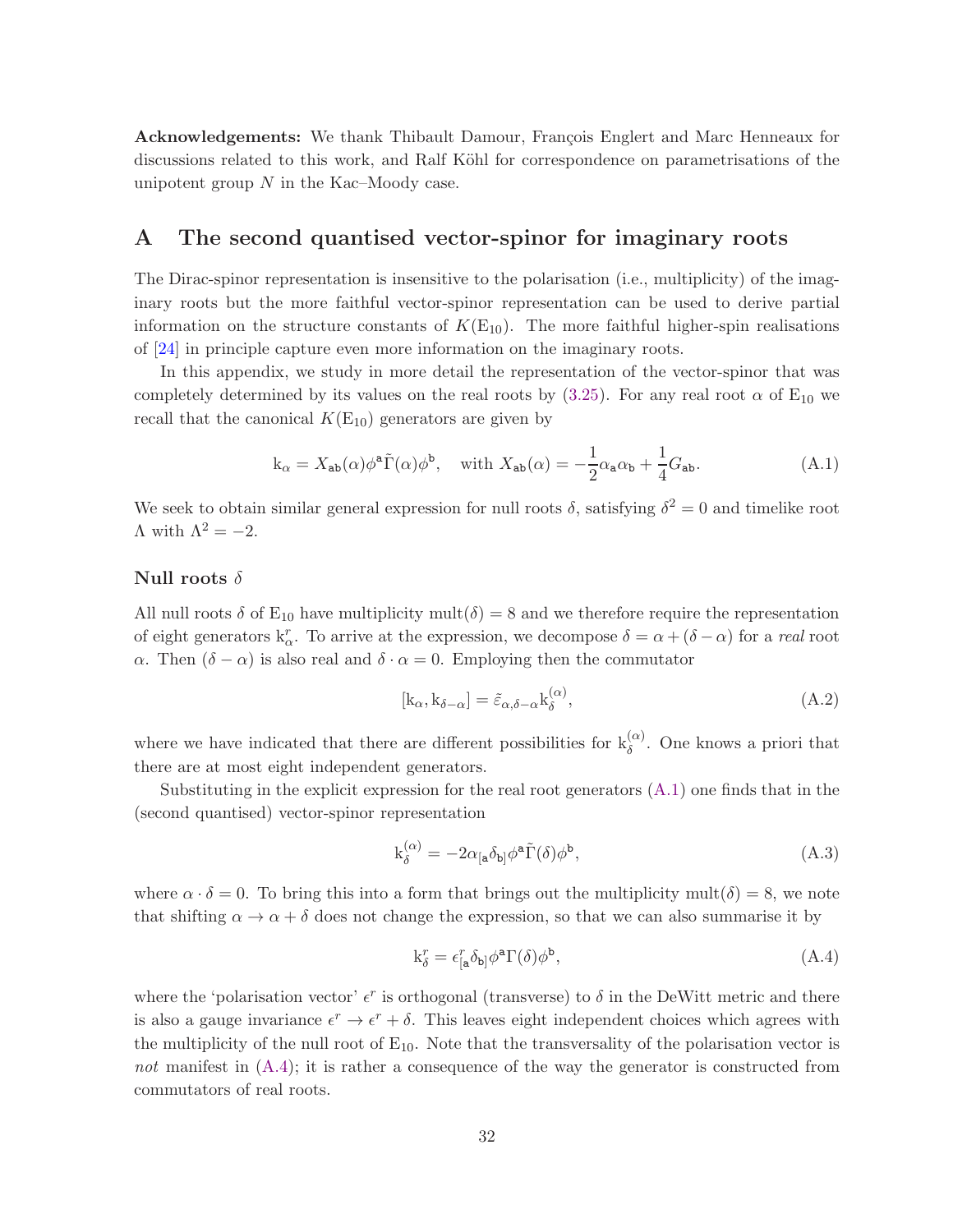**Acknowledgements:** We thank Thibault Damour, François Englert and Marc Henneaux for discussions related to this work, and Ralf Köhl for correspondence on parametrisations of the unipotent group $N$ in the Kac–Moody case.

## A The second quantised vector-spinor for imaginary roots

The Dirac-spinor representation is insensitive to the polarisation (i.e., multiplicity) of the imaginary roots but the more faithful vector-spinor representation can be used to derive partial information on the structure constants of $K(\mathrm{E}_{10})$. The more faithful higher-spin realisations of [24] in principle capture even more information on the imaginary roots.

In this appendix, we study in more detail the representation of the vector-spinor that was completely determined by its values on the real roots by (3.25). For any real root $\alpha$ of $\mathrm{E}_{10}$ we recall that the canonical $K(\mathrm{E}_{10})$ generators are given by

$$\mathrm{k}_\alpha = X_{\mathtt{ab}}(\alpha)\phi^{\mathtt{a}}\tilde{\Gamma}(\alpha)\phi^{\mathtt{b}}, \quad \text{with } X_{\mathtt{ab}}(\alpha) = -\frac{1}{2}\alpha_{\mathtt{a}}\alpha_{\mathtt{b}} + \frac{1}{4}G_{\mathtt{ab}}. \tag{A.1}$$

We seek to obtain similar general expression for null roots $\delta$, satisfying $\delta^2 = 0$ and timelike root $\Lambda$ with $\Lambda^2 = -2$.

### Null roots $\delta$

All null roots $\delta$ of $\mathrm{E}_{10}$ have multiplicity $\mathrm{mult}(\delta) = 8$ and we therefore require the representation of eight generators $\mathrm{k}^r_\alpha$. To arrive at the expression, we decompose $\delta = \alpha + (\delta - \alpha)$ for a *real* root $\alpha$. Then $(\delta - \alpha)$ is also real and $\delta \cdot \alpha = 0$. Employing then the commutator

$$[\mathrm{k}_\alpha, \mathrm{k}_{\delta-\alpha}] = \tilde{\varepsilon}_{\alpha,\delta-\alpha}\mathrm{k}^{(\alpha)}_\delta, \tag{A.2}$$

where we have indicated that there are different possibilities for $\mathrm{k}^{(\alpha)}_\delta$. One knows a priori that there are at most eight independent generators.

Substituting in the explicit expression for the real root generators (A.1) one finds that in the (second quantised) vector-spinor representation

$$\mathrm{k}^{(\alpha)}_\delta = -2\alpha_{[\mathtt{a}}\delta_{\mathtt{b}]}\phi^{\mathtt{a}}\tilde{\Gamma}(\delta)\phi^{\mathtt{b}}, \tag{A.3}$$

where $\alpha \cdot \delta = 0$. To bring this into a form that brings out the multiplicity $\mathrm{mult}(\delta) = 8$, we note that shifting $\alpha \to \alpha + \delta$ does not change the expression, so that we can also summarise it by

$$\mathrm{k}^r_\delta = \epsilon^r_{[\mathtt{a}}\delta_{\mathtt{b}]}\phi^{\mathtt{a}}\Gamma(\delta)\phi^{\mathtt{b}}, \tag{A.4}$$

where the 'polarisation vector' $\epsilon^r$ is orthogonal (transverse) to $\delta$ in the DeWitt metric and there is also a gauge invariance $\epsilon^r \to \epsilon^r + \delta$. This leaves eight independent choices which agrees with the multiplicity of the null root of $\mathrm{E}_{10}$. Note that the transversality of the polarisation vector is *not* manifest in (A.4); it is rather a consequence of the way the generator is constructed from commutators of real roots.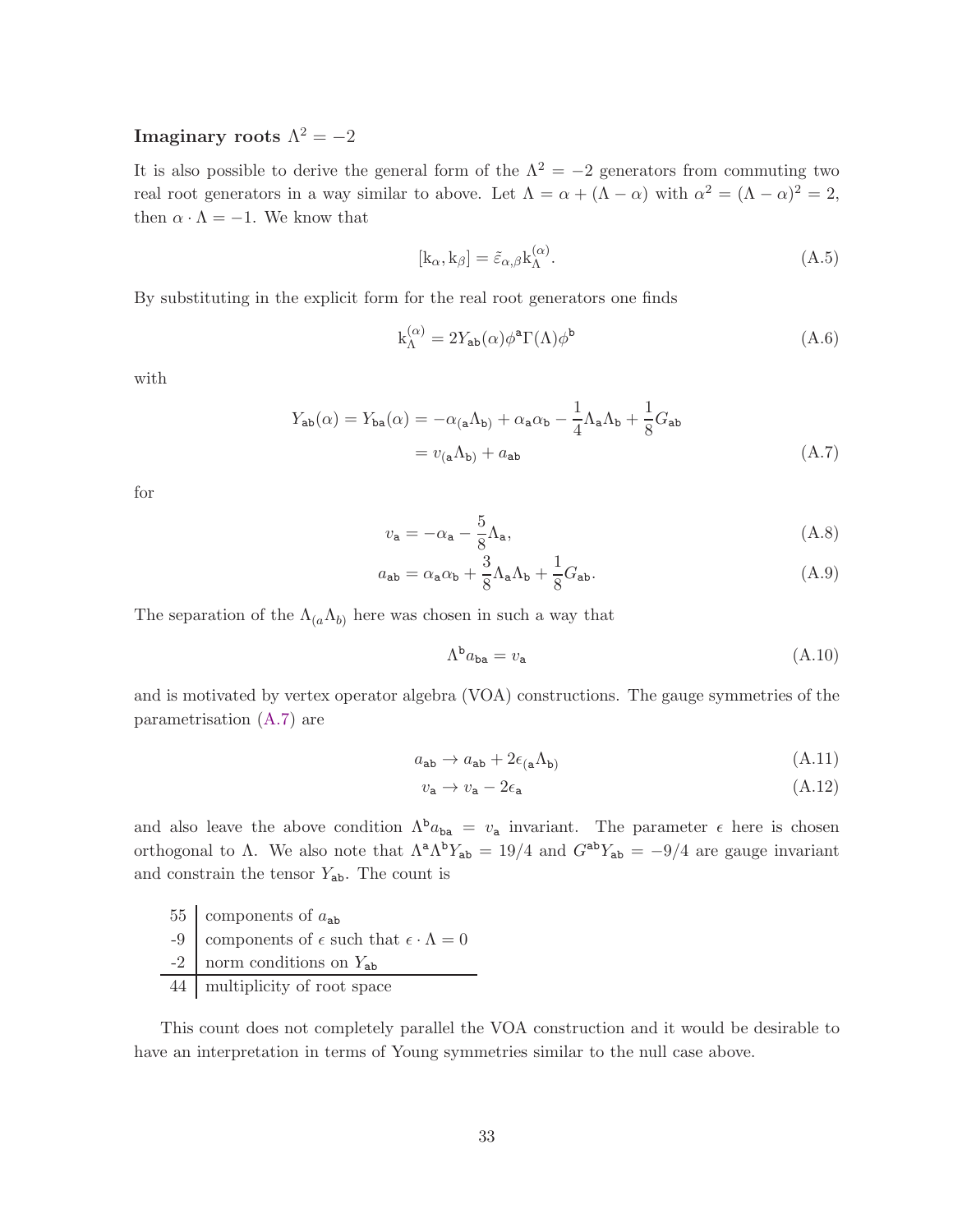### Imaginary roots $\Lambda^2 = -2$

It is also possible to derive the general form of the $\Lambda^2 = -2$ generators from commuting two real root generators in a way similar to above. Let $\Lambda = \alpha + (\Lambda - \alpha)$ with $\alpha^2 = (\Lambda - \alpha)^2 = 2$, then $\alpha \cdot \Lambda = -1$. We know that

$$[\mathrm{k}_\alpha, \mathrm{k}_\beta] = \tilde{\varepsilon}_{\alpha,\beta} \mathrm{k}_\Lambda^{(\alpha)}. \tag{A.5}$$

By substituting in the explicit form for the real root generators one finds

$$\mathrm{k}_\Lambda^{(\alpha)} = 2Y_{\mathsf{ab}}(\alpha)\phi^{\mathsf{a}}\Gamma(\Lambda)\phi^{\mathsf{b}} \tag{A.6}$$

with

$$\begin{aligned} Y_{\mathsf{ab}}(\alpha) = Y_{\mathsf{ba}}(\alpha) &= -\alpha_{(\mathsf{a}}\Lambda_{\mathsf{b})} + \alpha_{\mathsf{a}}\alpha_{\mathsf{b}} - \frac{1}{4}\Lambda_{\mathsf{a}}\Lambda_{\mathsf{b}} + \frac{1}{8}G_{\mathsf{ab}} \\ &= v_{(\mathsf{a}}\Lambda_{\mathsf{b})} + a_{\mathsf{ab}} \end{aligned} \tag{A.7}$$

for

$$v_{\mathsf{a}} = -\alpha_{\mathsf{a}} - \frac{5}{8}\Lambda_{\mathsf{a}}, \tag{A.8}$$

$$a_{\mathsf{ab}} = \alpha_{\mathsf{a}}\alpha_{\mathsf{b}} + \frac{3}{8}\Lambda_{\mathsf{a}}\Lambda_{\mathsf{b}} + \frac{1}{8}G_{\mathsf{ab}}. \tag{A.9}$$

The separation of the $\Lambda_{(a}\Lambda_{b)}$ here was chosen in such a way that

$$\Lambda^{\mathsf{b}} a_{\mathsf{ba}} = v_{\mathsf{a}} \tag{A.10}$$

and is motivated by vertex operator algebra (VOA) constructions. The gauge symmetries of the parametrisation (A.7) are

$$a_{\mathsf{ab}} \to a_{\mathsf{ab}} + 2\epsilon_{(\mathsf{a}}\Lambda_{\mathsf{b})} \tag{A.11}$$

$$v_{\mathsf{a}} \to v_{\mathsf{a}} - 2\epsilon_{\mathsf{a}} \tag{A.12}$$

and also leave the above condition $\Lambda^{\mathsf{b}} a_{\mathsf{ba}} = v_{\mathsf{a}}$ invariant. The parameter $\epsilon$ here is chosen orthogonal to $\Lambda$. We also note that $\Lambda^{\mathsf{a}}\Lambda^{\mathsf{b}} Y_{\mathsf{ab}} = 19/4$ and $G^{\mathsf{ab}} Y_{\mathsf{ab}} = -9/4$ are gauge invariant and constrain the tensor $Y_{\mathsf{ab}}$. The count is

| | |
|---|---|
| 55 | components of $a_{\mathsf{ab}}$ |
| -9 | components of $\epsilon$ such that $\epsilon \cdot \Lambda = 0$ |
| -2 | norm conditions on $Y_{\mathsf{ab}}$ |
| 44 | multiplicity of root space |

This count does not completely parallel the VOA construction and it would be desirable to have an interpretation in terms of Young symmetries similar to the null case above.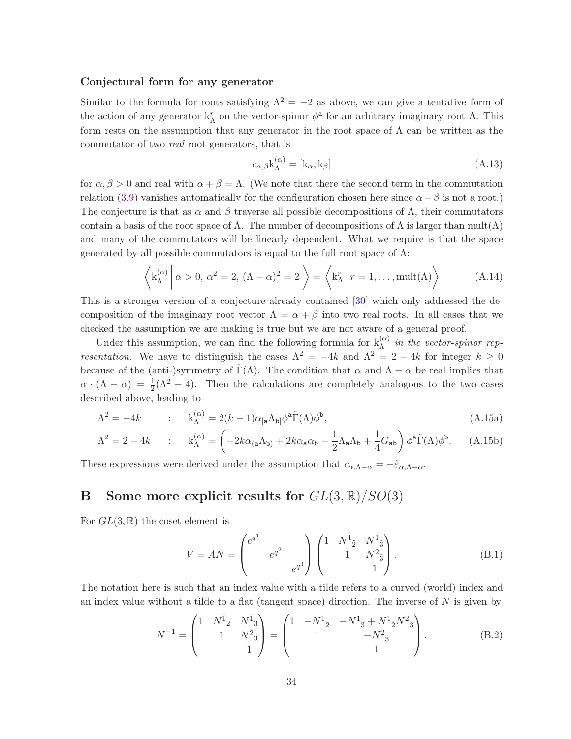### Conjectural form for any generator

Similar to the formula for roots satisfying $\Lambda^2 = -2$ as above, we can give a tentative form of the action of any generator $\mathrm{k}_\Lambda^r$ on the vector-spinor $\phi^{\mathsf{a}}$ for an arbitrary imaginary root $\Lambda$. This form rests on the assumption that any generator in the root space of $\Lambda$ can be written as the commutator of two *real* root generators, that is

$$c_{\alpha,\beta}\mathrm{k}_\Lambda^{(\alpha)} = [\mathrm{k}_\alpha, \mathrm{k}_\beta] \tag{A.13}$$

for $\alpha, \beta > 0$ and real with $\alpha + \beta = \Lambda$. (We note that there the second term in the commutation relation (3.9) vanishes automatically for the configuration chosen here since $\alpha - \beta$ is not a root.) The conjecture is that as $\alpha$ and $\beta$ traverse all possible decompositions of $\Lambda$, their commutators contain a basis of the root space of $\Lambda$. The number of decompositions of $\Lambda$ is larger than $\mathrm{mult}(\Lambda)$ and many of the commutators will be linearly dependent. What we require is that the space generated by all possible commutators is equal to the full root space of $\Lambda$:

$$\left\langle \mathrm{k}_\Lambda^{(\alpha)} \,\middle|\, \alpha > 0,\ \alpha^2 = 2,\ (\Lambda - \alpha)^2 = 2 \right\rangle = \left\langle \mathrm{k}_\Lambda^r \,\middle|\, r = 1, \ldots, \mathrm{mult}(\Lambda) \right\rangle \tag{A.14}$$

This is a stronger version of a conjecture already contained [30] which only addressed the decomposition of the imaginary root vector $\Lambda = \alpha + \beta$ into two real roots. In all cases that we checked the assumption we are making is true but we are not aware of a general proof.

Under this assumption, we can find the following formula for $\mathrm{k}_\Lambda^{(\alpha)}$ *in the vector-spinor representation*. We have to distinguish the cases $\Lambda^2 = -4k$ and $\Lambda^2 = 2 - 4k$ for integer $k \geq 0$ because of the (anti-)symmetry of $\tilde{\Gamma}(\Lambda)$. The condition that $\alpha$ and $\Lambda - \alpha$ be real implies that $\alpha \cdot (\Lambda - \alpha) = \frac{1}{2}(\Lambda^2 - 4)$. Then the calculations are completely analogous to the two cases described above, leading to

$$\Lambda^2 = -4k \qquad : \quad \mathrm{k}_\Lambda^{(\alpha)} = 2(k-1)\alpha_{[\mathsf{a}}\Lambda_{\mathsf{b}]}\phi^{\mathsf{a}}\tilde{\Gamma}(\Lambda)\phi^{\mathsf{b}}, \tag{A.15a}$$

$$\Lambda^2 = 2 - 4k \quad : \quad \mathrm{k}_\Lambda^{(\alpha)} = \left(-2k\alpha_{(\mathsf{a}}\Lambda_{\mathsf{b})} + 2k\alpha_{\mathsf{a}}\alpha_{\mathsf{b}} - \frac{1}{2}\Lambda_{\mathsf{a}}\Lambda_{\mathsf{b}} + \frac{1}{4}G_{\mathsf{ab}}\right)\phi^{\mathsf{a}}\tilde{\Gamma}(\Lambda)\phi^{\mathsf{b}}. \tag{A.15b}$$

These expressions were derived under the assumption that $c_{\alpha,\Lambda-\alpha} = -\tilde{\varepsilon}_{\alpha,\Lambda-\alpha}$.

# B Some more explicit results for $GL(3,\mathbb{R})/SO(3)$

For $GL(3,\mathbb{R})$ the coset element is

$$V = AN = \begin{pmatrix} e^{q^1} & & \\ & e^{q^2} & \\ & & e^{q^3} \end{pmatrix} \begin{pmatrix} 1 & N^1{}_{\tilde{2}} & N^1{}_{\tilde{3}} \\ & 1 & N^2{}_{\tilde{3}} \\ & & 1 \end{pmatrix}. \tag{B.1}$$

The notation here is such that an index value with a tilde refers to a curved (world) index and an index value without a tilde to a flat (tangent space) direction. The inverse of $N$ is given by

$$N^{-1} = \begin{pmatrix} 1 & N^{\tilde{1}}{}_2 & N^{\tilde{1}}{}_3 \\ & 1 & N^{\tilde{2}}{}_3 \\ & & 1 \end{pmatrix} = \begin{pmatrix} 1 & -N^1{}_{\tilde{2}} & -N^1{}_{\tilde{3}} + N^1{}_{\tilde{2}}N^2{}_{\tilde{3}} \\ & 1 & -N^2{}_{\tilde{3}} \\ & & 1 \end{pmatrix}. \tag{B.2}$$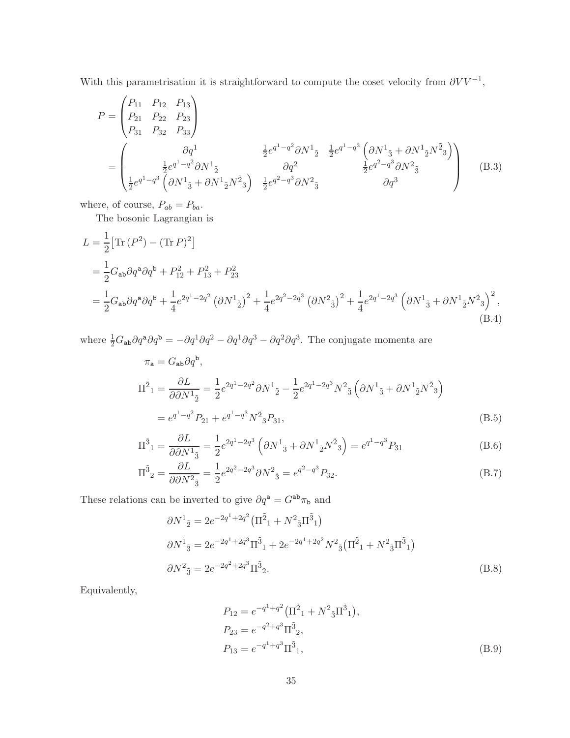With this parametrisation it is straightforward to compute the coset velocity from $\partial V V^{-1}$,

$$
\begin{aligned}
P &= \begin{pmatrix} P_{11} & P_{12} & P_{13} \\ P_{21} & P_{22} & P_{23} \\ P_{31} & P_{32} & P_{33} \end{pmatrix} \\
&= \begin{pmatrix} \partial q^1 & \frac{1}{2}e^{q^1-q^2}\partial N^1{}_{\bar{2}} & \frac{1}{2}e^{q^1-q^3}\left(\partial N^1{}_{\bar{3}} + \partial N^1{}_{\bar{2}} N^{\bar{2}}{}_3\right) \\ \frac{1}{2}e^{q^1-q^2}\partial N^1{}_{\bar{2}} & \partial q^2 & \frac{1}{2}e^{q^2-q^3}\partial N^2{}_{\bar{3}} \\ \frac{1}{2}e^{q^1-q^3}\left(\partial N^1{}_{\bar{3}} + \partial N^1{}_{\bar{2}} N^{\bar{2}}{}_3\right) & \frac{1}{2}e^{q^2-q^3}\partial N^2{}_{\bar{3}} & \partial q^3 \end{pmatrix}
\end{aligned}
\tag{B.3}
$$

where, of course, $P_{ab} = P_{ba}$.

The bosonic Lagrangian is

$$
\begin{aligned}
L &= \frac{1}{2}\left[\mathrm{Tr}\,(P^2) - (\mathrm{Tr}\,P)^2\right] \\
&= \frac{1}{2}G_{\mathsf{ab}}\partial q^{\mathsf{a}}\partial q^{\mathsf{b}} + P_{12}^2 + P_{13}^2 + P_{23}^2 \\
&= \frac{1}{2}G_{\mathsf{ab}}\partial q^{\mathsf{a}}\partial q^{\mathsf{b}} + \frac{1}{4}e^{2q^1-2q^2}\left(\partial N^1{}_{\bar{2}}\right)^2 + \frac{1}{4}e^{2q^2-2q^3}\left(\partial N^2{}_{\bar{3}}\right)^2 + \frac{1}{4}e^{2q^1-2q^3}\left(\partial N^1{}_{\bar{3}} + \partial N^1{}_{\bar{2}} N^{\bar{2}}{}_3\right)^2,
\end{aligned}
\tag{B.4}
$$

where $\frac{1}{2}G_{\mathsf{ab}}\partial q^{\mathsf{a}}\partial q^{\mathsf{b}} = -\partial q^1\partial q^2 - \partial q^1\partial q^3 - \partial q^2\partial q^3$. The conjugate momenta are

$$
\begin{aligned}
\pi_{\mathsf{a}} &= G_{\mathsf{ab}}\partial q^{\mathsf{b}}, \\
\Pi^{\bar{2}}{}_1 &= \frac{\partial L}{\partial \partial N^1{}_{\bar{2}}} = \frac{1}{2}e^{2q^1-2q^2}\partial N^1{}_{\bar{2}} - \frac{1}{2}e^{2q^1-2q^3}N^2{}_{\bar{3}}\left(\partial N^1{}_{\bar{3}} + \partial N^1{}_{\bar{2}} N^{\bar{2}}{}_3\right) \\
&= e^{q^1-q^2}P_{21} + e^{q^1-q^3}N^{\bar{2}}{}_3 P_{31},
\end{aligned}
\tag{B.5}
$$

$$
\Pi^{\bar{3}}{}_1 = \frac{\partial L}{\partial \partial N^1{}_{\bar{3}}} = \frac{1}{2}e^{2q^1-2q^3}\left(\partial N^1{}_{\bar{3}} + \partial N^1{}_{\bar{2}} N^{\bar{2}}{}_3\right) = e^{q^1-q^3}P_{31}
\tag{B.6}
$$

$$
\Pi^{\bar{3}}{}_2 = \frac{\partial L}{\partial \partial N^2{}_{\bar{3}}} = \frac{1}{2}e^{2q^2-2q^3}\partial N^2{}_{\bar{3}} = e^{q^2-q^3}P_{32}.
\tag{B.7}
$$

These relations can be inverted to give $\partial q^{\mathsf{a}} = G^{\mathsf{ab}}\pi_{\mathsf{b}}$ and

$$
\begin{aligned}
\partial N^1{}_{\bar{2}} &= 2e^{-2q^1+2q^2}\left(\Pi^{\bar{2}}{}_1 + N^2{}_{\bar{3}}\Pi^{\bar{3}}{}_1\right) \\
\partial N^1{}_{\bar{3}} &= 2e^{-2q^1+2q^3}\Pi^{\bar{3}}{}_1 + 2e^{-2q^1+2q^2}N^2{}_{\bar{3}}\left(\Pi^{\bar{2}}{}_1 + N^2{}_{\bar{3}}\Pi^{\bar{3}}{}_1\right) \\
\partial N^2{}_{\bar{3}} &= 2e^{-2q^2+2q^3}\Pi^{\bar{3}}{}_2.
\end{aligned}
\tag{B.8}
$$

Equivalently,

$$
\begin{aligned}
P_{12} &= e^{-q^1+q^2}\left(\Pi^{\bar{2}}{}_1 + N^2{}_{\bar{3}}\Pi^{\bar{3}}{}_1\right), \\
P_{23} &= e^{-q^2+q^3}\Pi^{\bar{3}}{}_2, \\
P_{13} &= e^{-q^1+q^3}\Pi^{\bar{3}}{}_1,
\end{aligned}
\tag{B.9}
$$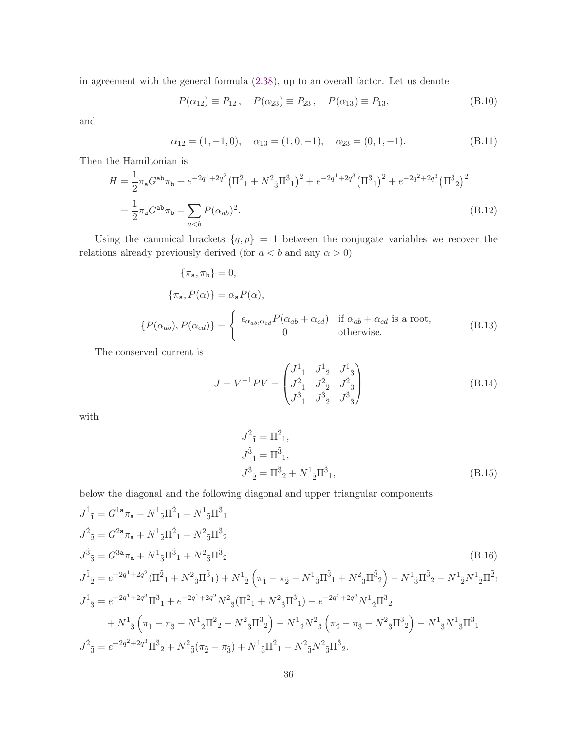in agreement with the general formula (2.38), up to an overall factor. Let us denote

$$P(\alpha_{12}) \equiv P_{12}\,, \quad P(\alpha_{23}) \equiv P_{23}\,, \quad P(\alpha_{13}) \equiv P_{13}, \tag{B.10}$$

and

$$\alpha_{12} = (1,-1,0), \quad \alpha_{13} = (1,0,-1), \quad \alpha_{23} = (0,1,-1). \tag{B.11}$$

Then the Hamiltonian is

$$\begin{aligned} H &= \frac{1}{2}\pi_{\mathsf{a}} G^{\mathsf{ab}} \pi_{\mathsf{b}} + e^{-2q^1+2q^2}\left(\Pi^{\bar{2}}{}_1 + N^2{}_{\bar{3}}\Pi^{\bar{3}}{}_1\right)^2 + e^{-2q^1+2q^3}\left(\Pi^{\bar{3}}{}_1\right)^2 + e^{-2q^2+2q^3}\left(\Pi^{\bar{3}}{}_2\right)^2 \\ &= \frac{1}{2}\pi_{\mathsf{a}} G^{\mathsf{ab}} \pi_{\mathsf{b}} + \sum_{a<b} P(\alpha_{ab})^2. \end{aligned} \tag{B.12}$$

Using the canonical brackets $\{q, p\} = 1$ between the conjugate variables we recover the relations already previously derived (for $a < b$ and any $\alpha > 0$)

$$\begin{aligned} \{\pi_{\mathsf{a}}, \pi_{\mathsf{b}}\} &= 0, \\ \{\pi_{\mathsf{a}}, P(\alpha)\} &= \alpha_{\mathsf{a}} P(\alpha), \\ \{P(\alpha_{ab}), P(\alpha_{cd})\} &= \begin{cases} \epsilon_{\alpha_{ab},\alpha_{cd}} P(\alpha_{ab}+\alpha_{cd}) & \text{if } \alpha_{ab}+\alpha_{cd} \text{ is a root,} \\ 0 & \text{otherwise.} \end{cases} \end{aligned} \tag{B.13}$$

The conserved current is

$$J = V^{-1} P V = \begin{pmatrix} J^{\bar{1}}{}_{\bar{1}} & J^{\bar{1}}{}_{\bar{2}} & J^{\bar{1}}{}_{\bar{3}} \\ J^{\bar{2}}{}_{\bar{1}} & J^{\bar{2}}{}_{\bar{2}} & J^{\bar{2}}{}_{\bar{3}} \\ J^{\bar{3}}{}_{\bar{1}} & J^{\bar{3}}{}_{\bar{2}} & J^{\bar{3}}{}_{\bar{3}} \end{pmatrix} \tag{B.14}$$

with

$$\begin{aligned} J^{\bar{2}}{}_{\bar{1}} &= \Pi^{\bar{2}}{}_1, \\ J^{\bar{3}}{}_{\bar{1}} &= \Pi^{\bar{3}}{}_1, \\ J^{\bar{3}}{}_{\bar{2}} &= \Pi^{\bar{3}}{}_2 + N^1{}_{\bar{2}}\Pi^{\bar{3}}{}_1, \end{aligned} \tag{B.15}$$

below the diagonal and the following diagonal and upper triangular components

$$\begin{aligned} J^{\bar{1}}{}_{\bar{1}} &= G^{1\mathsf{a}}\pi_{\mathsf{a}} - N^1{}_{\bar{2}}\Pi^{\bar{2}}{}_1 - N^1{}_{\bar{3}}\Pi^{\bar{3}}{}_1 \\ J^{\bar{2}}{}_{\bar{2}} &= G^{2\mathsf{a}}\pi_{\mathsf{a}} + N^1{}_{\bar{2}}\Pi^{\bar{2}}{}_1 - N^2{}_{\bar{3}}\Pi^{\bar{3}}{}_2 \\ J^{\bar{3}}{}_{\bar{3}} &= G^{3\mathsf{a}}\pi_{\mathsf{a}} + N^1{}_{\bar{3}}\Pi^{\bar{3}}{}_1 + N^2{}_{\bar{3}}\Pi^{\bar{3}}{}_2 \\ J^{\bar{1}}{}_{\bar{2}} &= e^{-2q^1+2q^2}(\Pi^{\bar{2}}{}_1 + N^2{}_{\bar{3}}\Pi^{\bar{3}}{}_1) + N^1{}_{\bar{2}}\left(\pi_{\bar{1}} - \pi_{\bar{2}} - N^1{}_{\bar{3}}\Pi^{\bar{3}}{}_1 + N^2{}_{\bar{3}}\Pi^{\bar{3}}{}_2\right) - N^1{}_{\bar{3}}\Pi^{\bar{3}}{}_2 - N^1{}_{\bar{2}}N^1{}_{\bar{2}}\Pi^{\bar{2}}{}_1 \\ J^{\bar{1}}{}_{\bar{3}} &= e^{-2q^1+2q^3}\Pi^{\bar{3}}{}_1 + e^{-2q^1+2q^2}N^2{}_{\bar{3}}(\Pi^{\bar{2}}{}_1 + N^2{}_{\bar{3}}\Pi^{\bar{3}}{}_1) - e^{-2q^2+2q^3}N^1{}_{\bar{2}}\Pi^{\bar{3}}{}_2 \\ &\quad + N^1{}_{\bar{3}}\left(\pi_{\bar{1}} - \pi_{\bar{3}} - N^1{}_{\bar{2}}\Pi^{\bar{2}}{}_2 - N^2{}_{\bar{3}}\Pi^{\bar{3}}{}_2\right) - N^1{}_{\bar{2}}N^2{}_{\bar{3}}\left(\pi_{\bar{2}} - \pi_{\bar{3}} - N^2{}_{\bar{3}}\Pi^{\bar{3}}{}_2\right) - N^1{}_{\bar{3}}N^1{}_{\bar{3}}\Pi^{\bar{3}}{}_1 \\ J^{\bar{2}}{}_{\bar{3}} &= e^{-2q^2+2q^3}\Pi^{\bar{3}}{}_2 + N^2{}_{\bar{3}}(\pi_{\bar{2}} - \pi_{\bar{3}}) + N^1{}_{\bar{3}}\Pi^{\bar{2}}{}_1 - N^2{}_{\bar{3}}N^2{}_{\bar{3}}\Pi^{\bar{3}}{}_2. \end{aligned} \tag{B.16}$$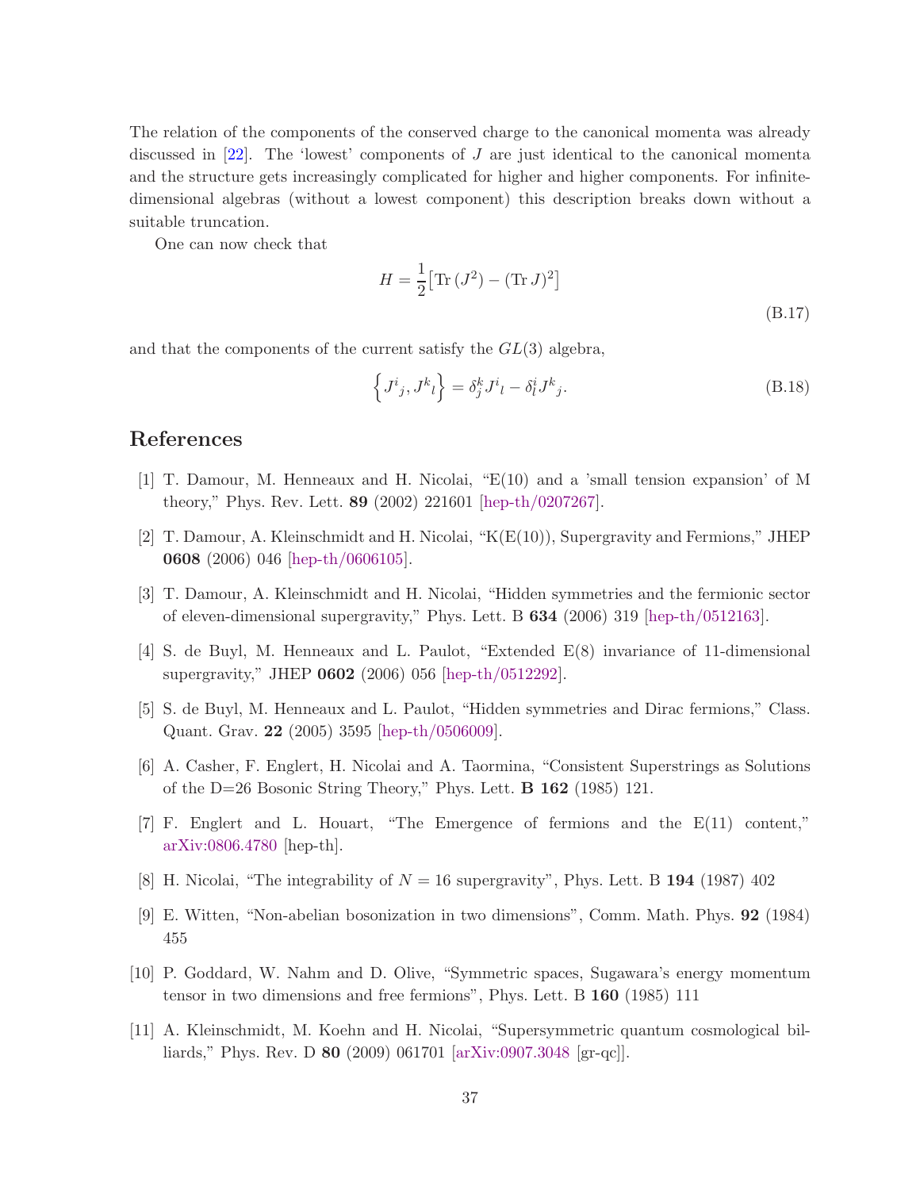The relation of the components of the conserved charge to the canonical momenta was already discussed in [22]. The 'lowest' components of $J$ are just identical to the canonical momenta and the structure gets increasingly complicated for higher and higher components. For infinite-dimensional algebras (without a lowest component) this description breaks down without a suitable truncation.

One can now check that

$$H = \frac{1}{2}\big[\mathrm{Tr}\,(J^2) - (\mathrm{Tr}\,J)^2\big] \tag{B.17}$$

and that the components of the current satisfy the $GL(3)$ algebra,

$$\Big\{J^i{}_j, J^k{}_l\Big\} = \delta^k_j J^i{}_l - \delta^i_l J^k{}_j. \tag{B.18}$$

## References

[1] T. Damour, M. Henneaux and H. Nicolai, "E(10) and a 'small tension expansion' of M theory," Phys. Rev. Lett. **89** (2002) 221601 [hep-th/0207267].

[2] T. Damour, A. Kleinschmidt and H. Nicolai, "K(E(10)), Supergravity and Fermions," JHEP **0608** (2006) 046 [hep-th/0606105].

[3] T. Damour, A. Kleinschmidt and H. Nicolai, "Hidden symmetries and the fermionic sector of eleven-dimensional supergravity," Phys. Lett. B **634** (2006) 319 [hep-th/0512163].

[4] S. de Buyl, M. Henneaux and L. Paulot, "Extended E(8) invariance of 11-dimensional supergravity," JHEP **0602** (2006) 056 [hep-th/0512292].

[5] S. de Buyl, M. Henneaux and L. Paulot, "Hidden symmetries and Dirac fermions," Class. Quant. Grav. **22** (2005) 3595 [hep-th/0506009].

[6] A. Casher, F. Englert, H. Nicolai and A. Taormina, "Consistent Superstrings as Solutions of the D=26 Bosonic String Theory," Phys. Lett. **B 162** (1985) 121.

[7] F. Englert and L. Houart, "The Emergence of fermions and the E(11) content," arXiv:0806.4780 [hep-th].

[8] H. Nicolai, "The integrability of $N = 16$ supergravity", Phys. Lett. B **194** (1987) 402

[9] E. Witten, "Non-abelian bosonization in two dimensions", Comm. Math. Phys. **92** (1984) 455

[10] P. Goddard, W. Nahm and D. Olive, "Symmetric spaces, Sugawara's energy momentum tensor in two dimensions and free fermions", Phys. Lett. B **160** (1985) 111

[11] A. Kleinschmidt, M. Koehn and H. Nicolai, "Supersymmetric quantum cosmological billiards," Phys. Rev. D **80** (2009) 061701 [arXiv:0907.3048 [gr-qc]].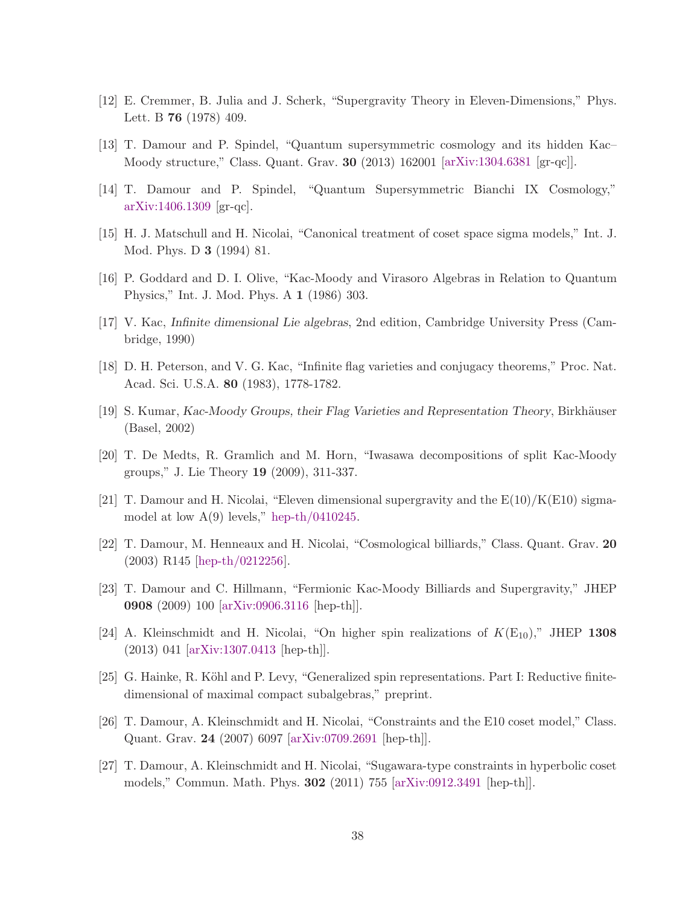[12] E. Cremmer, B. Julia and J. Scherk, "Supergravity Theory in Eleven-Dimensions," Phys. Lett. B **76** (1978) 409.

[13] T. Damour and P. Spindel, "Quantum supersymmetric cosmology and its hidden Kac–Moody structure," Class. Quant. Grav. **30** (2013) 162001 [arXiv:1304.6381 [gr-qc]].

[14] T. Damour and P. Spindel, "Quantum Supersymmetric Bianchi IX Cosmology," arXiv:1406.1309 [gr-qc].

[15] H. J. Matschull and H. Nicolai, "Canonical treatment of coset space sigma models," Int. J. Mod. Phys. D **3** (1994) 81.

[16] P. Goddard and D. I. Olive, "Kac-Moody and Virasoro Algebras in Relation to Quantum Physics," Int. J. Mod. Phys. A **1** (1986) 303.

[17] V. Kac, *Infinite dimensional Lie algebras*, 2nd edition, Cambridge University Press (Cambridge, 1990)

[18] D. H. Peterson, and V. G. Kac, "Infinite flag varieties and conjugacy theorems," Proc. Nat. Acad. Sci. U.S.A. **80** (1983), 1778-1782.

[19] S. Kumar, *Kac-Moody Groups, their Flag Varieties and Representation Theory*, Birkhäuser (Basel, 2002)

[20] T. De Medts, R. Gramlich and M. Horn, "Iwasawa decompositions of split Kac-Moody groups," J. Lie Theory **19** (2009), 311-337.

[21] T. Damour and H. Nicolai, "Eleven dimensional supergravity and the E(10)/K(E10) sigma-model at low A(9) levels," hep-th/0410245.

[22] T. Damour, M. Henneaux and H. Nicolai, "Cosmological billiards," Class. Quant. Grav. **20** (2003) R145 [hep-th/0212256].

[23] T. Damour and C. Hillmann, "Fermionic Kac-Moody Billiards and Supergravity," JHEP **0908** (2009) 100 [arXiv:0906.3116 [hep-th]].

[24] A. Kleinschmidt and H. Nicolai, "On higher spin realizations of $K(\mathrm{E}_{10})$," JHEP **1308** (2013) 041 [arXiv:1307.0413 [hep-th]].

[25] G. Hainke, R. Köhl and P. Levy, "Generalized spin representations. Part I: Reductive finite-dimensional of maximal compact subalgebras," preprint.

[26] T. Damour, A. Kleinschmidt and H. Nicolai, "Constraints and the E10 coset model," Class. Quant. Grav. **24** (2007) 6097 [arXiv:0709.2691 [hep-th]].

[27] T. Damour, A. Kleinschmidt and H. Nicolai, "Sugawara-type constraints in hyperbolic coset models," Commun. Math. Phys. **302** (2011) 755 [arXiv:0912.3491 [hep-th]].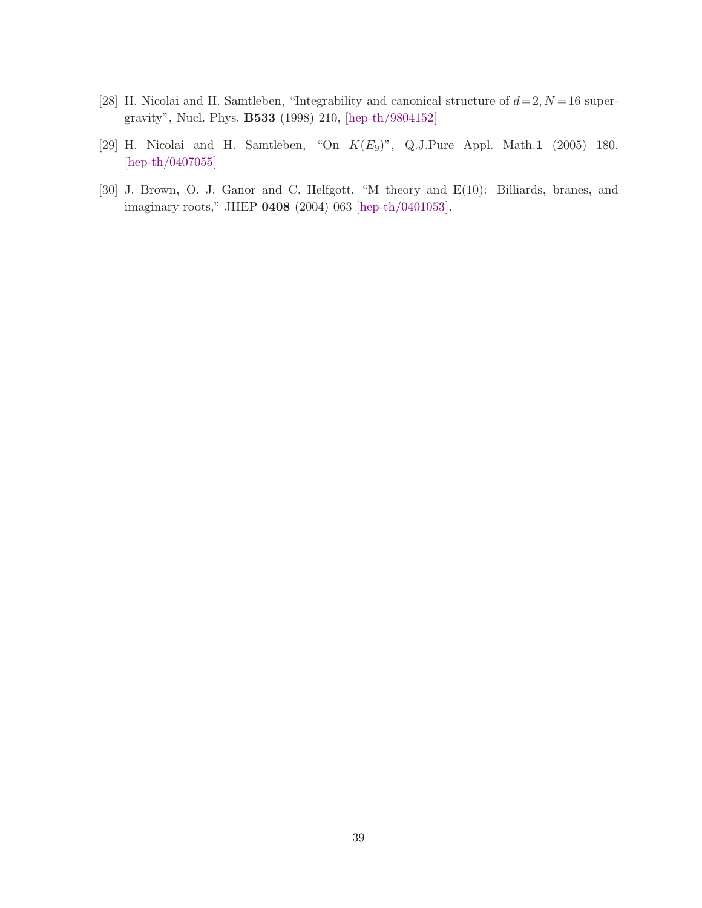[28] H. Nicolai and H. Samtleben, "Integrability and canonical structure of $d = 2, N = 16$ supergravity", Nucl. Phys. **B533** (1998) 210, [hep-th/9804152]

[29] H. Nicolai and H. Samtleben, "On $K(E_9)$", Q.J.Pure Appl. Math.**1** (2005) 180, [hep-th/0407055]

[30] J. Brown, O. J. Ganor and C. Helfgott, "M theory and E(10): Billiards, branes, and imaginary roots," JHEP **0408** (2004) 063 [hep-th/0401053].